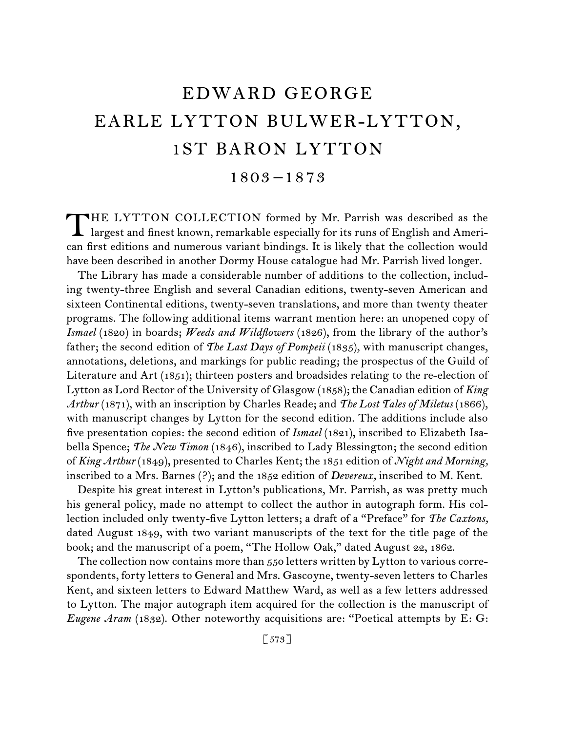# EDWARD GEORGE EARLE LYTTON BULWER-LYTTON, 1ST BARON LYTTON

## 1803–1873

THE LYTTON COLLECTION formed by Mr. Parrish was described as the largest and finest known, remarkable especially for its runs of English and American first editions and numerous variant bindings. It is likely that the collection would have been described in another Dormy House catalogue had Mr. Parrish lived longer.

The Library has made a considerable number of additions to the collection, including twenty-three English and several Canadian editions, twenty-seven American and sixteen Continental editions, twenty-seven translations, and more than twenty theater programs. The following additional items warrant mention here: an unopened copy of *Ismael* (1820) in boards; *Weeds and Wildflowers* (1826), from the library of the author's father; the second edition of *The Last Days of Pompeii* (1835), with manuscript changes, annotations, deletions, and markings for public reading; the prospectus of the Guild of Literature and Art (1851); thirteen posters and broadsides relating to the re-election of Lytton as Lord Rector of the University of Glasgow (1858); the Canadian edition of *King Arthur* (1871), with an inscription by Charles Reade; and *The Lost Tales of Miletus* (1866), with manuscript changes by Lytton for the second edition. The additions include also five presentation copies: the second edition of *Ismael* (1821), inscribed to Elizabeth Isabella Spence; *The New Timon* (1846), inscribed to Lady Blessington; the second edition of *King Arthur* (1849), presented to Charles Kent; the 1851 edition of *Night and Morning,* inscribed to a Mrs. Barnes (?); and the 1852 edition of *Devereux,* inscribed to M. Kent.

Despite his great interest in Lytton's publications, Mr. Parrish, as was pretty much his general policy, made no attempt to collect the author in autograph form. His collection included only twenty-five Lytton letters; a draft of a "Preface" for *The Caxtons,* dated August 1849, with two variant manuscripts of the text for the title page of the book; and the manuscript of a poem, "The Hollow Oak," dated August 22, 1862.

The collection now contains more than 550 letters written by Lytton to various correspondents, forty letters to General and Mrs. Gascoyne, twenty-seven letters to Charles Kent, and sixteen letters to Edward Matthew Ward, as well as a few letters addressed to Lytton. The major autograph item acquired for the collection is the manuscript of *Eugene Aram* (1832). Other noteworthy acquisitions are: "Poetical attempts by E: G: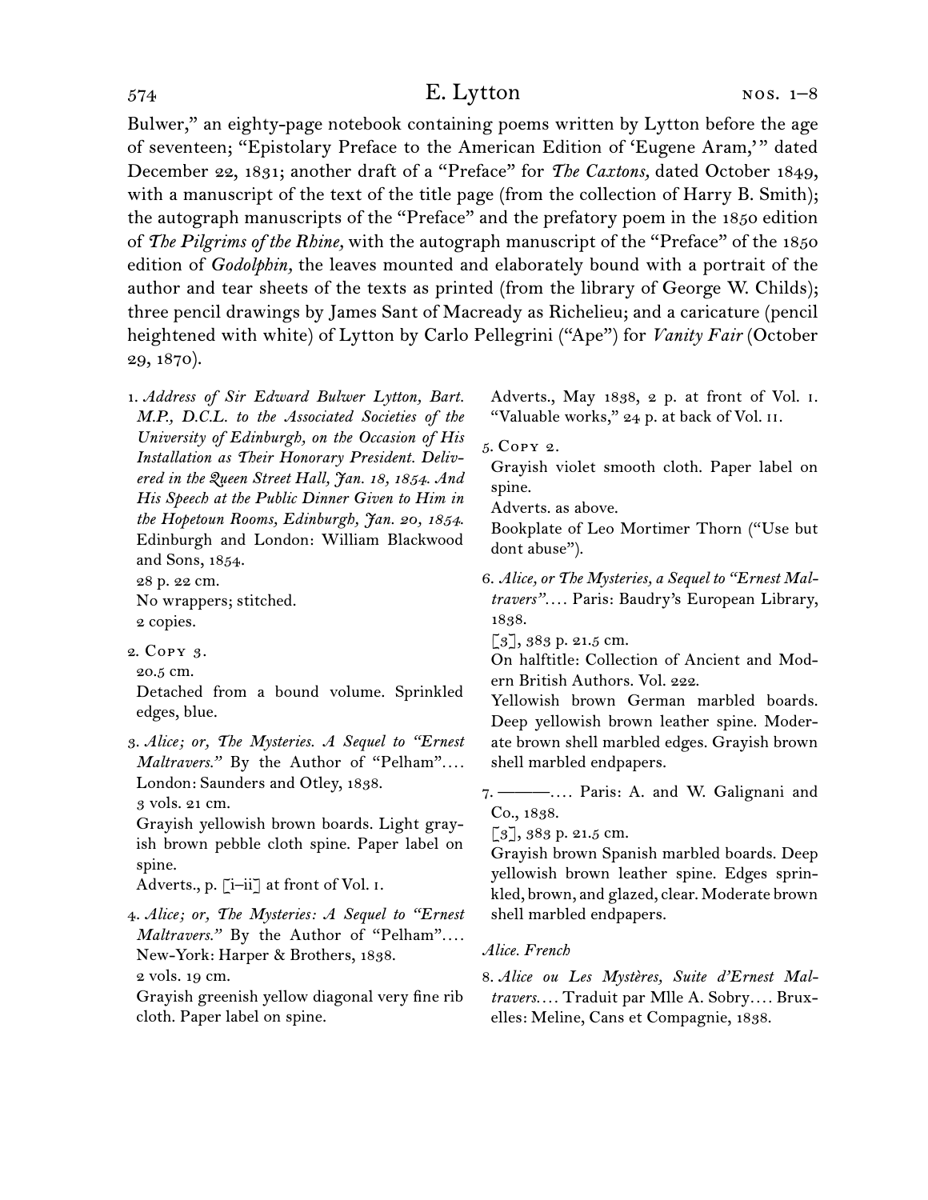Bulwer," an eighty-page notebook containing poems written by Lytton before the age of seventeen; "Epistolary Preface to the American Edition of 'Eugene Aram,'" dated December 22, 1831; another draft of a "Preface" for *The Caxtons,* dated October 1849, with a manuscript of the text of the title page (from the collection of Harry B. Smith); the autograph manuscripts of the "Preface" and the prefatory poem in the 1850 edition of *The Pilgrims of the Rhine,* with the autograph manuscript of the "Preface" of the 1850 edition of *Godolphin,* the leaves mounted and elaborately bound with a portrait of the author and tear sheets of the texts as printed (from the library of George W. Childs); three pencil drawings by James Sant of Macready as Richelieu; and a caricature (pencil heightened with white) of Lytton by Carlo Pellegrini ("Ape") for *Vanity Fair* (October 29, 1870).

1. *Address of Sir Edward Bulwer Lytton, Bart. M.P., D.C.L. to the Associated Societies of the University of Edinburgh, on the Occasion of His Installation as Their Honorary President. Delivered in the Queen Street Hall, Jan. 18, 1854. And His Speech at the Public Dinner Given to Him in the Hopetoun Rooms, Edinburgh, Jan. 20, 1854.* Edinburgh and London: William Blackwood and Sons, 1854.
28 p. 22 cm.
No wrappers; stitched.
2 copies.

2. Copy 3.
20.5 cm.
Detached from a bound volume. Sprinkled edges, blue.

3. *Alice; or, The Mysteries. A Sequel to "Ernest Maltravers."* By the Author of "Pelham".... London: Saunders and Otley, 1838.
3 vols. 21 cm.
Grayish yellowish brown boards. Light grayish brown pebble cloth spine. Paper label on spine.
Adverts., p. [i–ii] at front of Vol. i.

4. *Alice; or, The Mysteries: A Sequel to "Ernest Maltravers."* By the Author of "Pelham".... New-York: Harper & Brothers, 1838.
2 vols. 19 cm.
Grayish greenish yellow diagonal very fine rib cloth. Paper label on spine.
Adverts., May 1838, 2 p. at front of Vol. i. "Valuable works," 24 p. at back of Vol. ii.

5. Copy 2.
Grayish violet smooth cloth. Paper label on spine.
Adverts. as above.
Bookplate of Leo Mortimer Thorn ("Use but dont abuse").

6. *Alice, or The Mysteries, a Sequel to "Ernest Maltravers".*... Paris: Baudry's European Library, 1838.
[3], 383 p. 21.5 cm.
On halftitle: Collection of Ancient and Modern British Authors. Vol. 222.
Yellowish brown German marbled boards. Deep yellowish brown leather spine. Moderate brown shell marbled edges. Grayish brown shell marbled endpapers.

7. ———.... Paris: A. and W. Galignani and Co., 1838.
[3], 383 p. 21.5 cm.
Grayish brown Spanish marbled boards. Deep yellowish brown leather spine. Edges sprinkled, brown, and glazed, clear. Moderate brown shell marbled endpapers.

*Alice. French*

8. *Alice ou Les Mystères, Suite d'Ernest Maltravers....* Traduit par Mlle A. Sobry.... Bruxelles: Meline, Cans et Compagnie, 1838.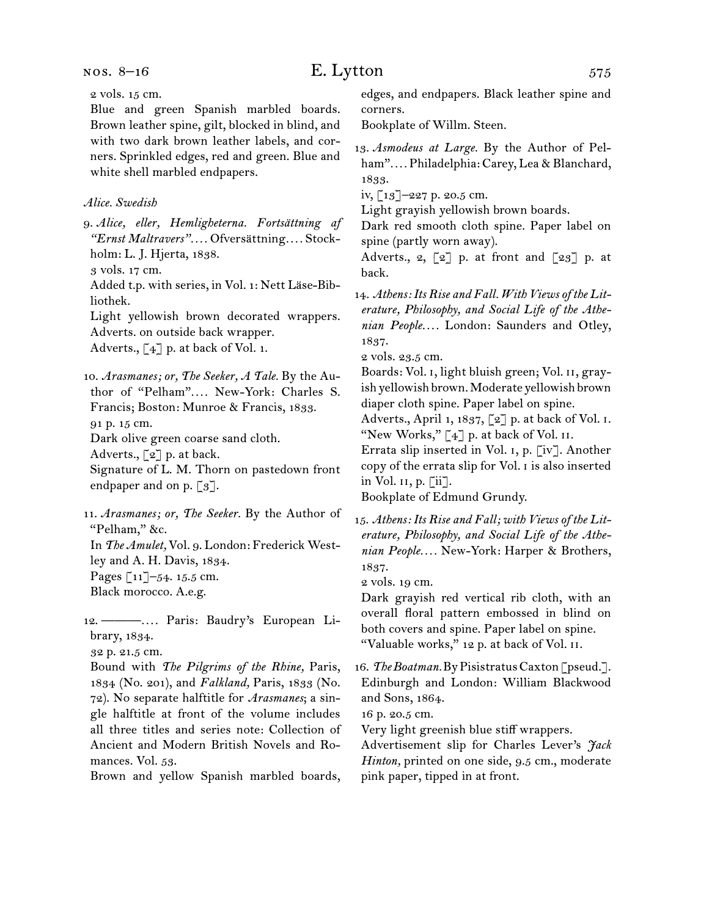2 vols. 15 cm.
Blue and green Spanish marbled boards. Brown leather spine, gilt, blocked in blind, and with two dark brown leather labels, and corners. Sprinkled edges, red and green. Blue and white shell marbled endpapers.

*Alice. Swedish*

9. *Alice, eller, Hemligheterna. Fortsättning af "Ernst Maltravers"*.... Ofversättning.... Stockholm: L. J. Hjerta, 1838.
3 vols. 17 cm.
Added t.p. with series, in Vol. 1: Nett Läse-Bibliothek.
Light yellowish brown decorated wrappers. Adverts. on outside back wrapper.
Adverts., [4] p. at back of Vol. 1.

10. *Arasmanes; or, The Seeker, A Tale.* By the Author of "Pelham".... New-York: Charles S. Francis; Boston: Munroe & Francis, 1833.
91 p. 15 cm.
Dark olive green coarse sand cloth.
Adverts., [2] p. at back.
Signature of L. M. Thorn on pastedown front endpaper and on p. [3].

11. *Arasmanes; or, The Seeker.* By the Author of "Pelham," &c.
In *The Amulet,* Vol. 9. London: Frederick Westley and A. H. Davis, 1834.
Pages [11]–54. 15.5 cm.
Black morocco. A.e.g.

12. ———.... Paris: Baudry's European Library, 1834.
32 p. 21.5 cm.
Bound with *The Pilgrims of the Rhine,* Paris, 1834 (No. 201), and *Falkland,* Paris, 1833 (No. 72). No separate halftitle for *Arasmanes*; a single halftitle at front of the volume includes all three titles and series note: Collection of Ancient and Modern British Novels and Romances. Vol. 53.
Brown and yellow Spanish marbled boards, edges, and endpapers. Black leather spine and corners.
Bookplate of Willm. Steen.

13. *Asmodeus at Large.* By the Author of Pelham".... Philadelphia: Carey, Lea & Blanchard, 1833.
iv, [13]–227 p. 20.5 cm.
Light grayish yellowish brown boards.
Dark red smooth cloth spine. Paper label on spine (partly worn away).
Adverts., 2, [2] p. at front and [23] p. at back.

14. *Athens: Its Rise and Fall. With Views of the Literature, Philosophy, and Social Life of the Athenian People.*... London: Saunders and Otley, 1837.
2 vols. 23.5 cm.
Boards: Vol. I, light bluish green; Vol. II, grayish yellowish brown. Moderate yellowish brown diaper cloth spine. Paper label on spine.
Adverts., April 1, 1837, [2] p. at back of Vol. I. "New Works," [4] p. at back of Vol. II.
Errata slip inserted in Vol. I, p. [iv]. Another copy of the errata slip for Vol. I is also inserted in Vol. II, p. [ii].
Bookplate of Edmund Grundy.

15. *Athens: Its Rise and Fall; with Views of the Literature, Philosophy, and Social Life of the Athenian People.*... New-York: Harper & Brothers, 1837.
2 vols. 19 cm.
Dark grayish red vertical rib cloth, with an overall floral pattern embossed in blind on both covers and spine. Paper label on spine.
"Valuable works," 12 p. at back of Vol. II.

16. *The Boatman.* By Pisistratus Caxton [pseud.]. Edinburgh and London: William Blackwood and Sons, 1864.
16 p. 20.5 cm.
Very light greenish blue stiff wrappers.
Advertisement slip for Charles Lever's *Jack Hinton,* printed on one side, 9.5 cm., moderate pink paper, tipped in at front.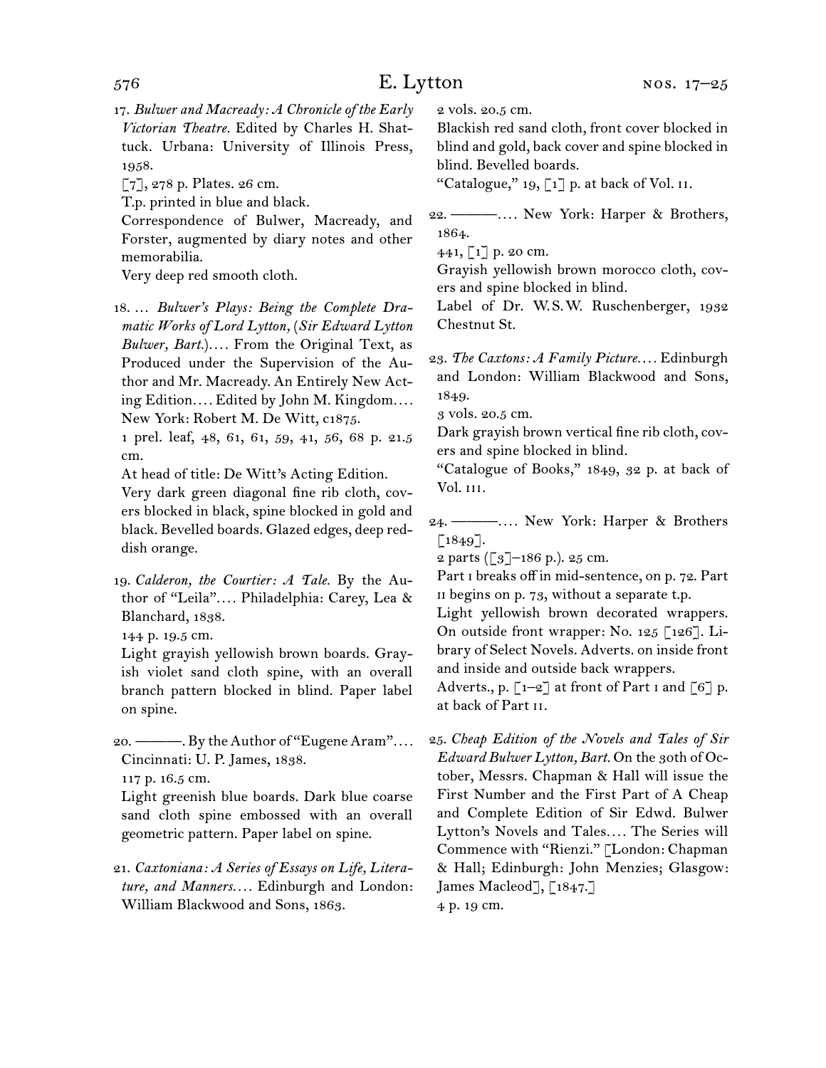17. *Bulwer and Macready: A Chronicle of the Early Victorian Theatre.* Edited by Charles H. Shattuck. Urbana: University of Illinois Press, 1958.
[7], 278 p. Plates. 26 cm.
T.p. printed in blue and black.
Correspondence of Bulwer, Macready, and Forster, augmented by diary notes and other memorabilia.
Very deep red smooth cloth.

18. … *Bulwer's Plays: Being the Complete Dramatic Works of Lord Lytton, (Sir Edward Lytton Bulwer, Bart.)*.… From the Original Text, as Produced under the Supervision of the Author and Mr. Macready. An Entirely New Acting Edition.… Edited by John M. Kingdom.… New York: Robert M. De Witt, c1875.
1 prel. leaf, 48, 61, 61, 59, 41, 56, 68 p. 21.5 cm.
At head of title: De Witt's Acting Edition.
Very dark green diagonal fine rib cloth, covers blocked in black, spine blocked in gold and black. Bevelled boards. Glazed edges, deep reddish orange.

19. *Calderon, the Courtier: A Tale.* By the Author of "Leila".… Philadelphia: Carey, Lea & Blanchard, 1838.
144 p. 19.5 cm.
Light grayish yellowish brown boards. Grayish violet sand cloth spine, with an overall branch pattern blocked in blind. Paper label on spine.

20. ———. By the Author of "Eugene Aram".… Cincinnati: U. P. James, 1838.
117 p. 16.5 cm.
Light greenish blue boards. Dark blue coarse sand cloth spine embossed with an overall geometric pattern. Paper label on spine.

21. *Caxtoniana: A Series of Essays on Life, Literature, and Manners.*… Edinburgh and London: William Blackwood and Sons, 1863.
2 vols. 20.5 cm.
Blackish red sand cloth, front cover blocked in blind and gold, back cover and spine blocked in blind. Bevelled boards.
"Catalogue," 19, [1] p. at back of Vol. II.

22. ———.… New York: Harper & Brothers, 1864.
441, [1] p. 20 cm.
Grayish yellowish brown morocco cloth, covers and spine blocked in blind.
Label of Dr. W.S.W. Ruschenberger, 1932 Chestnut St.

23. *The Caxtons: A Family Picture.*… Edinburgh and London: William Blackwood and Sons, 1849.
3 vols. 20.5 cm.
Dark grayish brown vertical fine rib cloth, covers and spine blocked in blind.
"Catalogue of Books," 1849, 32 p. at back of Vol. III.

24. ———.… New York: Harper & Brothers [1849].
2 parts ([3]–186 p.). 25 cm.
Part I breaks off in mid-sentence, on p. 72. Part II begins on p. 73, without a separate t.p.
Light yellowish brown decorated wrappers. On outside front wrapper: No. 125 [126]. Library of Select Novels. Adverts. on inside front and inside and outside back wrappers.
Adverts., p. [1–2] at front of Part I and [6] p. at back of Part II.

25. *Cheap Edition of the Novels and Tales of Sir Edward Bulwer Lytton, Bart.* On the 30th of October, Messrs. Chapman & Hall will issue the First Number and the First Part of A Cheap and Complete Edition of Sir Edwd. Bulwer Lytton's Novels and Tales.… The Series will Commence with "Rienzi." [London: Chapman & Hall; Edinburgh: John Menzies; Glasgow: James Macleod], [1847.]
4 p. 19 cm.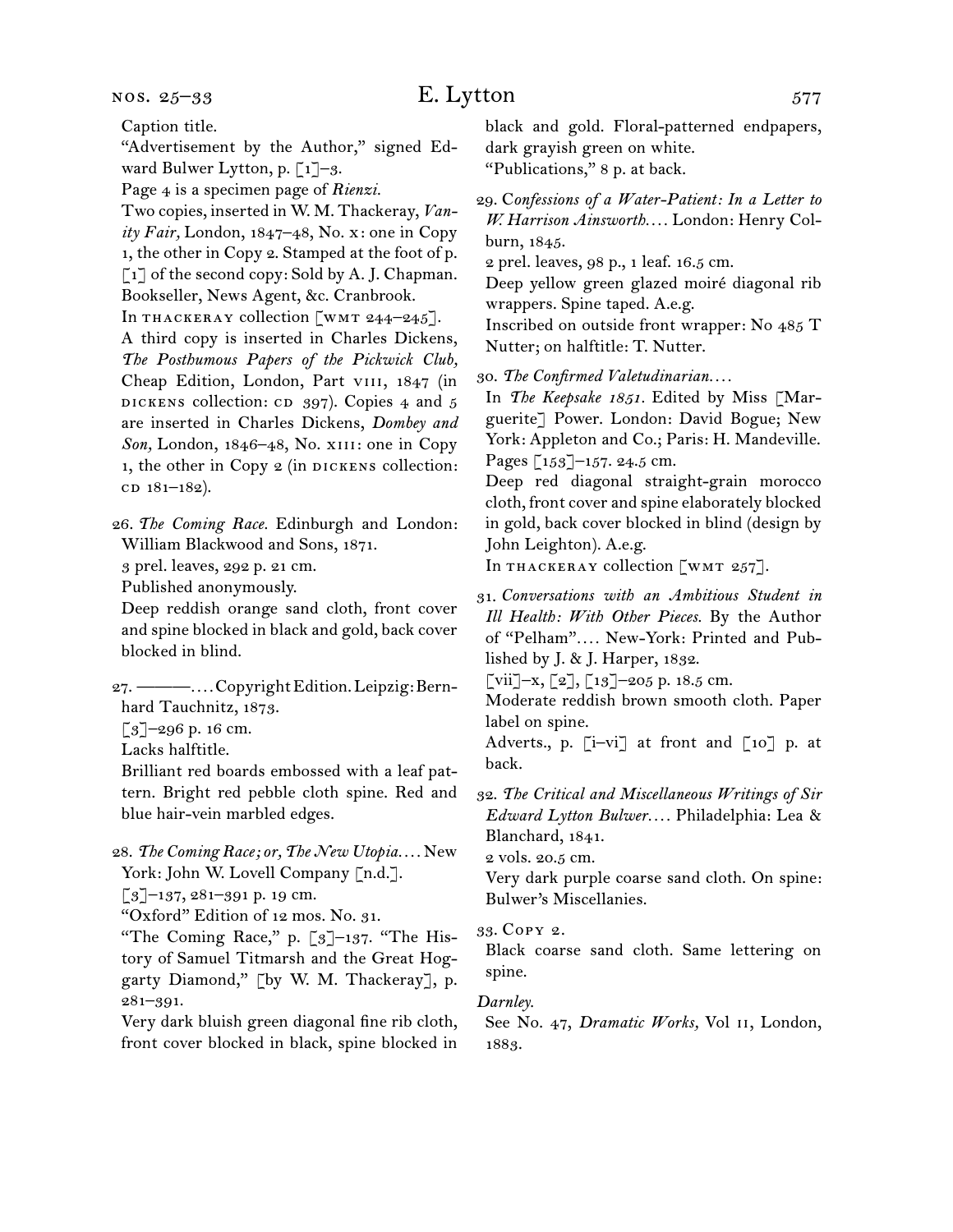Caption title.

"Advertisement by the Author," signed Edward Bulwer Lytton, p. [1]–3.

Page 4 is a specimen page of *Rienzi.*

Two copies, inserted in W. M. Thackeray, *Vanity Fair,* London, 1847–48, No. x: one in Copy 1, the other in Copy 2. Stamped at the foot of p. [1] of the second copy: Sold by A. J. Chapman. Bookseller, News Agent, &c. Cranbrook.

In THACKERAY collection [WMT 244–245].

A third copy is inserted in Charles Dickens, *The Posthumous Papers of the Pickwick Club,* Cheap Edition, London, Part VIII, 1847 (in DICKENS collection: CD 397). Copies 4 and 5 are inserted in Charles Dickens, *Dombey and Son,* London, 1846–48, No. XIII: one in Copy 1, the other in Copy 2 (in DICKENS collection: CD 181–182).

26. *The Coming Race.* Edinburgh and London: William Blackwood and Sons, 1871.
3 prel. leaves, 292 p. 21 cm.
Published anonymously.
Deep reddish orange sand cloth, front cover and spine blocked in black and gold, back cover blocked in blind.

27. ———. . . . Copyright Edition. Leipzig: Bernhard Tauchnitz, 1873.
[3]–296 p. 16 cm.
Lacks halftitle.
Brilliant red boards embossed with a leaf pattern. Bright red pebble cloth spine. Red and blue hair-vein marbled edges.

28. *The Coming Race; or, The New Utopia. . . .* New York: John W. Lovell Company [n.d.].
[3]–137, 281–391 p. 19 cm.
"Oxford" Edition of 12 mos. No. 31.
"The Coming Race," p. [3]–137. "The History of Samuel Titmarsh and the Great Hoggarty Diamond," [by W. M. Thackeray], p. 281–391.
Very dark bluish green diagonal fine rib cloth, front cover blocked in black, spine blocked in black and gold. Floral-patterned endpapers, dark grayish green on white.
"Publications," 8 p. at back.

29. C*onfessions of a Water-Patient: In a Letter to W. Harrison Ainsworth. . . .* London: Henry Colburn, 1845.
2 prel. leaves, 98 p., 1 leaf. 16.5 cm.
Deep yellow green glazed moiré diagonal rib wrappers. Spine taped. A.e.g.
Inscribed on outside front wrapper: No 485 T Nutter; on halftitle: T. Nutter.

30. *The Confirmed Valetudinarian. . . .*
In *The Keepsake 1851.* Edited by Miss [Marguerite] Power. London: David Bogue; New York: Appleton and Co.; Paris: H. Mandeville. Pages [153]–157. 24.5 cm.
Deep red diagonal straight-grain morocco cloth, front cover and spine elaborately blocked in gold, back cover blocked in blind (design by John Leighton). A.e.g.
In THACKERAY collection [WMT 257].

31. *Conversations with an Ambitious Student in Ill Health: With Other Pieces.* By the Author of "Pelham". . . . New-York: Printed and Published by J. & J. Harper, 1832.
[vii]–x, [2], [13]–205 p. 18.5 cm.
Moderate reddish brown smooth cloth. Paper label on spine.
Adverts., p. [i–vi] at front and [10] p. at back.

32. *The Critical and Miscellaneous Writings of Sir Edward Lytton Bulwer. . . .* Philadelphia: Lea & Blanchard, 1841.
2 vols. 20.5 cm.
Very dark purple coarse sand cloth. On spine: Bulwer's Miscellanies.

33. Copy 2.
Black coarse sand cloth. Same lettering on spine.

*Darnley.*
See No. 47, *Dramatic Works,* Vol II, London, 1883.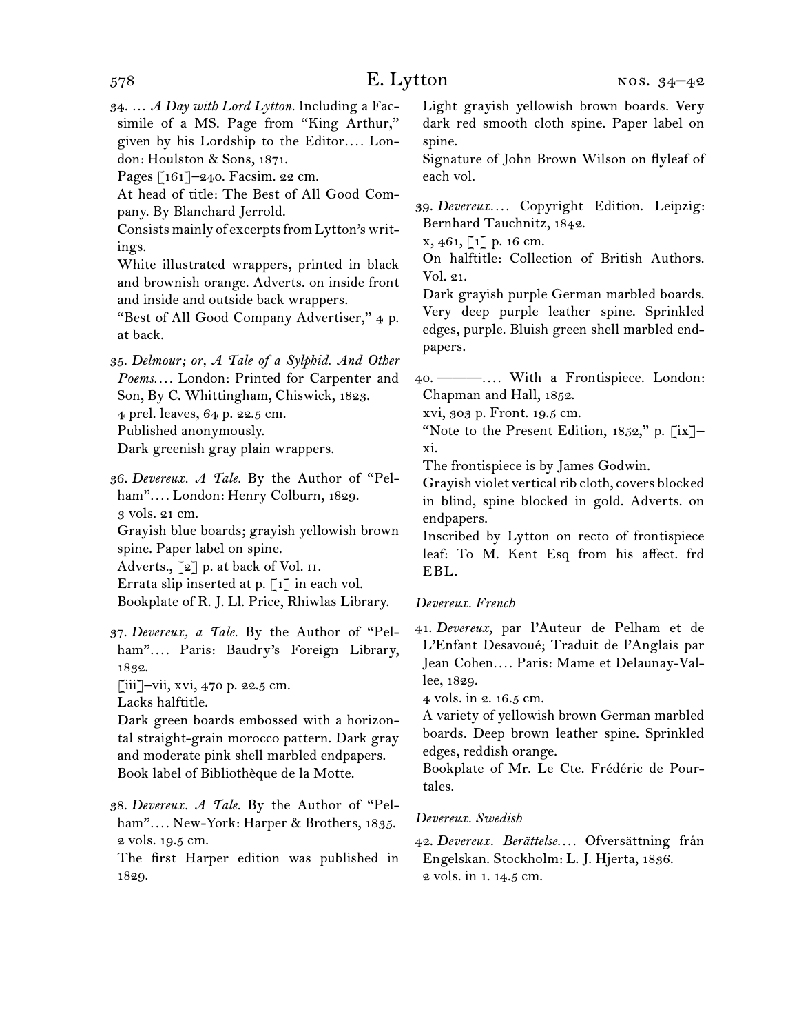34. … *A Day with Lord Lytton.* Including a Facsimile of a MS. Page from "King Arthur," given by his Lordship to the Editor.… London: Houlston & Sons, 1871.
Pages [161]–240. Facsim. 22 cm.
At head of title: The Best of All Good Company. By Blanchard Jerrold.
Consists mainly of excerpts from Lytton's writings.
White illustrated wrappers, printed in black and brownish orange. Adverts. on inside front and inside and outside back wrappers.
"Best of All Good Company Advertiser," 4 p. at back.

35. *Delmour; or, A Tale of a Sylphid. And Other Poems.*… London: Printed for Carpenter and Son, By C. Whittingham, Chiswick, 1823.
4 prel. leaves, 64 p. 22.5 cm.
Published anonymously.
Dark greenish gray plain wrappers.

36. *Devereux. A Tale.* By the Author of "Pelham".… London: Henry Colburn, 1829.
3 vols. 21 cm.
Grayish blue boards; grayish yellowish brown spine. Paper label on spine.
Adverts., [2] p. at back of Vol. II.
Errata slip inserted at p. [1] in each vol.
Bookplate of R. J. Ll. Price, Rhiwlas Library.

37. *Devereux, a Tale.* By the Author of "Pelham".… Paris: Baudry's Foreign Library, 1832.
[iii]–vii, xvi, 470 p. 22.5 cm.
Lacks halftitle.
Dark green boards embossed with a horizontal straight-grain morocco pattern. Dark gray and moderate pink shell marbled endpapers.
Book label of Bibliothèque de la Motte.

38. *Devereux. A Tale.* By the Author of "Pelham".… New-York: Harper & Brothers, 1835.
2 vols. 19.5 cm.
The first Harper edition was published in 1829.
Light grayish yellowish brown boards. Very dark red smooth cloth spine. Paper label on spine.
Signature of John Brown Wilson on flyleaf of each vol.

39. *Devereux.*… Copyright Edition. Leipzig: Bernhard Tauchnitz, 1842.
x, 461, [1] p. 16 cm.
On halftitle: Collection of British Authors. Vol. 21.
Dark grayish purple German marbled boards. Very deep purple leather spine. Sprinkled edges, purple. Bluish green shell marbled endpapers.

40. ———.… With a Frontispiece. London: Chapman and Hall, 1852.
xvi, 303 p. Front. 19.5 cm.
"Note to the Present Edition, 1852," p. [ix]–xi.
The frontispiece is by James Godwin.
Grayish violet vertical rib cloth, covers blocked in blind, spine blocked in gold. Adverts. on endpapers.
Inscribed by Lytton on recto of frontispiece leaf: To M. Kent Esq from his affect. frd EBL.

*Devereux. French*

41. *Devereux,* par l'Auteur de Pelham et de L'Enfant Desavoué; Traduit de l'Anglais par Jean Cohen.… Paris: Mame et Delaunay-Vallee, 1829.
4 vols. in 2. 16.5 cm.
A variety of yellowish brown German marbled boards. Deep brown leather spine. Sprinkled edges, reddish orange.
Bookplate of Mr. Le Cte. Frédéric de Pourtales.

*Devereux. Swedish*

42. *Devereux. Berättelse.*… Ofversättning från Engelskan. Stockholm: L. J. Hjerta, 1836.
2 vols. in 1. 14.5 cm.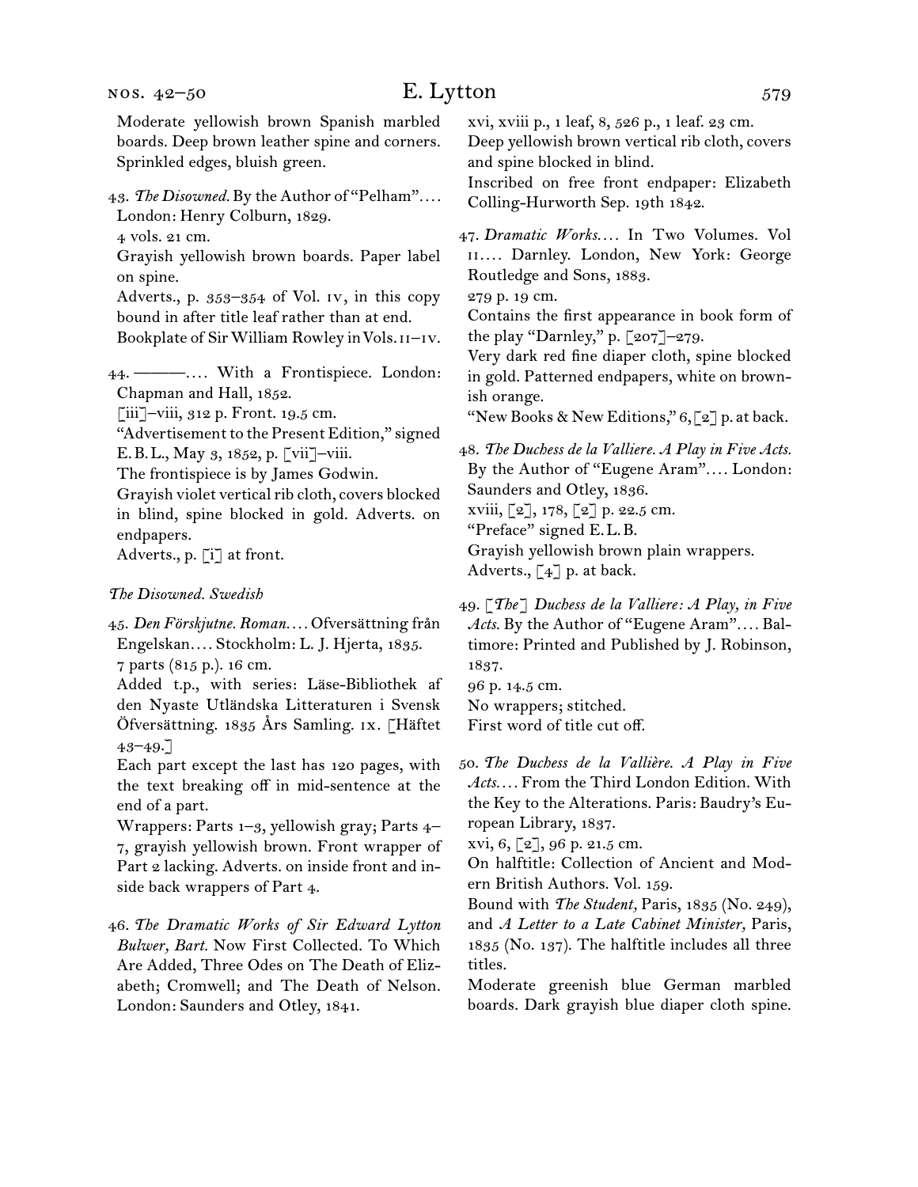Moderate yellowish brown Spanish marbled boards. Deep brown leather spine and corners. Sprinkled edges, bluish green.

43. *The Disowned.* By the Author of "Pelham"…. London: Henry Colburn, 1829.
4 vols. 21 cm.
Grayish yellowish brown boards. Paper label on spine.
Adverts., p. 353–354 of Vol. iv, in this copy bound in after title leaf rather than at end.
Bookplate of Sir William Rowley in Vols. ii–iv.

44. ———…. With a Frontispiece. London: Chapman and Hall, 1852.
[iii]–viii, 312 p. Front. 19.5 cm.
"Advertisement to the Present Edition," signed E. B. L., May 3, 1852, p. [vii]–viii.
The frontispiece is by James Godwin.
Grayish violet vertical rib cloth, covers blocked in blind, spine blocked in gold. Adverts. on endpapers.
Adverts., p. [i] at front.

*The Disowned. Swedish*

45. *Den Förskjutne. Roman.*… Ofversättning från Engelskan…. Stockholm: L. J. Hjerta, 1835.
7 parts (815 p.). 16 cm.
Added t.p., with series: Läse-Bibliothek af den Nyaste Utländska Litteraturen i Svensk Öfversättning. 1835 Års Samling. ix. [Häftet 43–49.]
Each part except the last has 120 pages, with the text breaking off in mid-sentence at the end of a part.
Wrappers: Parts 1–3, yellowish gray; Parts 4–7, grayish yellowish brown. Front wrapper of Part 2 lacking. Adverts. on inside front and inside back wrappers of Part 4.

46. *The Dramatic Works of Sir Edward Lytton Bulwer, Bart.* Now First Collected. To Which Are Added, Three Odes on The Death of Elizabeth; Cromwell; and The Death of Nelson. London: Saunders and Otley, 1841.
xvi, xviii p., 1 leaf, 8, 526 p., 1 leaf. 23 cm.
Deep yellowish brown vertical rib cloth, covers and spine blocked in blind.
Inscribed on free front endpaper: Elizabeth Colling-Hurworth Sep. 19th 1842.

47. *Dramatic Works.*… In Two Volumes. Vol ii…. Darnley. London, New York: George Routledge and Sons, 1883.
279 p. 19 cm.
Contains the first appearance in book form of the play "Darnley," p. [207]–279.
Very dark red fine diaper cloth, spine blocked in gold. Patterned endpapers, white on brownish orange.
"New Books & New Editions," 6, [2] p. at back.

48. *The Duchess de la Valliere. A Play in Five Acts.* By the Author of "Eugene Aram"…. London: Saunders and Otley, 1836.
xviii, [2], 178, [2] p. 22.5 cm.
"Preface" signed E. L. B.
Grayish yellowish brown plain wrappers.
Adverts., [4] p. at back.

49. [*The*] *Duchess de la Valliere: A Play, in Five Acts.* By the Author of "Eugene Aram"…. Baltimore: Printed and Published by J. Robinson, 1837.
96 p. 14.5 cm.
No wrappers; stitched.
First word of title cut off.

50. *The Duchess de la Vallière. A Play in Five Acts.*… From the Third London Edition. With the Key to the Alterations. Paris: Baudry's European Library, 1837.
xvi, 6, [2], 96 p. 21.5 cm.
On halftitle: Collection of Ancient and Modern British Authors. Vol. 159.
Bound with *The Student,* Paris, 1835 (No. 249), and *A Letter to a Late Cabinet Minister,* Paris, 1835 (No. 137). The halftitle includes all three titles.
Moderate greenish blue German marbled boards. Dark grayish blue diaper cloth spine.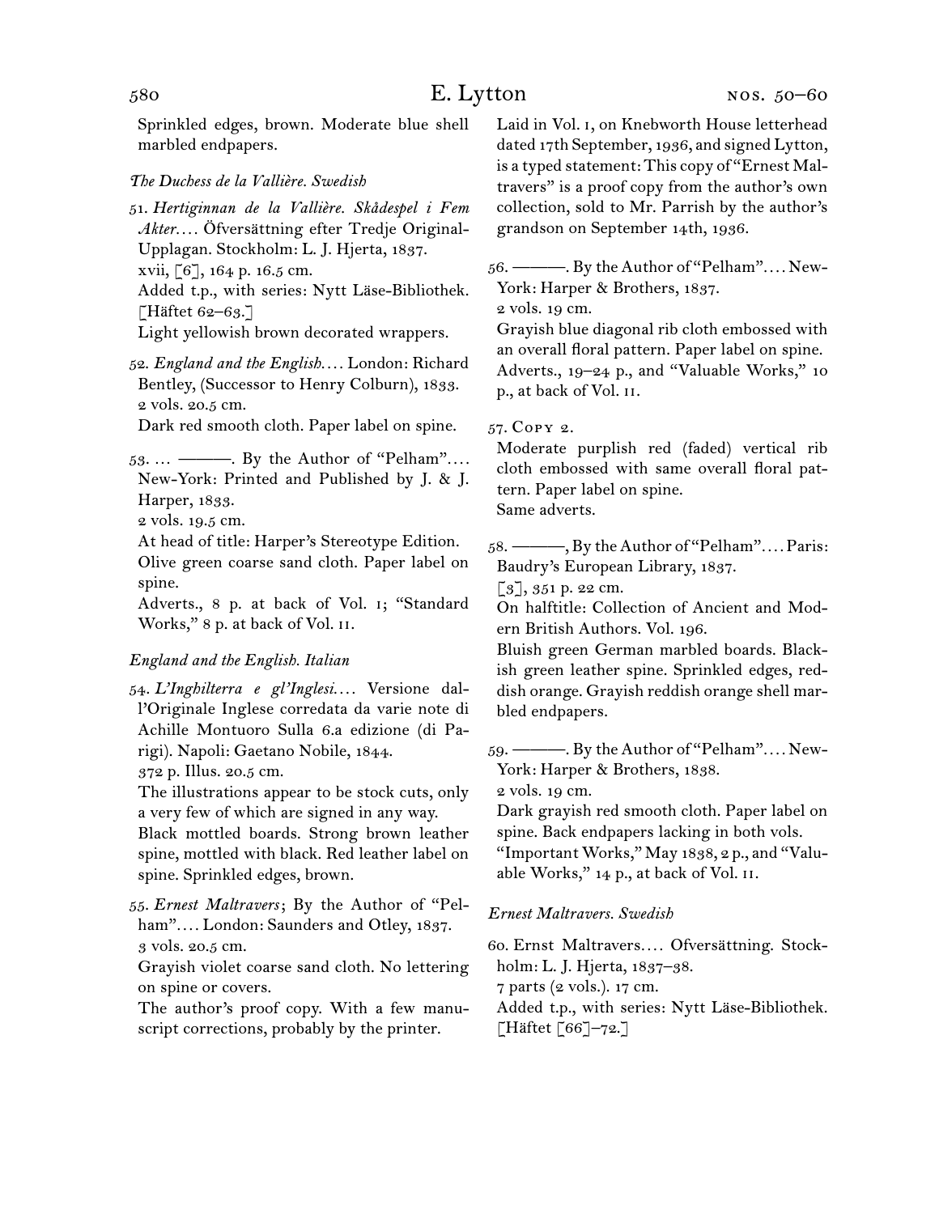Sprinkled edges, brown. Moderate blue shell marbled endpapers.

*The Duchess de la Vallière. Swedish*

51. *Hertiginnan de la Vallière. Skådespel i Fem Akter*.... Öfversättning efter Tredje Original-Upplagan. Stockholm: L. J. Hjerta, 1837.
xvii, [6], 164 p. 16.5 cm.
Added t.p., with series: Nytt Läse-Bibliothek. [Häftet 62–63.]
Light yellowish brown decorated wrappers.

52. *England and the English*.... London: Richard Bentley, (Successor to Henry Colburn), 1833.
2 vols. 20.5 cm.
Dark red smooth cloth. Paper label on spine.

53. ... ———. By the Author of "Pelham".... New-York: Printed and Published by J. & J. Harper, 1833.
2 vols. 19.5 cm.
At head of title: Harper's Stereotype Edition.
Olive green coarse sand cloth. Paper label on spine.
Adverts., 8 p. at back of Vol. I; "Standard Works," 8 p. at back of Vol. II.

*England and the English. Italian*

54. *L'Inghilterra e gl'Inglesi*.... Versione dall'Originale Inglese corredata da varie note di Achille Montuoro Sulla 6.a edizione (di Parigi). Napoli: Gaetano Nobile, 1844.
372 p. Illus. 20.5 cm.
The illustrations appear to be stock cuts, only a very few of which are signed in any way.
Black mottled boards. Strong brown leather spine, mottled with black. Red leather label on spine. Sprinkled edges, brown.

55. *Ernest Maltravers*; By the Author of "Pelham".... London: Saunders and Otley, 1837.
3 vols. 20.5 cm.
Grayish violet coarse sand cloth. No lettering on spine or covers.
The author's proof copy. With a few manuscript corrections, probably by the printer.
Laid in Vol. I, on Knebworth House letterhead dated 17th September, 1936, and signed Lytton, is a typed statement: This copy of "Ernest Maltravers" is a proof copy from the author's own collection, sold to Mr. Parrish by the author's grandson on September 14th, 1936.

56. ———. By the Author of "Pelham".... New-York: Harper & Brothers, 1837.
2 vols. 19 cm.
Grayish blue diagonal rib cloth embossed with an overall floral pattern. Paper label on spine.
Adverts., 19–24 p., and "Valuable Works," 10 p., at back of Vol. II.

57. Copy 2.
Moderate purplish red (faded) vertical rib cloth embossed with same overall floral pattern. Paper label on spine.
Same adverts.

58. ———, By the Author of "Pelham".... Paris: Baudry's European Library, 1837.
[3], 351 p. 22 cm.
On halftitle: Collection of Ancient and Modern British Authors. Vol. 196.
Bluish green German marbled boards. Blackish green leather spine. Sprinkled edges, reddish orange. Grayish reddish orange shell marbled endpapers.

59. ———. By the Author of "Pelham".... New-York: Harper & Brothers, 1838.
2 vols. 19 cm.
Dark grayish red smooth cloth. Paper label on spine. Back endpapers lacking in both vols.
"Important Works," May 1838, 2 p., and "Valuable Works," 14 p., at back of Vol. II.

*Ernest Maltravers. Swedish*

60. Ernst Maltravers.... Ofversättning. Stockholm: L. J. Hjerta, 1837–38.
7 parts (2 vols.). 17 cm.
Added t.p., with series: Nytt Läse-Bibliothek. [Häftet [66]–72.]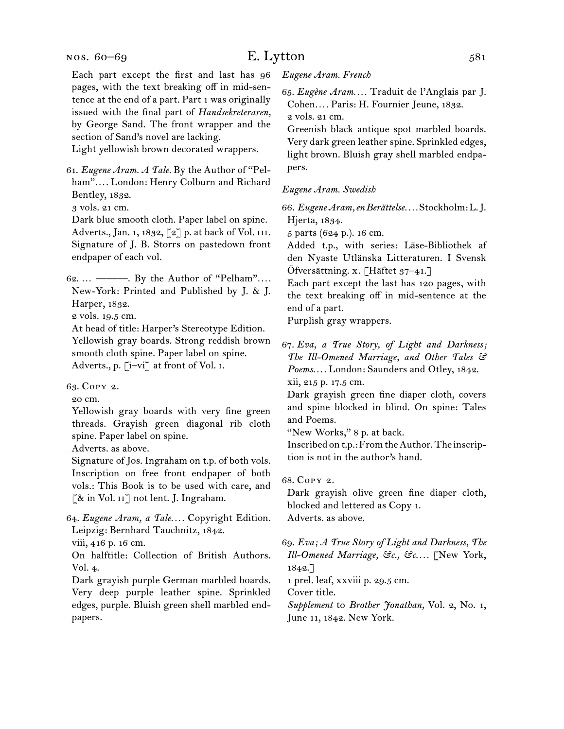Each part except the first and last has 96 pages, with the text breaking off in mid-sentence at the end of a part. Part 1 was originally issued with the final part of *Handsekreteraren,* by George Sand. The front wrapper and the section of Sand's novel are lacking.
Light yellowish brown decorated wrappers.

61. *Eugene Aram. A Tale.* By the Author of "Pelham". . . . London: Henry Colburn and Richard Bentley, 1832.
3 vols. 21 cm.
Dark blue smooth cloth. Paper label on spine.
Adverts., Jan. 1, 1832, [2] p. at back of Vol. III.
Signature of J. B. Storrs on pastedown front endpaper of each vol.

62. . . . ———. By the Author of "Pelham". . . . New-York: Printed and Published by J. & J. Harper, 1832.
2 vols. 19.5 cm.
At head of title: Harper's Stereotype Edition.
Yellowish gray boards. Strong reddish brown smooth cloth spine. Paper label on spine.
Adverts., p. [i–vi] at front of Vol. I.

63. Copy 2.
20 cm.
Yellowish gray boards with very fine green threads. Grayish green diagonal rib cloth spine. Paper label on spine.
Adverts. as above.
Signature of Jos. Ingraham on t.p. of both vols.
Inscription on free front endpaper of both vols.: This Book is to be used with care, and [& in Vol. II] not lent. J. Ingraham.

64. *Eugene Aram, a Tale.* . . . Copyright Edition. Leipzig: Bernhard Tauchnitz, 1842.
viii, 416 p. 16 cm.
On halftitle: Collection of British Authors. Vol. 4.
Dark grayish purple German marbled boards. Very deep purple leather spine. Sprinkled edges, purple. Bluish green shell marbled endpapers.

*Eugene Aram. French*

65. *Eugène Aram.* . . . Traduit de l'Anglais par J. Cohen. . . . Paris: H. Fournier Jeune, 1832.
2 vols. 21 cm.
Greenish black antique spot marbled boards. Very dark green leather spine. Sprinkled edges, light brown. Bluish gray shell marbled endpapers.

*Eugene Aram. Swedish*

66. *Eugene Aram, en Berättelse.* . . . Stockholm: L. J. Hjerta, 1834.
5 parts (624 p.). 16 cm.
Added t.p., with series: Läse-Bibliothek af den Nyaste Utländska Litteraturen. I Svensk Öfversättning. x. [Häftet 37–41.]
Each part except the last has 120 pages, with the text breaking off in mid-sentence at the end of a part.
Purplish gray wrappers.

67. *Eva, a True Story, of Light and Darkness; The Ill-Omened Marriage, and Other Tales & Poems.* . . . London: Saunders and Otley, 1842.
xii, 215 p. 17.5 cm.
Dark grayish green fine diaper cloth, covers and spine blocked in blind. On spine: Tales and Poems.
"New Works," 8 p. at back.
Inscribed on t.p.: From the Author. The inscription is not in the author's hand.

68. Copy 2.
Dark grayish olive green fine diaper cloth, blocked and lettered as Copy 1.
Adverts. as above.

69. *Eva; A True Story of Light and Darkness, The Ill-Omened Marriage, &c., &c.* . . . [New York, 1842.]
1 prel. leaf, xxviii p. 29.5 cm.
Cover title.
*Supplement* to *Brother Jonathan,* Vol. 2, No. 1, June 11, 1842. New York.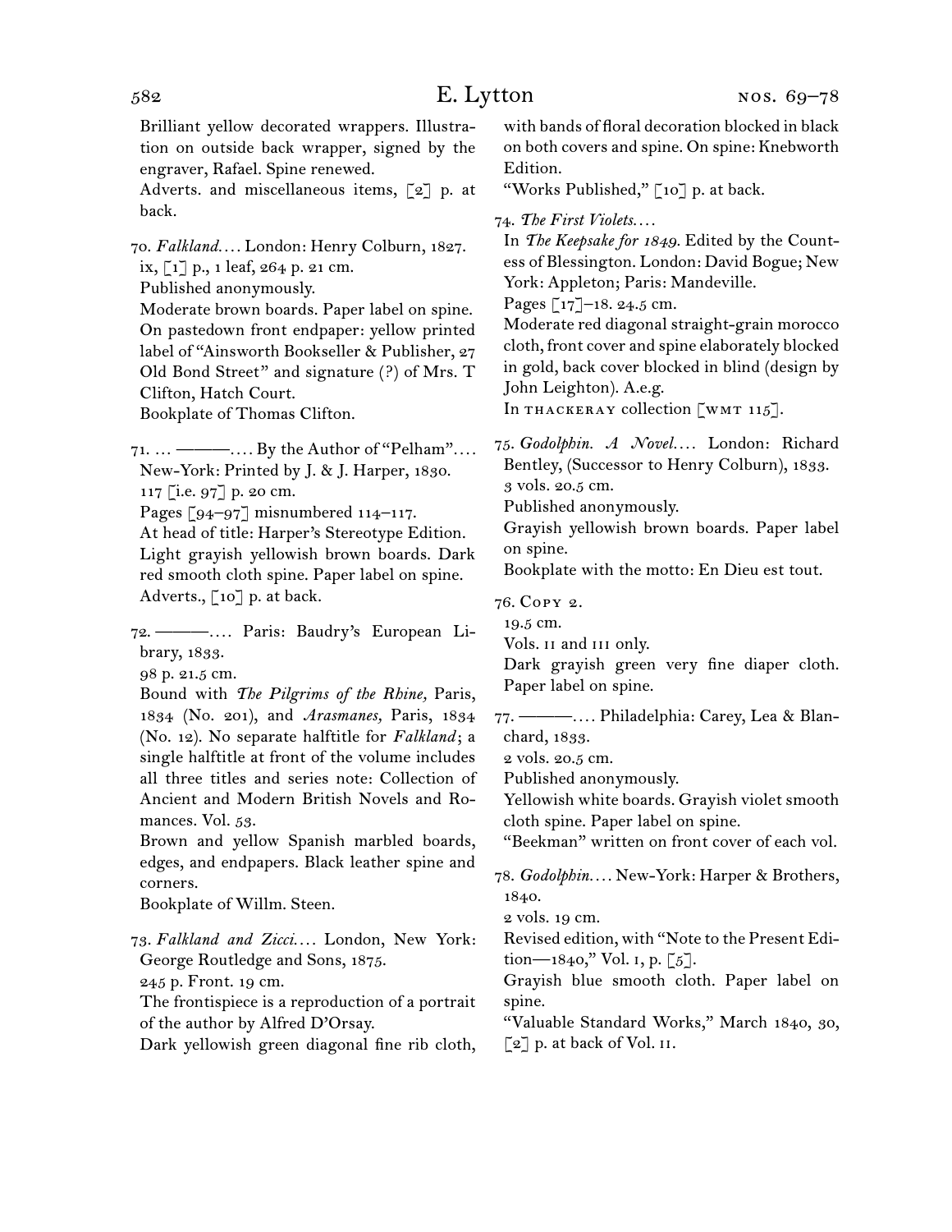Brilliant yellow decorated wrappers. Illustration on outside back wrapper, signed by the engraver, Rafael. Spine renewed.
Adverts. and miscellaneous items, [2] p. at back.

70. *Falkland.*... London: Henry Colburn, 1827.
ix, [1] p., 1 leaf, 264 p. 21 cm.
Published anonymously.
Moderate brown boards. Paper label on spine. On pastedown front endpaper: yellow printed label of "Ainsworth Bookseller & Publisher, 27 Old Bond Street" and signature (?) of Mrs. T Clifton, Hatch Court.
Bookplate of Thomas Clifton.

71. ... ———.... By the Author of "Pelham".... New-York: Printed by J. & J. Harper, 1830.
117 [i.e. 97] p. 20 cm.
Pages [94–97] misnumbered 114–117.
At head of title: Harper's Stereotype Edition.
Light grayish yellowish brown boards. Dark red smooth cloth spine. Paper label on spine.
Adverts., [10] p. at back.

72. ———.... Paris: Baudry's European Library, 1833.
98 p. 21.5 cm.
Bound with *The Pilgrims of the Rhine*, Paris, 1834 (No. 201), and *Arasmanes*, Paris, 1834 (No. 12). No separate halftitle for *Falkland*; a single halftitle at front of the volume includes all three titles and series note: Collection of Ancient and Modern British Novels and Romances. Vol. 53.
Brown and yellow Spanish marbled boards, edges, and endpapers. Black leather spine and corners.
Bookplate of Willm. Steen.

73. *Falkland and Zicci.*... London, New York: George Routledge and Sons, 1875.
245 p. Front. 19 cm.
The frontispiece is a reproduction of a portrait of the author by Alfred D'Orsay.
Dark yellowish green diagonal fine rib cloth, with bands of floral decoration blocked in black on both covers and spine. On spine: Knebworth Edition.
"Works Published," [10] p. at back.

74. *The First Violets.*...
In *The Keepsake for 1849.* Edited by the Countess of Blessington. London: David Bogue; New York: Appleton; Paris: Mandeville.
Pages [17]–18. 24.5 cm.
Moderate red diagonal straight-grain morocco cloth, front cover and spine elaborately blocked in gold, back cover blocked in blind (design by John Leighton). A.e.g.
In THACKERAY collection [WMT 115].

75. *Godolphin. A Novel.*... London: Richard Bentley, (Successor to Henry Colburn), 1833.
3 vols. 20.5 cm.
Published anonymously.
Grayish yellowish brown boards. Paper label on spine.
Bookplate with the motto: En Dieu est tout.

76. COPY 2.
19.5 cm.
Vols. II and III only.
Dark grayish green very fine diaper cloth. Paper label on spine.

77. ———.... Philadelphia: Carey, Lea & Blanchard, 1833.
2 vols. 20.5 cm.
Published anonymously.
Yellowish white boards. Grayish violet smooth cloth spine. Paper label on spine.
"Beekman" written on front cover of each vol.

78. *Godolphin.*... New-York: Harper & Brothers, 1840.
2 vols. 19 cm.
Revised edition, with "Note to the Present Edition—1840," Vol. I, p. [5].
Grayish blue smooth cloth. Paper label on spine.
"Valuable Standard Works," March 1840, 30, [2] p. at back of Vol. II.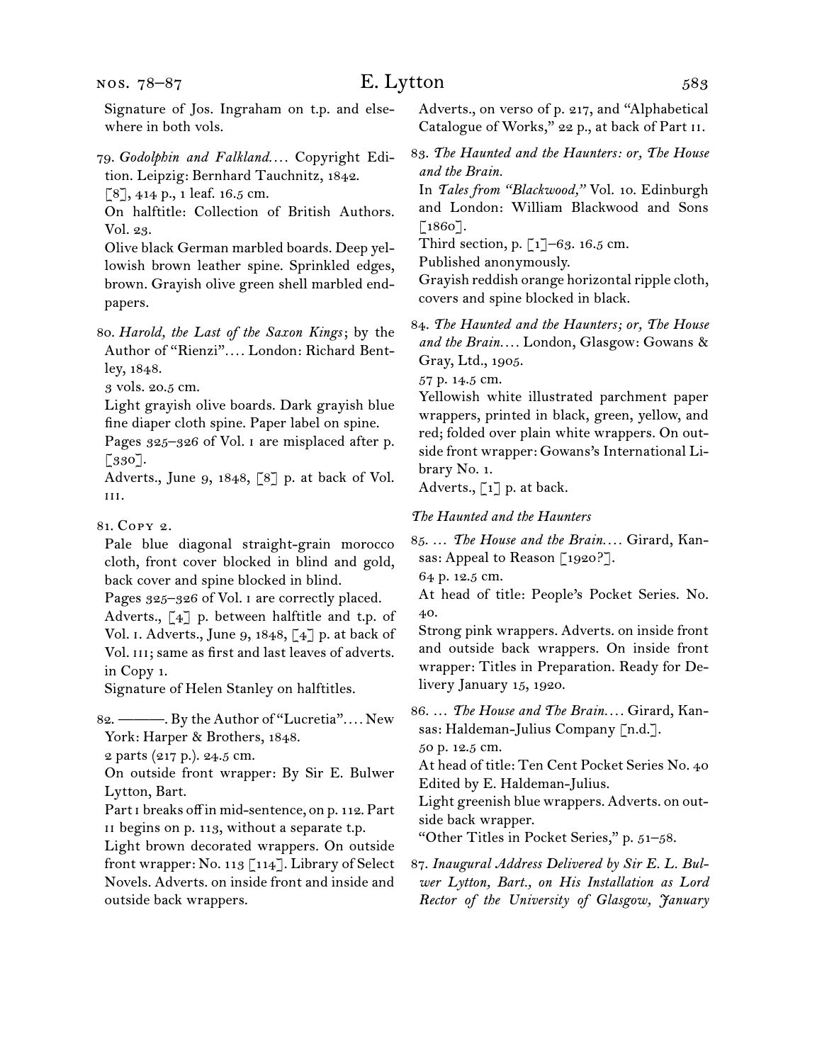Signature of Jos. Ingraham on t.p. and elsewhere in both vols.

79. *Godolphin and Falkland.…* Copyright Edition. Leipzig: Bernhard Tauchnitz, 1842.
[8], 414 p., 1 leaf. 16.5 cm.
On halftitle: Collection of British Authors. Vol. 23.
Olive black German marbled boards. Deep yellowish brown leather spine. Sprinkled edges, brown. Grayish olive green shell marbled endpapers.

80. *Harold, the Last of the Saxon Kings*; by the Author of "Rienzi".… London: Richard Bentley, 1848.
3 vols. 20.5 cm.
Light grayish olive boards. Dark grayish blue fine diaper cloth spine. Paper label on spine.
Pages 325–326 of Vol. I are misplaced after p. [330].
Adverts., June 9, 1848, [8] p. at back of Vol. III.

81. Copy 2.
Pale blue diagonal straight-grain morocco cloth, front cover blocked in blind and gold, back cover and spine blocked in blind.
Pages 325–326 of Vol. I are correctly placed.
Adverts., [4] p. between halftitle and t.p. of Vol. I. Adverts., June 9, 1848, [4] p. at back of Vol. III; same as first and last leaves of adverts. in Copy 1.
Signature of Helen Stanley on halftitles.

82. ———. By the Author of "Lucretia".… New York: Harper & Brothers, 1848.
2 parts (217 p.). 24.5 cm.
On outside front wrapper: By Sir E. Bulwer Lytton, Bart.
Part I breaks off in mid-sentence, on p. 112. Part II begins on p. 113, without a separate t.p.
Light brown decorated wrappers. On outside front wrapper: No. 113 [114]. Library of Select Novels. Adverts. on inside front and inside and outside back wrappers.
Adverts., on verso of p. 217, and "Alphabetical Catalogue of Works," 22 p., at back of Part II.

83. *The Haunted and the Haunters: or, The House and the Brain.*
In *Tales from "Blackwood,"* Vol. 10. Edinburgh and London: William Blackwood and Sons [1860].
Third section, p. [1]–63. 16.5 cm.
Published anonymously.
Grayish reddish orange horizontal ripple cloth, covers and spine blocked in black.

84. *The Haunted and the Haunters; or, The House and the Brain.…* London, Glasgow: Gowans & Gray, Ltd., 1905.
57 p. 14.5 cm.
Yellowish white illustrated parchment paper wrappers, printed in black, green, yellow, and red; folded over plain white wrappers. On outside front wrapper: Gowans's International Library No. 1.
Adverts., [1] p. at back.

*The Haunted and the Haunters*

85. … *The House and the Brain.…* Girard, Kansas: Appeal to Reason [1920?].
64 p. 12.5 cm.
At head of title: People's Pocket Series. No. 40.
Strong pink wrappers. Adverts. on inside front and outside back wrappers. On inside front wrapper: Titles in Preparation. Ready for Delivery January 15, 1920.

86. … *The House and The Brain.…* Girard, Kansas: Haldeman-Julius Company [n.d.].
50 p. 12.5 cm.
At head of title: Ten Cent Pocket Series No. 40 Edited by E. Haldeman-Julius.
Light greenish blue wrappers. Adverts. on outside back wrapper.
"Other Titles in Pocket Series," p. 51–58.

87. *Inaugural Address Delivered by Sir E. L. Bulwer Lytton, Bart., on His Installation as Lord Rector of the University of Glasgow, January*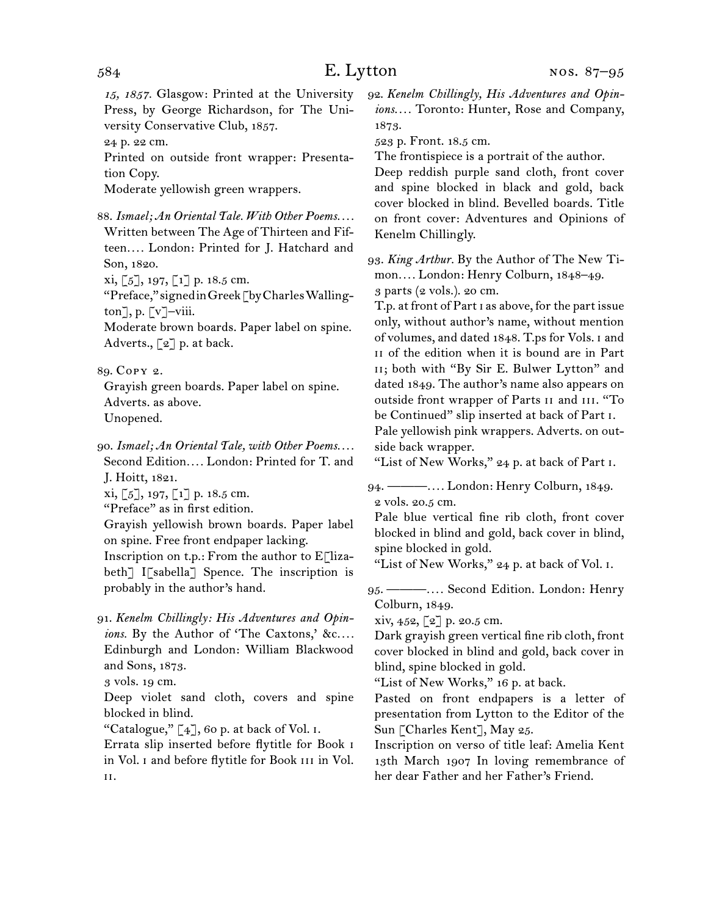*15, 1857*. Glasgow: Printed at the University Press, by George Richardson, for The University Conservative Club, 1857.
24 p. 22 cm.
Printed on outside front wrapper: Presentation Copy.
Moderate yellowish green wrappers.

88. *Ismael; An Oriental Tale. With Other Poems.…* Written between The Age of Thirteen and Fifteen.… London: Printed for J. Hatchard and Son, 1820.
xi, [5], 197, [1] p. 18.5 cm.
"Preface," signed in Greek [by Charles Wallington], p. [v]–viii.
Moderate brown boards. Paper label on spine.
Adverts., [2] p. at back.

89. Copy 2.
Grayish green boards. Paper label on spine.
Adverts. as above.
Unopened.

90. *Ismael; An Oriental Tale, with Other Poems.…* Second Edition.… London: Printed for T. and J. Hoitt, 1821.
xi, [5], 197, [1] p. 18.5 cm.
"Preface" as in first edition.
Grayish yellowish brown boards. Paper label on spine. Free front endpaper lacking.
Inscription on t.p.: From the author to E[lizabeth] I[sabella] Spence. The inscription is probably in the author's hand.

91. *Kenelm Chillingly: His Adventures and Opinions.* By the Author of 'The Caxtons,' &c.… Edinburgh and London: William Blackwood and Sons, 1873.
3 vols. 19 cm.
Deep violet sand cloth, covers and spine blocked in blind.
"Catalogue," [4], 60 p. at back of Vol. i.
Errata slip inserted before flytitle for Book i in Vol. i and before flytitle for Book iii in Vol. ii.

92. *Kenelm Chillingly, His Adventures and Opinions.…* Toronto: Hunter, Rose and Company, 1873.
523 p. Front. 18.5 cm.
The frontispiece is a portrait of the author.
Deep reddish purple sand cloth, front cover and spine blocked in black and gold, back cover blocked in blind. Bevelled boards. Title on front cover: Adventures and Opinions of Kenelm Chillingly.

93. *King Arthur.* By the Author of The New Timon.… London: Henry Colburn, 1848–49.
3 parts (2 vols.). 20 cm.
T.p. at front of Part i as above, for the part issue only, without author's name, without mention of volumes, and dated 1848. T.ps for Vols. i and ii of the edition when it is bound are in Part ii; both with "By Sir E. Bulwer Lytton" and dated 1849. The author's name also appears on outside front wrapper of Parts ii and iii. "To be Continued" slip inserted at back of Part i.
Pale yellowish pink wrappers. Adverts. on outside back wrapper.
"List of New Works," 24 p. at back of Part i.

94. ———.… London: Henry Colburn, 1849.
2 vols. 20.5 cm.
Pale blue vertical fine rib cloth, front cover blocked in blind and gold, back cover in blind, spine blocked in gold.
"List of New Works," 24 p. at back of Vol. i.

95. ———.… Second Edition. London: Henry Colburn, 1849.
xiv, 452, [2] p. 20.5 cm.
Dark grayish green vertical fine rib cloth, front cover blocked in blind and gold, back cover in blind, spine blocked in gold.
"List of New Works," 16 p. at back.
Pasted on front endpapers is a letter of presentation from Lytton to the Editor of the Sun [Charles Kent], May 25.
Inscription on verso of title leaf: Amelia Kent 13th March 1907 In loving remembrance of her dear Father and her Father's Friend.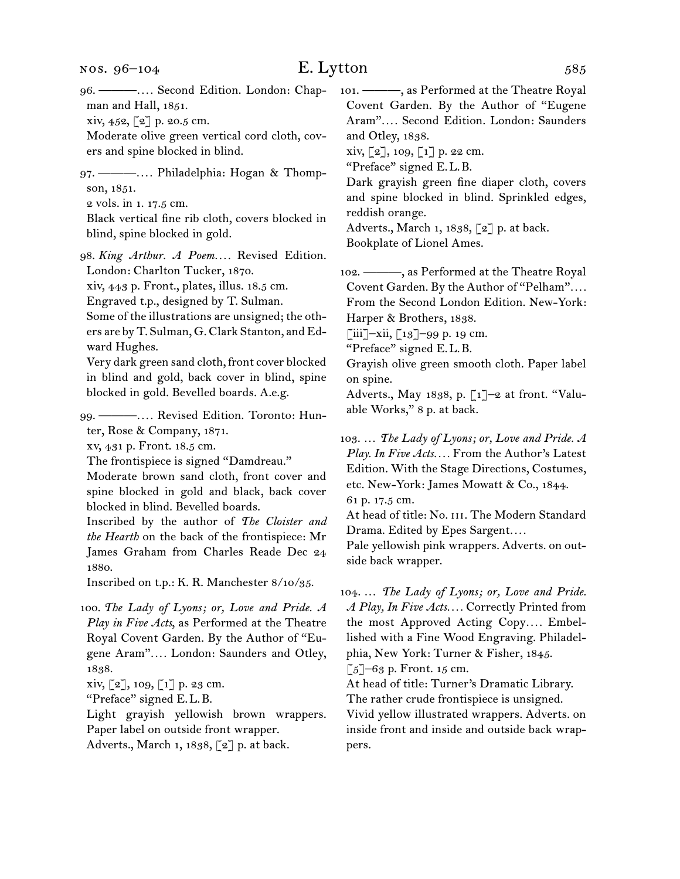96. ———.... Second Edition. London: Chapman and Hall, 1851.
xiv, 452, [2] p. 20.5 cm.
Moderate olive green vertical cord cloth, covers and spine blocked in blind.

97. ———.... Philadelphia: Hogan & Thompson, 1851.
2 vols. in 1. 17.5 cm.
Black vertical fine rib cloth, covers blocked in blind, spine blocked in gold.

98. *King Arthur. A Poem*.... Revised Edition. London: Charlton Tucker, 1870.
xiv, 443 p. Front., plates, illus. 18.5 cm.
Engraved t.p., designed by T. Sulman.
Some of the illustrations are unsigned; the others are by T. Sulman, G. Clark Stanton, and Edward Hughes.
Very dark green sand cloth, front cover blocked in blind and gold, back cover in blind, spine blocked in gold. Bevelled boards. A.e.g.

99. ———.... Revised Edition. Toronto: Hunter, Rose & Company, 1871.
xv, 431 p. Front. 18.5 cm.
The frontispiece is signed "Damdreau."
Moderate brown sand cloth, front cover and spine blocked in gold and black, back cover blocked in blind. Bevelled boards.
Inscribed by the author of *The Cloister and the Hearth* on the back of the frontispiece: Mr James Graham from Charles Reade Dec 24 1880.
Inscribed on t.p.: K. R. Manchester 8/10/35.

100. *The Lady of Lyons; or, Love and Pride. A Play in Five Acts*, as Performed at the Theatre Royal Covent Garden. By the Author of "Eugene Aram".... London: Saunders and Otley, 1838.
xiv, [2], 109, [1] p. 23 cm.
"Preface" signed E. L. B.
Light grayish yellowish brown wrappers. Paper label on outside front wrapper.
Adverts., March 1, 1838, [2] p. at back.

101. ———, as Performed at the Theatre Royal Covent Garden. By the Author of "Eugene Aram".... Second Edition. London: Saunders and Otley, 1838.
xiv, [2], 109, [1] p. 22 cm.
"Preface" signed E. L. B.
Dark grayish green fine diaper cloth, covers and spine blocked in blind. Sprinkled edges, reddish orange.
Adverts., March 1, 1838, [2] p. at back.
Bookplate of Lionel Ames.

102. ———, as Performed at the Theatre Royal Covent Garden. By the Author of "Pelham".... From the Second London Edition. New-York: Harper & Brothers, 1838.
[iii]–xii, [13]–99 p. 19 cm.
"Preface" signed E. L. B.
Grayish olive green smooth cloth. Paper label on spine.
Adverts., May 1838, p. [1]–2 at front. "Valuable Works," 8 p. at back.

103. ... *The Lady of Lyons; or, Love and Pride. A Play. In Five Acts*.... From the Author's Latest Edition. With the Stage Directions, Costumes, etc. New-York: James Mowatt & Co., 1844.
61 p. 17.5 cm.
At head of title: No. 111. The Modern Standard Drama. Edited by Epes Sargent....
Pale yellowish pink wrappers. Adverts. on outside back wrapper.

104. ... *The Lady of Lyons; or, Love and Pride. A Play, In Five Acts*.... Correctly Printed from the most Approved Acting Copy.... Embellished with a Fine Wood Engraving. Philadelphia, New York: Turner & Fisher, 1845.
[5]–63 p. Front. 15 cm.
At head of title: Turner's Dramatic Library.
The rather crude frontispiece is unsigned.
Vivid yellow illustrated wrappers. Adverts. on inside front and inside and outside back wrappers.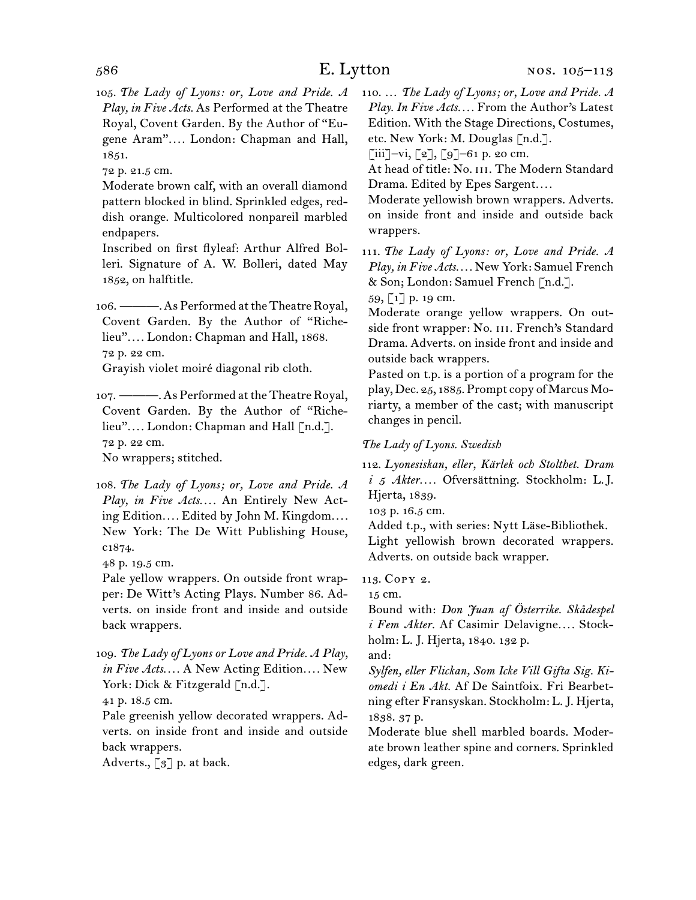105. *The Lady of Lyons: or, Love and Pride. A Play, in Five Acts.* As Performed at the Theatre Royal, Covent Garden. By the Author of "Eugene Aram".... London: Chapman and Hall, 1851.

72 p. 21.5 cm.

Moderate brown calf, with an overall diamond pattern blocked in blind. Sprinkled edges, reddish orange. Multicolored nonpareil marbled endpapers.

Inscribed on first flyleaf: Arthur Alfred Bolleri. Signature of A. W. Bolleri, dated May 1852, on halftitle.

106. ———. As Performed at the Theatre Royal, Covent Garden. By the Author of "Richelieu".... London: Chapman and Hall, 1868.

72 p. 22 cm.

Grayish violet moiré diagonal rib cloth.

107. ———. As Performed at the Theatre Royal, Covent Garden. By the Author of "Richelieu".... London: Chapman and Hall [n.d.].

72 p. 22 cm.

No wrappers; stitched.

108. *The Lady of Lyons; or, Love and Pride. A Play, in Five Acts.*... An Entirely New Acting Edition.... Edited by John M. Kingdom.... New York: The De Witt Publishing House, c1874.

48 p. 19.5 cm.

Pale yellow wrappers. On outside front wrapper: De Witt's Acting Plays. Number 86. Adverts. on inside front and inside and outside back wrappers.

109. *The Lady of Lyons or Love and Pride. A Play, in Five Acts.*... A New Acting Edition.... New York: Dick & Fitzgerald [n.d.].

41 p. 18.5 cm.

Pale greenish yellow decorated wrappers. Adverts. on inside front and inside and outside back wrappers.

Adverts., [3] p. at back.

110. ... *The Lady of Lyons; or, Love and Pride. A Play. In Five Acts.*... From the Author's Latest Edition. With the Stage Directions, Costumes, etc. New York: M. Douglas [n.d.].

[iii]–vi, [2], [9]–61 p. 20 cm.

At head of title: No. 111. The Modern Standard Drama. Edited by Epes Sargent....

Moderate yellowish brown wrappers. Adverts. on inside front and inside and outside back wrappers.

111. *The Lady of Lyons: or, Love and Pride. A Play, in Five Acts.*... New York: Samuel French & Son; London: Samuel French [n.d.].

59, [1] p. 19 cm.

Moderate orange yellow wrappers. On outside front wrapper: No. 111. French's Standard Drama. Adverts. on inside front and inside and outside back wrappers.

Pasted on t.p. is a portion of a program for the play, Dec. 25, 1885. Prompt copy of Marcus Moriarty, a member of the cast; with manuscript changes in pencil.

*The Lady of Lyons. Swedish*

112. *Lyonesiskan, eller, Kärlek och Stolthet. Dram i 5 Akter.*... Ofversättning. Stockholm: L. J. Hjerta, 1839.

103 p. 16.5 cm.

Added t.p., with series: Nytt Läse-Bibliothek.

Light yellowish brown decorated wrappers. Adverts. on outside back wrapper.

113. Copy 2.

15 cm.

Bound with: *Don Juan af Österrike. Skådespel i Fem Akter.* Af Casimir Delavigne.... Stockholm: L. J. Hjerta, 1840. 132 p.

and:

*Sylfen, eller Flickan, Som Icke Vill Gifta Sig. Komedi i En Akt.* Af De Saintfoix. Fri Bearbetning efter Fransyskan. Stockholm: L. J. Hjerta, 1838. 37 p.

Moderate blue shell marbled boards. Moderate brown leather spine and corners. Sprinkled edges, dark green.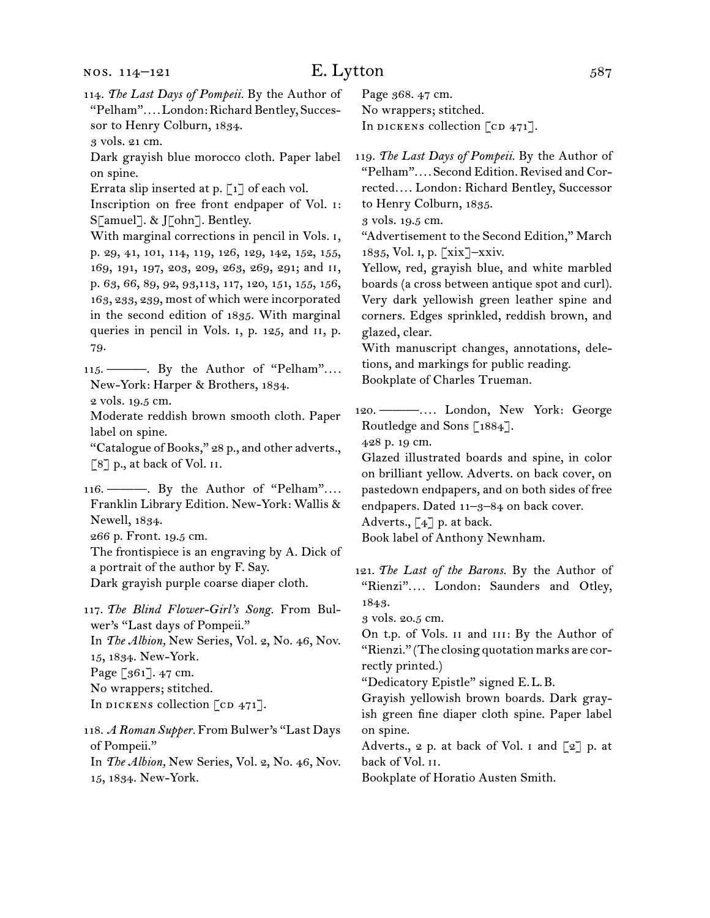114. *The Last Days of Pompeii.* By the Author of "Pelham". . . . London: Richard Bentley, Successor to Henry Colburn, 1834.
3 vols. 21 cm.
Dark grayish blue morocco cloth. Paper label on spine.
Errata slip inserted at p. [1] of each vol.
Inscription on free front endpaper of Vol. i: S[amuel]. & J[ohn]. Bentley.
With marginal corrections in pencil in Vols. i, p. 29, 41, 101, 114, 119, 126, 129, 142, 152, 155, 169, 191, 197, 203, 209, 263, 269, 291; and ii, p. 63, 66, 89, 92, 93,113, 117, 120, 151, 155, 156, 163, 233, 239, most of which were incorporated in the second edition of 1835. With marginal queries in pencil in Vols. i, p. 125, and ii, p. 79.

115. ———. By the Author of "Pelham". . . . New-York: Harper & Brothers, 1834.
2 vols. 19.5 cm.
Moderate reddish brown smooth cloth. Paper label on spine.
"Catalogue of Books," 28 p., and other adverts., [8] p., at back of Vol. ii.

116. ———. By the Author of "Pelham". . . . Franklin Library Edition. New-York: Wallis & Newell, 1834.
266 p. Front. 19.5 cm.
The frontispiece is an engraving by A. Dick of a portrait of the author by F. Say.
Dark grayish purple coarse diaper cloth.

117. *The Blind Flower-Girl's Song.* From Bulwer's "Last days of Pompeii."
In *The Albion,* New Series, Vol. 2, No. 46, Nov. 15, 1834. New-York.
Page [361]. 47 cm.
No wrappers; stitched.
In dickens collection [cd 471].

118. *A Roman Supper.* From Bulwer's "Last Days of Pompeii."
In *The Albion,* New Series, Vol. 2, No. 46, Nov. 15, 1834. New-York.
Page 368. 47 cm.
No wrappers; stitched.
In dickens collection [cd 471].

119. *The Last Days of Pompeii.* By the Author of "Pelham". . . . Second Edition. Revised and Corrected. . . . London: Richard Bentley, Successor to Henry Colburn, 1835.
3 vols. 19.5 cm.
"Advertisement to the Second Edition," March 1835, Vol. i, p. [xix]–xxiv.
Yellow, red, grayish blue, and white marbled boards (a cross between antique spot and curl). Very dark yellowish green leather spine and corners. Edges sprinkled, reddish brown, and glazed, clear.
With manuscript changes, annotations, deletions, and markings for public reading.
Bookplate of Charles Trueman.

120. ———. . . . London, New York: George Routledge and Sons [1884].
428 p. 19 cm.
Glazed illustrated boards and spine, in color on brilliant yellow. Adverts. on back cover, on pastedown endpapers, and on both sides of free endpapers. Dated 11–3–84 on back cover.
Adverts., [4] p. at back.
Book label of Anthony Newnham.

121. *The Last of the Barons.* By the Author of "Rienzi". . . . London: Saunders and Otley, 1843.
3 vols. 20.5 cm.
On t.p. of Vols. ii and iii: By the Author of "Rienzi." (The closing quotation marks are correctly printed.)
"Dedicatory Epistle" signed E. L. B.
Grayish yellowish brown boards. Dark grayish green fine diaper cloth spine. Paper label on spine.
Adverts., 2 p. at back of Vol. i and [2] p. at back of Vol. ii.
Bookplate of Horatio Austen Smith.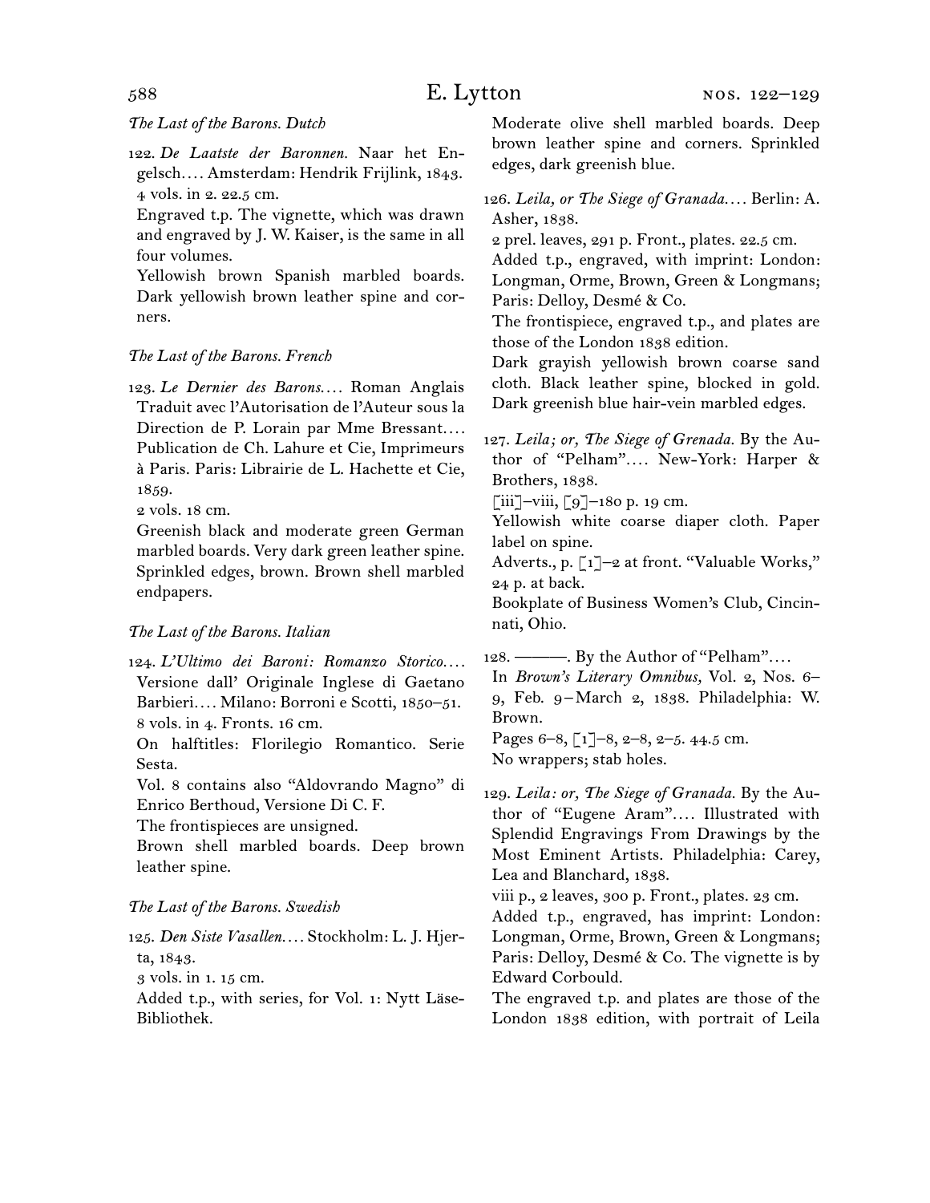*The Last of the Barons. Dutch*

122. *De Laatste der Baronnen.* Naar het Engelsch.… Amsterdam: Hendrik Frijlink, 1843.
4 vols. in 2. 22.5 cm.
Engraved t.p. The vignette, which was drawn and engraved by J. W. Kaiser, is the same in all four volumes.
Yellowish brown Spanish marbled boards. Dark yellowish brown leather spine and corners.

*The Last of the Barons. French*

123. *Le Dernier des Barons.…* Roman Anglais Traduit avec l'Autorisation de l'Auteur sous la Direction de P. Lorain par Mme Bressant.… Publication de Ch. Lahure et Cie, Imprimeurs à Paris. Paris: Librairie de L. Hachette et Cie, 1859.
2 vols. 18 cm.
Greenish black and moderate green German marbled boards. Very dark green leather spine. Sprinkled edges, brown. Brown shell marbled endpapers.

*The Last of the Barons. Italian*

124. *L'Ultimo dei Baroni: Romanzo Storico.…* Versione dall' Originale Inglese di Gaetano Barbieri.… Milano: Borroni e Scotti, 1850–51.
8 vols. in 4. Fronts. 16 cm.
On halftitles: Florilegio Romantico. Serie Sesta.
Vol. 8 contains also "Aldovrando Magno" di Enrico Berthoud, Versione Di C. F.
The frontispieces are unsigned.
Brown shell marbled boards. Deep brown leather spine.

*The Last of the Barons. Swedish*

125. *Den Siste Vasallen.…* Stockholm: L. J. Hjerta, 1843.
3 vols. in 1. 15 cm.
Added t.p., with series, for Vol. 1: Nytt Läse-Bibliothek.
Moderate olive shell marbled boards. Deep brown leather spine and corners. Sprinkled edges, dark greenish blue.

126. *Leila, or The Siege of Granada.…* Berlin: A. Asher, 1838.
2 prel. leaves, 291 p. Front., plates. 22.5 cm.
Added t.p., engraved, with imprint: London: Longman, Orme, Brown, Green & Longmans; Paris: Delloy, Desmé & Co.
The frontispiece, engraved t.p., and plates are those of the London 1838 edition.
Dark grayish yellowish brown coarse sand cloth. Black leather spine, blocked in gold. Dark greenish blue hair-vein marbled edges.

127. *Leila; or, The Siege of Grenada.* By the Author of "Pelham".… New-York: Harper & Brothers, 1838.
[iii]–viii, [9]–180 p. 19 cm.
Yellowish white coarse diaper cloth. Paper label on spine.
Adverts., p. [1]–2 at front. "Valuable Works," 24 p. at back.
Bookplate of Business Women's Club, Cincinnati, Ohio.

128. ———. By the Author of "Pelham".…
In *Brown's Literary Omnibus,* Vol. 2, Nos. 6–9, Feb. 9–March 2, 1838. Philadelphia: W. Brown.
Pages 6–8, [1]–8, 2–8, 2–5. 44.5 cm.
No wrappers; stab holes.

129. *Leila: or, The Siege of Granada.* By the Author of "Eugene Aram".… Illustrated with Splendid Engravings From Drawings by the Most Eminent Artists. Philadelphia: Carey, Lea and Blanchard, 1838.
viii p., 2 leaves, 300 p. Front., plates. 23 cm.
Added t.p., engraved, has imprint: London: Longman, Orme, Brown, Green & Longmans; Paris: Delloy, Desmé & Co. The vignette is by Edward Corbould.
The engraved t.p. and plates are those of the London 1838 edition, with portrait of Leila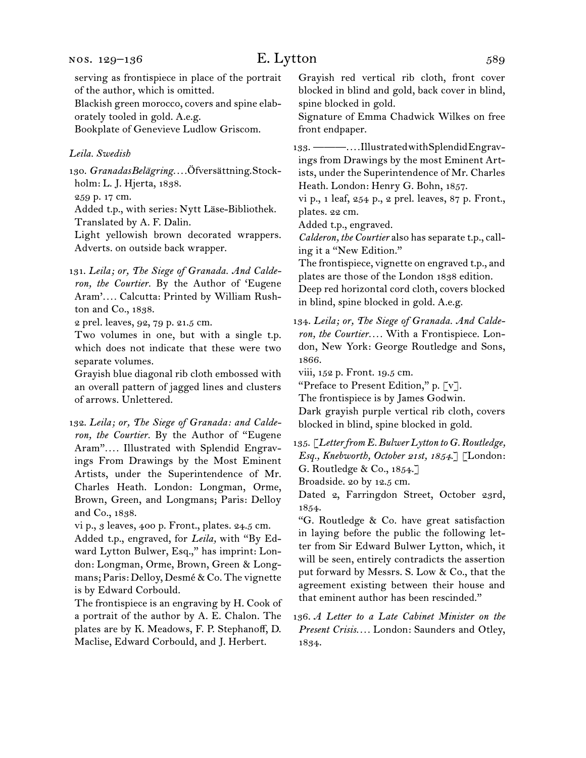serving as frontispiece in place of the portrait of the author, which is omitted.

Blackish green morocco, covers and spine elaborately tooled in gold. A.e.g.

Bookplate of Genevieve Ludlow Griscom.

*Leila. Swedish*

130. *GranadasBelägring*. . . . Öfversättning. Stockholm: L. J. Hjerta, 1838.

259 p. 17 cm.

Added t.p., with series: Nytt Läse-Bibliothek.

Translated by A. F. Dalin.

Light yellowish brown decorated wrappers. Adverts. on outside back wrapper.

131. *Leila; or, The Siege of Granada. And Calderon, the Courtier.* By the Author of 'Eugene Aram'. . . . Calcutta: Printed by William Rushton and Co., 1838.

2 prel. leaves, 92, 79 p. 21.5 cm.

Two volumes in one, but with a single t.p. which does not indicate that these were two separate volumes.

Grayish blue diagonal rib cloth embossed with an overall pattern of jagged lines and clusters of arrows. Unlettered.

132. *Leila; or, The Siege of Granada: and Calderon, the Courtier.* By the Author of "Eugene Aram". . . . Illustrated with Splendid Engravings From Drawings by the Most Eminent Artists, under the Superintendence of Mr. Charles Heath. London: Longman, Orme, Brown, Green, and Longmans; Paris: Delloy and Co., 1838.

vi p., 3 leaves, 400 p. Front., plates. 24.5 cm.

Added t.p., engraved, for *Leila,* with "By Edward Lytton Bulwer, Esq.," has imprint: London: Longman, Orme, Brown, Green & Longmans; Paris: Delloy, Desmé & Co. The vignette is by Edward Corbould.

The frontispiece is an engraving by H. Cook of a portrait of the author by A. E. Chalon. The plates are by K. Meadows, F. P. Stephanoff, D. Maclise, Edward Corbould, and J. Herbert.

Grayish red vertical rib cloth, front cover blocked in blind and gold, back cover in blind, spine blocked in gold.

Signature of Emma Chadwick Wilkes on free front endpaper.

133. ———. . . . Illustrated with Splendid Engravings from Drawings by the most Eminent Artists, under the Superintendence of Mr. Charles Heath. London: Henry G. Bohn, 1857.

vi p., 1 leaf, 254 p., 2 prel. leaves, 87 p. Front., plates. 22 cm.

Added t.p., engraved.

*Calderon, the Courtier* also has separate t.p., calling it a "New Edition."

The frontispiece, vignette on engraved t.p., and plates are those of the London 1838 edition.

Deep red horizontal cord cloth, covers blocked in blind, spine blocked in gold. A.e.g.

134. *Leila; or, The Siege of Granada. And Calderon, the Courtier.* . . . With a Frontispiece. London, New York: George Routledge and Sons, 1866.

viii, 152 p. Front. 19.5 cm.

"Preface to Present Edition," p. [v].

The frontispiece is by James Godwin.

Dark grayish purple vertical rib cloth, covers blocked in blind, spine blocked in gold.

135. [*Letter from E. Bulwer Lytton to G. Routledge, Esq., Knebworth, October 21st, 1854.*] [London: G. Routledge & Co., 1854.]

Broadside. 20 by 12.5 cm.

Dated 2, Farringdon Street, October 23rd, 1854.

"G. Routledge & Co. have great satisfaction in laying before the public the following letter from Sir Edward Bulwer Lytton, which, it will be seen, entirely contradicts the assertion put forward by Messrs. S. Low & Co., that the agreement existing between their house and that eminent author has been rescinded."

136. *A Letter to a Late Cabinet Minister on the Present Crisis.* . . . London: Saunders and Otley, 1834.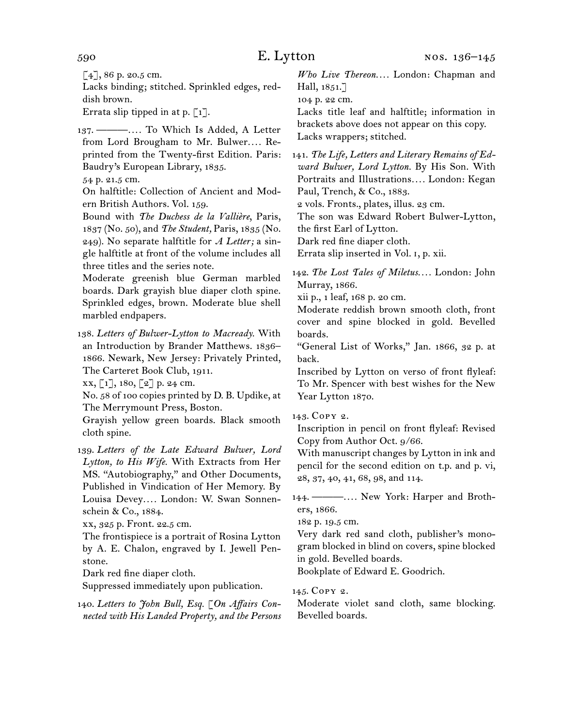[4], 86 p. 20.5 cm.

Lacks binding; stitched. Sprinkled edges, reddish brown.

Errata slip tipped in at p. [1].

137. ———. . . . To Which Is Added, A Letter from Lord Brougham to Mr. Bulwer. . . . Reprinted from the Twenty-first Edition. Paris: Baudry's European Library, 1835.

54 p. 21.5 cm.

On halftitle: Collection of Ancient and Modern British Authors. Vol. 159.

Bound with *The Duchess de la Vallière,* Paris, 1837 (No. 50), and *The Student,* Paris, 1835 (No. 249). No separate halftitle for *A Letter;* a single halftitle at front of the volume includes all three titles and the series note.

Moderate greenish blue German marbled boards. Dark grayish blue diaper cloth spine. Sprinkled edges, brown. Moderate blue shell marbled endpapers.

138. *Letters of Bulwer-Lytton to Macready.* With an Introduction by Brander Matthews. 1836–1866. Newark, New Jersey: Privately Printed, The Carteret Book Club, 1911.

xx, [1], 180, [2] p. 24 cm.

No. 58 of 100 copies printed by D. B. Updike, at The Merrymount Press, Boston.

Grayish yellow green boards. Black smooth cloth spine.

139. *Letters of the Late Edward Bulwer, Lord Lytton, to His Wife.* With Extracts from Her MS. "Autobiography," and Other Documents, Published in Vindication of Her Memory. By Louisa Devey. . . . London: W. Swan Sonnenschein & Co., 1884.

xx, 325 p. Front. 22.5 cm.

The frontispiece is a portrait of Rosina Lytton by A. E. Chalon, engraved by I. Jewell Penstone.

Dark red fine diaper cloth.

Suppressed immediately upon publication.

140. *Letters to John Bull, Esq. [On Affairs Connected with His Landed Property, and the Persons Who Live Thereon. . . .* London: Chapman and Hall, 1851.]

104 p. 22 cm.

Lacks title leaf and halftitle; information in brackets above does not appear on this copy.

Lacks wrappers; stitched.

141. *The Life, Letters and Literary Remains of Edward Bulwer, Lord Lytton.* By His Son. With Portraits and Illustrations. . . . London: Kegan Paul, Trench, & Co., 1883.

2 vols. Fronts., plates, illus. 23 cm.

The son was Edward Robert Bulwer-Lytton, the first Earl of Lytton.

Dark red fine diaper cloth.

Errata slip inserted in Vol. 1, p. xii.

142. *The Lost Tales of Miletus. . . .* London: John Murray, 1866.

xii p., 1 leaf, 168 p. 20 cm.

Moderate reddish brown smooth cloth, front cover and spine blocked in gold. Bevelled boards.

"General List of Works," Jan. 1866, 32 p. at back.

Inscribed by Lytton on verso of front flyleaf: To Mr. Spencer with best wishes for the New Year Lytton 1870.

143. Copy 2.

Inscription in pencil on front flyleaf: Revised Copy from Author Oct. 9/66.

With manuscript changes by Lytton in ink and pencil for the second edition on t.p. and p. vi, 28, 37, 40, 41, 68, 98, and 114.

144. ———. . . . New York: Harper and Brothers, 1866.

182 p. 19.5 cm.

Very dark red sand cloth, publisher's monogram blocked in blind on covers, spine blocked in gold. Bevelled boards.

Bookplate of Edward E. Goodrich.

145. Copy 2.

Moderate violet sand cloth, same blocking. Bevelled boards.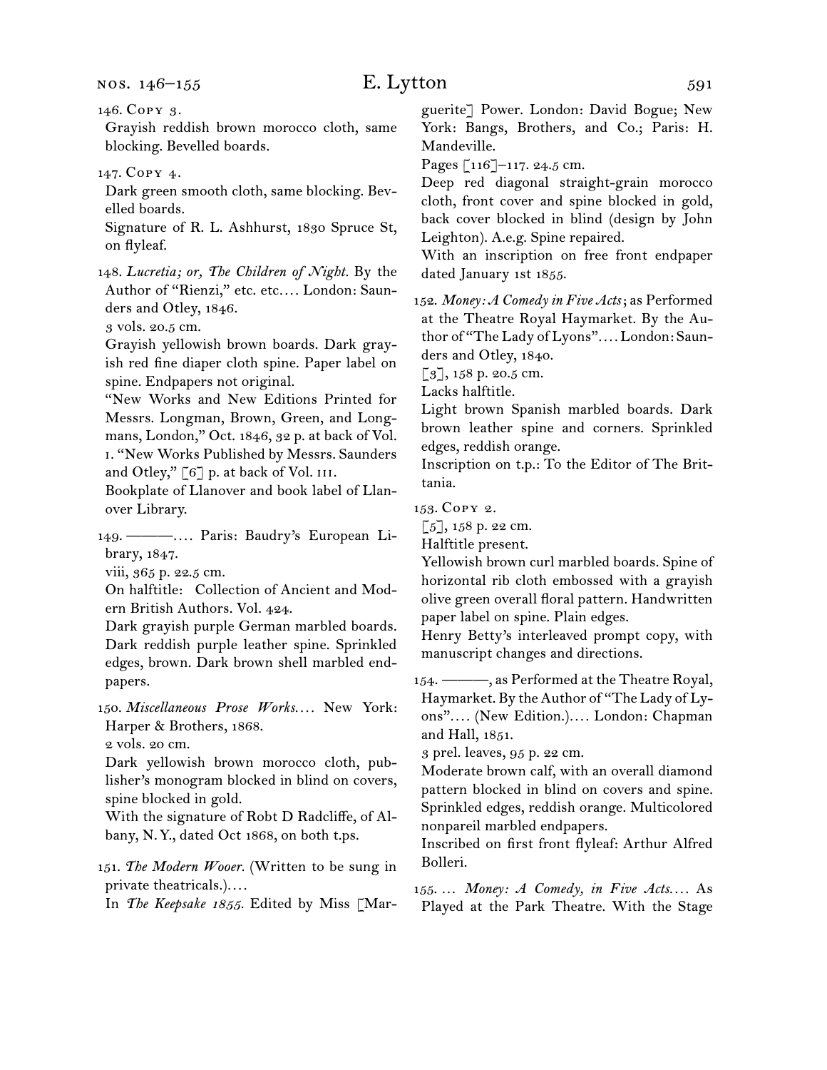146. Copy 3.
Grayish reddish brown morocco cloth, same blocking. Bevelled boards.

147. Copy 4.
Dark green smooth cloth, same blocking. Bevelled boards.
Signature of R. L. Ashhurst, 1830 Spruce St, on flyleaf.

148. *Lucretia; or, The Children of Night.* By the Author of "Rienzi," etc. etc.… London: Saunders and Otley, 1846.
3 vols. 20.5 cm.
Grayish yellowish brown boards. Dark grayish red fine diaper cloth spine. Paper label on spine. Endpapers not original.
"New Works and New Editions Printed for Messrs. Longman, Brown, Green, and Longmans, London," Oct. 1846, 32 p. at back of Vol. i. "New Works Published by Messrs. Saunders and Otley," [6] p. at back of Vol. iii.
Bookplate of Llanover and book label of Llanover Library.

149. ———.… Paris: Baudry's European Library, 1847.
viii, 365 p. 22.5 cm.
On halftitle: Collection of Ancient and Modern British Authors. Vol. 424.
Dark grayish purple German marbled boards. Dark reddish purple leather spine. Sprinkled edges, brown. Dark brown shell marbled endpapers.

150. *Miscellaneous Prose Works.*… New York: Harper & Brothers, 1868.
2 vols. 20 cm.
Dark yellowish brown morocco cloth, publisher's monogram blocked in blind on covers, spine blocked in gold.
With the signature of Robt D Radcliffe, of Albany, N.Y., dated Oct 1868, on both t.ps.

151. *The Modern Wooer.* (Written to be sung in private theatricals.)…
In *The Keepsake 1855.* Edited by Miss [Marguerite] Power. London: David Bogue; New York: Bangs, Brothers, and Co.; Paris: H. Mandeville.
Pages [116]–117. 24.5 cm.
Deep red diagonal straight-grain morocco cloth, front cover and spine blocked in gold, back cover blocked in blind (design by John Leighton). A.e.g. Spine repaired.
With an inscription on free front endpaper dated January 1st 1855.

152. *Money: A Comedy in Five Acts*; as Performed at the Theatre Royal Haymarket. By the Author of "The Lady of Lyons".… London: Saunders and Otley, 1840.
[3], 158 p. 20.5 cm.
Lacks halftitle.
Light brown Spanish marbled boards. Dark brown leather spine and corners. Sprinkled edges, reddish orange.
Inscription on t.p.: To the Editor of The Brittania.

153. Copy 2.
[5], 158 p. 22 cm.
Halftitle present.
Yellowish brown curl marbled boards. Spine of horizontal rib cloth embossed with a grayish olive green overall floral pattern. Handwritten paper label on spine. Plain edges.
Henry Betty's interleaved prompt copy, with manuscript changes and directions.

154. ———, as Performed at the Theatre Royal, Haymarket. By the Author of "The Lady of Lyons".… (New Edition.)… London: Chapman and Hall, 1851.
3 prel. leaves, 95 p. 22 cm.
Moderate brown calf, with an overall diamond pattern blocked in blind on covers and spine. Sprinkled edges, reddish orange. Multicolored nonpareil marbled endpapers.
Inscribed on first front flyleaf: Arthur Alfred Bolleri.

155. … *Money: A Comedy, in Five Acts.*… As Played at the Park Theatre. With the Stage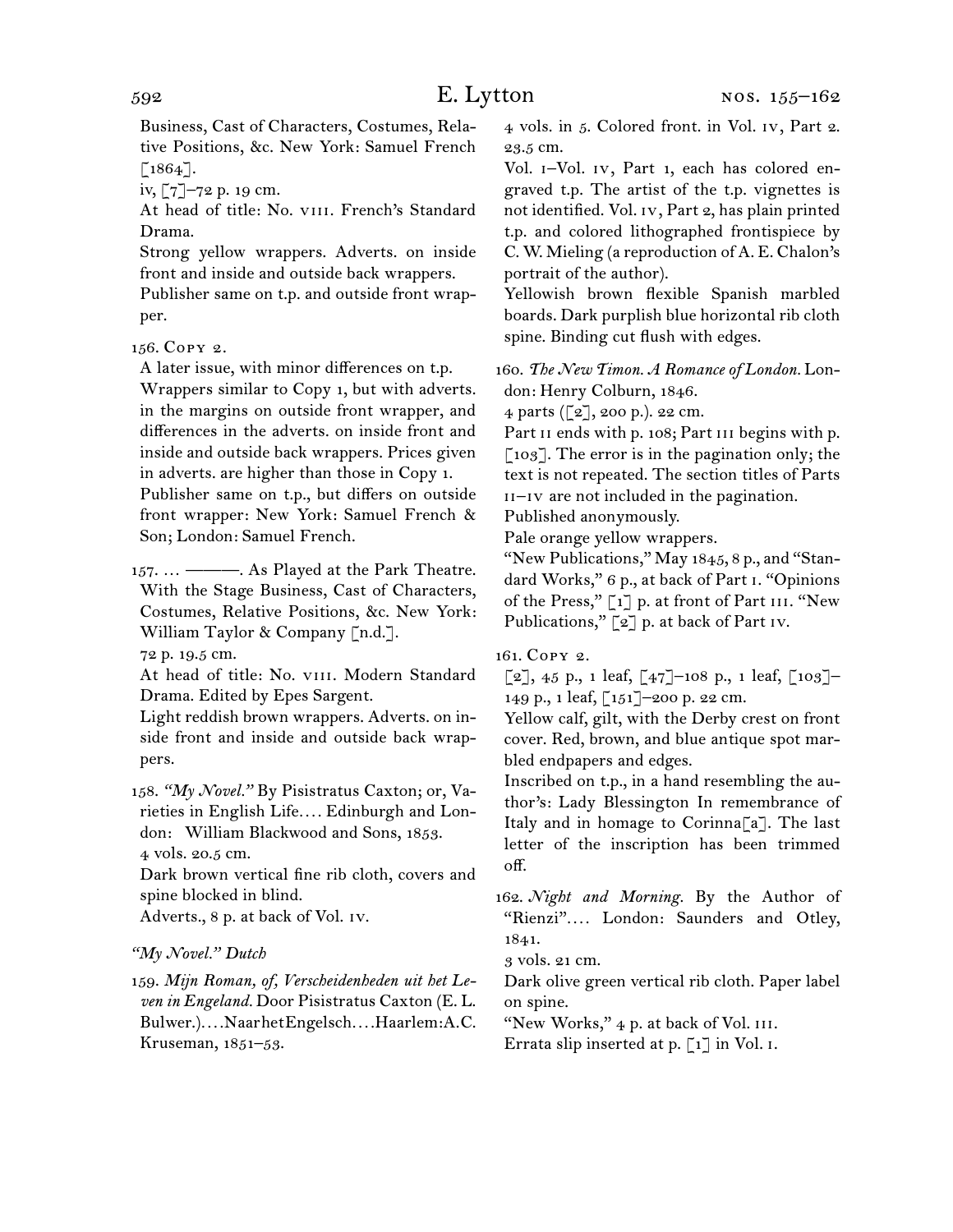Business, Cast of Characters, Costumes, Relative Positions, &c. New York: Samuel French [1864].

iv, [7]–72 p. 19 cm.

At head of title: No. viii. French's Standard Drama.

Strong yellow wrappers. Adverts. on inside front and inside and outside back wrappers.

Publisher same on t.p. and outside front wrapper.

156. Copy 2.

A later issue, with minor differences on t.p.

Wrappers similar to Copy 1, but with adverts. in the margins on outside front wrapper, and differences in the adverts. on inside front and inside and outside back wrappers. Prices given in adverts. are higher than those in Copy 1.

Publisher same on t.p., but differs on outside front wrapper: New York: Samuel French & Son; London: Samuel French.

157. … ———. As Played at the Park Theatre. With the Stage Business, Cast of Characters, Costumes, Relative Positions, &c. New York: William Taylor & Company [n.d.].

72 p. 19.5 cm.

At head of title: No. viii. Modern Standard Drama. Edited by Epes Sargent.

Light reddish brown wrappers. Adverts. on inside front and inside and outside back wrappers.

158. *"My Novel."* By Pisistratus Caxton; or, Varieties in English Life.… Edinburgh and London: William Blackwood and Sons, 1853.

4 vols. 20.5 cm.

Dark brown vertical fine rib cloth, covers and spine blocked in blind.

Adverts., 8 p. at back of Vol. iv.

*"My Novel." Dutch*

159. *Mijn Roman, of, Verscheidenheden uit het Leven in Engeland.* Door Pisistratus Caxton (E. L. Bulwer.).…Naar het Engelsch.…Haarlem: A.C. Kruseman, 1851–53.

4 vols. in 5. Colored front. in Vol. iv, Part 2. 23.5 cm.

Vol. i–Vol. iv, Part 1, each has colored engraved t.p. The artist of the t.p. vignettes is not identified. Vol. iv, Part 2, has plain printed t.p. and colored lithographed frontispiece by C. W. Mieling (a reproduction of A. E. Chalon's portrait of the author).

Yellowish brown flexible Spanish marbled boards. Dark purplish blue horizontal rib cloth spine. Binding cut flush with edges.

160. *The New Timon. A Romance of London.* London: Henry Colburn, 1846.

4 parts ([2], 200 p.). 22 cm.

Part ii ends with p. 108; Part iii begins with p. [103]. The error is in the pagination only; the text is not repeated. The section titles of Parts ii–iv are not included in the pagination.

Published anonymously.

Pale orange yellow wrappers.

"New Publications," May 1845, 8 p., and "Standard Works," 6 p., at back of Part i. "Opinions of the Press," [1] p. at front of Part iii. "New Publications," [2] p. at back of Part iv.

161. Copy 2.

[2], 45 p., 1 leaf, [47]–108 p., 1 leaf, [103]–149 p., 1 leaf, [151]–200 p. 22 cm.

Yellow calf, gilt, with the Derby crest on front cover. Red, brown, and blue antique spot marbled endpapers and edges.

Inscribed on t.p., in a hand resembling the author's: Lady Blessington In remembrance of Italy and in homage to Corinna[a]. The last letter of the inscription has been trimmed off.

162. *Night and Morning.* By the Author of "Rienzi".… London: Saunders and Otley, 1841.

3 vols. 21 cm.

Dark olive green vertical rib cloth. Paper label on spine.

"New Works," 4 p. at back of Vol. iii.

Errata slip inserted at p. [1] in Vol. i.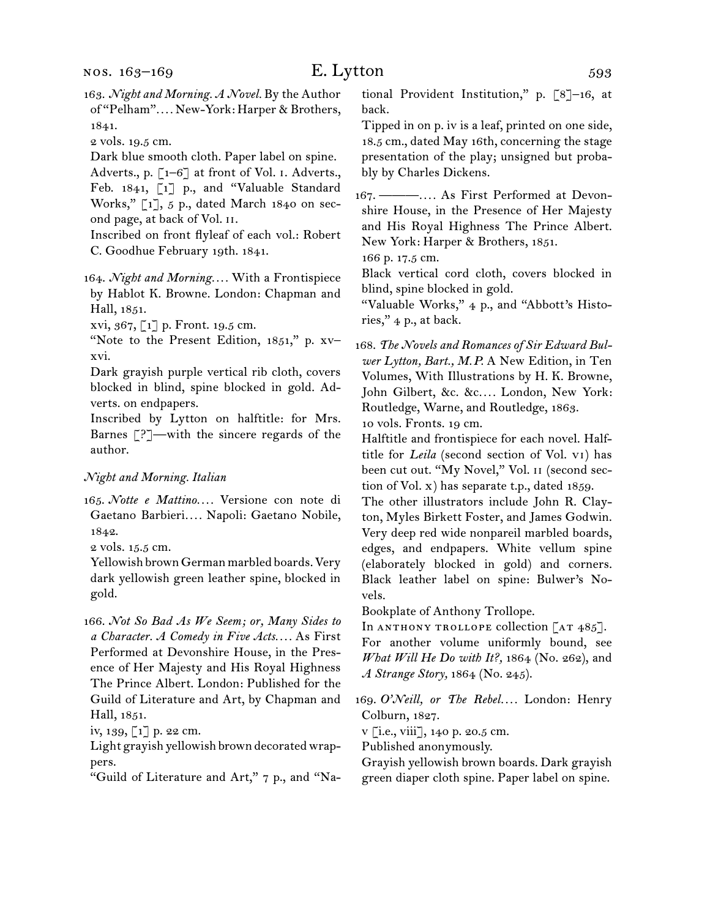163. *Night and Morning. A Novel.* By the Author of "Pelham". . . . New-York: Harper & Brothers, 1841.

2 vols. 19.5 cm.

Dark blue smooth cloth. Paper label on spine. Adverts., p. [1–6] at front of Vol. i. Adverts., Feb. 1841, [1] p., and "Valuable Standard Works," [1], 5 p., dated March 1840 on second page, at back of Vol. ii.

Inscribed on front flyleaf of each vol.: Robert C. Goodhue February 19th. 1841.

164. *Night and Morning.* . . . With a Frontispiece by Hablot K. Browne. London: Chapman and Hall, 1851.

xvi, 367, [1] p. Front. 19.5 cm.

"Note to the Present Edition, 1851," p. xv–xvi.

Dark grayish purple vertical rib cloth, covers blocked in blind, spine blocked in gold. Adverts. on endpapers.

Inscribed by Lytton on halftitle: for Mrs. Barnes [?]—with the sincere regards of the author.

*Night and Morning. Italian*

165. *Notte e Mattino.* . . . Versione con note di Gaetano Barbieri. . . . Napoli: Gaetano Nobile, 1842.

2 vols. 15.5 cm.

Yellowish brown German marbled boards. Very dark yellowish green leather spine, blocked in gold.

166. *Not So Bad As We Seem; or, Many Sides to a Character. A Comedy in Five Acts.* . . . As First Performed at Devonshire House, in the Presence of Her Majesty and His Royal Highness The Prince Albert. London: Published for the Guild of Literature and Art, by Chapman and Hall, 1851.

iv, 139, [1] p. 22 cm.

Light grayish yellowish brown decorated wrappers.

"Guild of Literature and Art," 7 p., and "National Provident Institution," p. [8]–16, at back.

Tipped in on p. iv is a leaf, printed on one side, 18.5 cm., dated May 16th, concerning the stage presentation of the play; unsigned but probably by Charles Dickens.

167. ———. . . . As First Performed at Devonshire House, in the Presence of Her Majesty and His Royal Highness The Prince Albert. New York: Harper & Brothers, 1851.

166 p. 17.5 cm.

Black vertical cord cloth, covers blocked in blind, spine blocked in gold.

"Valuable Works," 4 p., and "Abbott's Histories," 4 p., at back.

168. *The Novels and Romances of Sir Edward Bulwer Lytton, Bart., M.P.* A New Edition, in Ten Volumes, With Illustrations by H. K. Browne, John Gilbert, &c. &c. . . . London, New York: Routledge, Warne, and Routledge, 1863.

10 vols. Fronts. 19 cm.

Halftitle and frontispiece for each novel. Halftitle for *Leila* (second section of Vol. vi) has been cut out. "My Novel," Vol. ii (second section of Vol. x) has separate t.p., dated 1859.

The other illustrators include John R. Clayton, Myles Birkett Foster, and James Godwin. Very deep red wide nonpareil marbled boards, edges, and endpapers. White vellum spine (elaborately blocked in gold) and corners. Black leather label on spine: Bulwer's Novels.

Bookplate of Anthony Trollope.

In anthony trollope collection [at 485].

For another volume uniformly bound, see *What Will He Do with It?,* 1864 (No. 262), and *A Strange Story,* 1864 (No. 245).

169. *O'Neill, or The Rebel.* . . . London: Henry Colburn, 1827.

v [i.e., viii], 140 p. 20.5 cm.

Published anonymously.

Grayish yellowish brown boards. Dark grayish green diaper cloth spine. Paper label on spine.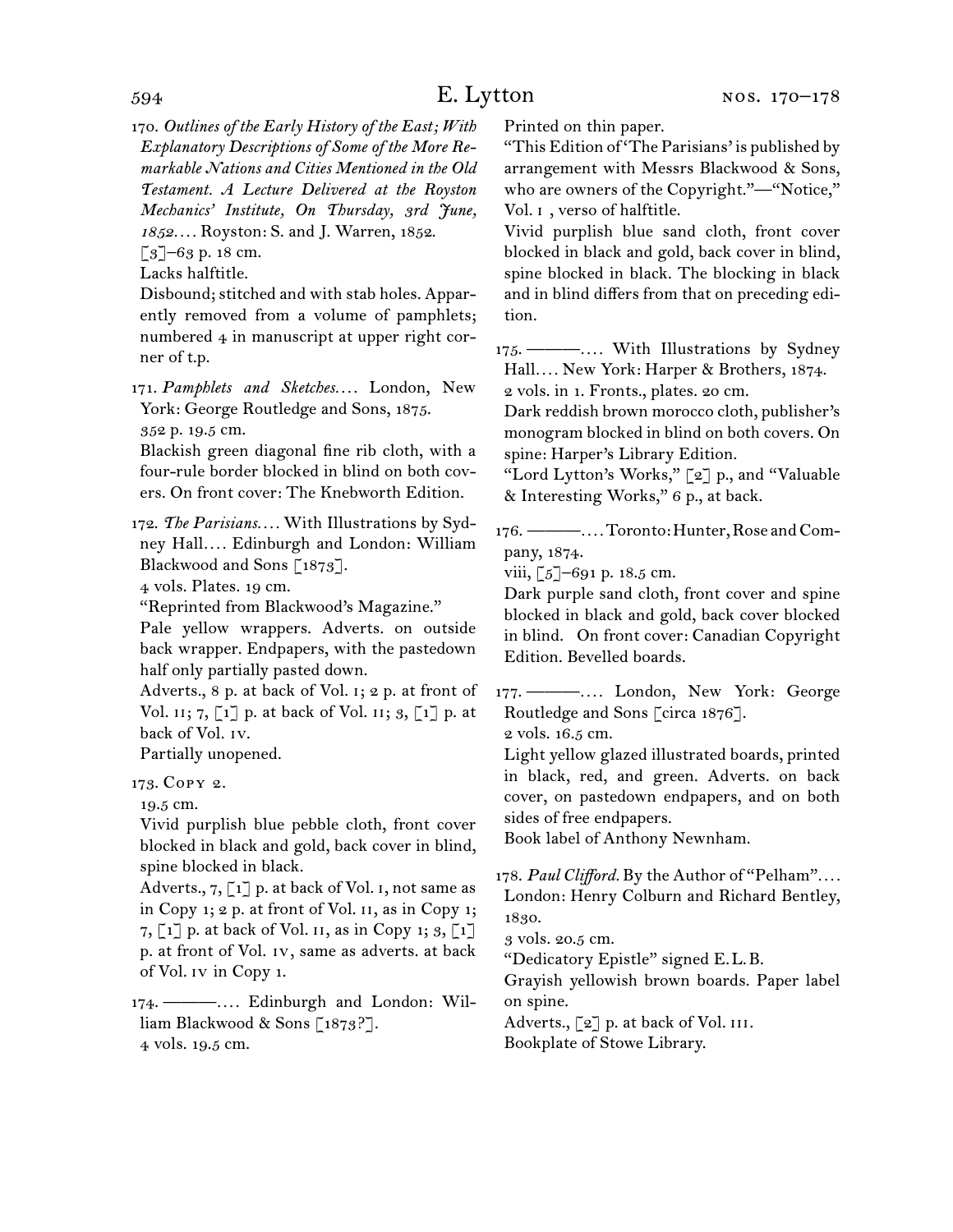170. *Outlines of the Early History of the East; With Explanatory Descriptions of Some of the More Remarkable Nations and Cities Mentioned in the Old Testament. A Lecture Delivered at the Royston Mechanics' Institute, On Thursday, 3rd June, 1852*.... Royston: S. and J. Warren, 1852.
[3]–63 p. 18 cm.
Lacks halftitle.
Disbound; stitched and with stab holes. Apparently removed from a volume of pamphlets; numbered 4 in manuscript at upper right corner of t.p.

171. *Pamphlets and Sketches*.... London, New York: George Routledge and Sons, 1875.
352 p. 19.5 cm.
Blackish green diagonal fine rib cloth, with a four-rule border blocked in blind on both covers. On front cover: The Knebworth Edition.

172. *The Parisians*.... With Illustrations by Sydney Hall.... Edinburgh and London: William Blackwood and Sons [1873].
4 vols. Plates. 19 cm.
"Reprinted from Blackwood's Magazine."
Pale yellow wrappers. Adverts. on outside back wrapper. Endpapers, with the pastedown half only partially pasted down.
Adverts., 8 p. at back of Vol. I; 2 p. at front of Vol. II; 7, [1] p. at back of Vol. II; 3, [1] p. at back of Vol. IV.
Partially unopened.

173. Copy 2.
19.5 cm.
Vivid purplish blue pebble cloth, front cover blocked in black and gold, back cover in blind, spine blocked in black.
Adverts., 7, [1] p. at back of Vol. I, not same as in Copy 1; 2 p. at front of Vol. II, as in Copy 1; 7, [1] p. at back of Vol. II, as in Copy 1; 3, [1] p. at front of Vol. IV, same as adverts. at back of Vol. IV in Copy 1.

174. ———.... Edinburgh and London: William Blackwood & Sons [1873?].
4 vols. 19.5 cm.
Printed on thin paper.
"This Edition of 'The Parisians' is published by arrangement with Messrs Blackwood & Sons, who are owners of the Copyright."—"Notice," Vol. I , verso of halftitle.
Vivid purplish blue sand cloth, front cover blocked in black and gold, back cover in blind, spine blocked in black. The blocking in black and in blind differs from that on preceding edition.

175. ———.... With Illustrations by Sydney Hall.... New York: Harper & Brothers, 1874.
2 vols. in 1. Fronts., plates. 20 cm.
Dark reddish brown morocco cloth, publisher's monogram blocked in blind on both covers. On spine: Harper's Library Edition.
"Lord Lytton's Works," [2] p., and "Valuable & Interesting Works," 6 p., at back.

176. ———.... Toronto: Hunter, Rose and Company, 1874.
viii, [5]–691 p. 18.5 cm.
Dark purple sand cloth, front cover and spine blocked in black and gold, back cover blocked in blind. On front cover: Canadian Copyright Edition. Bevelled boards.

177. ———.... London, New York: George Routledge and Sons [circa 1876].
2 vols. 16.5 cm.
Light yellow glazed illustrated boards, printed in black, red, and green. Adverts. on back cover, on pastedown endpapers, and on both sides of free endpapers.
Book label of Anthony Newnham.

178. *Paul Clifford*. By the Author of "Pelham".... London: Henry Colburn and Richard Bentley, 1830.
3 vols. 20.5 cm.
"Dedicatory Epistle" signed E. L. B.
Grayish yellowish brown boards. Paper label on spine.
Adverts., [2] p. at back of Vol. III.
Bookplate of Stowe Library.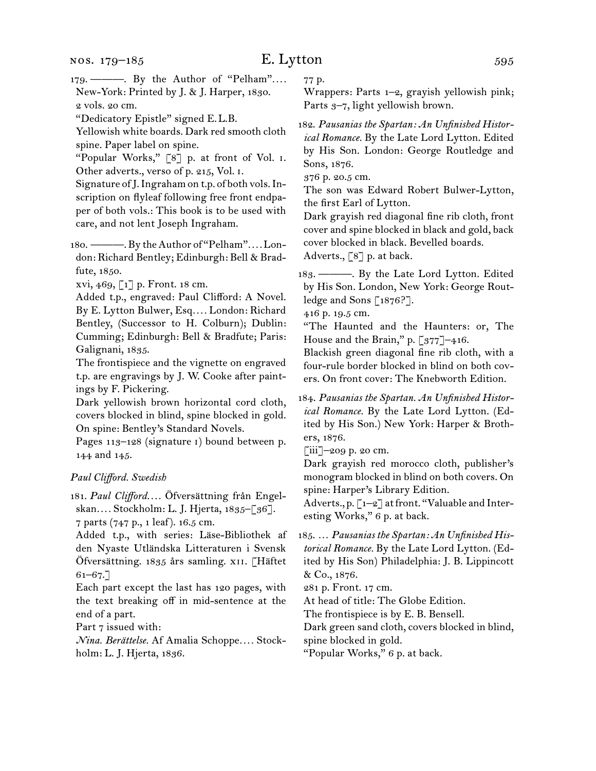179. ———. By the Author of "Pelham"…. New-York: Printed by J. & J. Harper, 1830.
2 vols. 20 cm.
"Dedicatory Epistle" signed E. L. B.
Yellowish white boards. Dark red smooth cloth spine. Paper label on spine.
"Popular Works," [8] p. at front of Vol. i. Other adverts., verso of p. 215, Vol. i.
Signature of J. Ingraham on t.p. of both vols. Inscription on flyleaf following free front endpaper of both vols.: This book is to be used with care, and not lent Joseph Ingraham.

180. ———. By the Author of "Pelham"…. London: Richard Bentley; Edinburgh: Bell & Bradfute, 1850.
xvi, 469, [1] p. Front. 18 cm.
Added t.p., engraved: Paul Clifford: A Novel. By E. Lytton Bulwer, Esq…. London: Richard Bentley, (Successor to H. Colburn); Dublin: Cumming; Edinburgh: Bell & Bradfute; Paris: Galignani, 1835.
The frontispiece and the vignette on engraved t.p. are engravings by J. W. Cooke after paintings by F. Pickering.
Dark yellowish brown horizontal cord cloth, covers blocked in blind, spine blocked in gold. On spine: Bentley's Standard Novels.
Pages 113–128 (signature i) bound between p. 144 and 145.

*Paul Clifford. Swedish*

181. *Paul Clifford.*… Öfversättning från Engelskan…. Stockholm: L. J. Hjerta, 1835–[36].
7 parts (747 p., 1 leaf). 16.5 cm.
Added t.p., with series: Läse-Bibliothek af den Nyaste Utländska Litteraturen i Svensk Öfversättning. 1835 års samling. xii. [Häftet 61–67.]
Each part except the last has 120 pages, with the text breaking off in mid-sentence at the end of a part.
Part 7 issued with:
*Nina. Berättelse.* Af Amalia Schoppe…. Stockholm: L. J. Hjerta, 1836.
77 p.
Wrappers: Parts 1–2, grayish yellowish pink; Parts 3–7, light yellowish brown.

182. *Pausanias the Spartan: An Unfinished Historical Romance.* By the Late Lord Lytton. Edited by His Son. London: George Routledge and Sons, 1876.
376 p. 20.5 cm.
The son was Edward Robert Bulwer-Lytton, the first Earl of Lytton.
Dark grayish red diagonal fine rib cloth, front cover and spine blocked in black and gold, back cover blocked in black. Bevelled boards.
Adverts., [8] p. at back.

183. ———. By the Late Lord Lytton. Edited by His Son. London, New York: George Routledge and Sons [1876?].
416 p. 19.5 cm.
"The Haunted and the Haunters: or, The House and the Brain," p. [377]–416.
Blackish green diagonal fine rib cloth, with a four-rule border blocked in blind on both covers. On front cover: The Knebworth Edition.

184. *Pausanias the Spartan. An Unfinished Historical Romance.* By the Late Lord Lytton. (Edited by His Son.) New York: Harper & Brothers, 1876.
[iii]–209 p. 20 cm.
Dark grayish red morocco cloth, publisher's monogram blocked in blind on both covers. On spine: Harper's Library Edition.
Adverts., p. [1–2] at front. "Valuable and Interesting Works," 6 p. at back.

185. … *Pausanias the Spartan: An Unfinished Historical Romance.* By the Late Lord Lytton. (Edited by His Son) Philadelphia: J. B. Lippincott & Co., 1876.
281 p. Front. 17 cm.
At head of title: The Globe Edition.
The frontispiece is by E. B. Bensell.
Dark green sand cloth, covers blocked in blind, spine blocked in gold.
"Popular Works," 6 p. at back.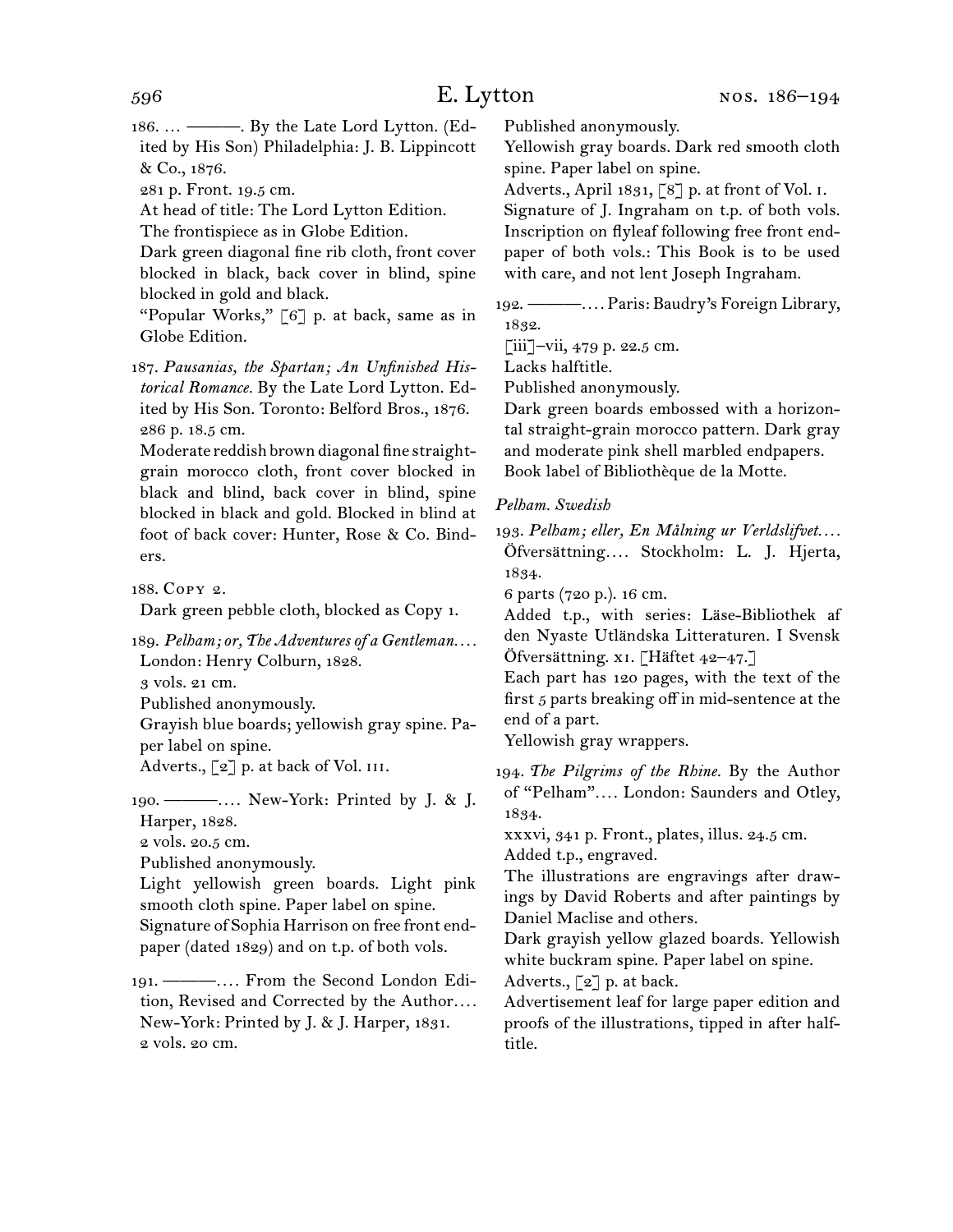186. … ———. By the Late Lord Lytton. (Edited by His Son) Philadelphia: J. B. Lippincott & Co., 1876.
281 p. Front. 19.5 cm.
At head of title: The Lord Lytton Edition.
The frontispiece as in Globe Edition.
Dark green diagonal fine rib cloth, front cover blocked in black, back cover in blind, spine blocked in gold and black.
"Popular Works," [6] p. at back, same as in Globe Edition.

187. *Pausanias, the Spartan; An Unfinished Historical Romance.* By the Late Lord Lytton. Edited by His Son. Toronto: Belford Bros., 1876.
286 p. 18.5 cm.
Moderate reddish brown diagonal fine straight-grain morocco cloth, front cover blocked in black and blind, back cover in blind, spine blocked in black and gold. Blocked in blind at foot of back cover: Hunter, Rose & Co. Binders.

188. Copy 2.
Dark green pebble cloth, blocked as Copy 1.

189. *Pelham; or, The Adventures of a Gentleman.…* London: Henry Colburn, 1828.
3 vols. 21 cm.
Published anonymously.
Grayish blue boards; yellowish gray spine. Paper label on spine.
Adverts., [2] p. at back of Vol. III.

190. ———.… New-York: Printed by J. & J. Harper, 1828.
2 vols. 20.5 cm.
Published anonymously.
Light yellowish green boards. Light pink smooth cloth spine. Paper label on spine.
Signature of Sophia Harrison on free front endpaper (dated 1829) and on t.p. of both vols.

191. ———.… From the Second London Edition, Revised and Corrected by the Author.… New-York: Printed by J. & J. Harper, 1831.
2 vols. 20 cm.
Published anonymously.
Yellowish gray boards. Dark red smooth cloth spine. Paper label on spine.
Adverts., April 1831, [8] p. at front of Vol. I.
Signature of J. Ingraham on t.p. of both vols.
Inscription on flyleaf following free front endpaper of both vols.: This Book is to be used with care, and not lent Joseph Ingraham.

192. ———.… Paris: Baudry's Foreign Library, 1832.
[iii]–vii, 479 p. 22.5 cm.
Lacks halftitle.
Published anonymously.
Dark green boards embossed with a horizontal straight-grain morocco pattern. Dark gray and moderate pink shell marbled endpapers.
Book label of Bibliothèque de la Motte.

*Pelham. Swedish*

193. *Pelham; eller, En Målning ur Verldslifvet.…* Öfversättning.… Stockholm: L. J. Hjerta, 1834.
6 parts (720 p.). 16 cm.
Added t.p., with series: Läse-Bibliothek af den Nyaste Utländska Litteraturen. I Svensk Öfversättning. XI. [Häftet 42–47.]
Each part has 120 pages, with the text of the first 5 parts breaking off in mid-sentence at the end of a part.
Yellowish gray wrappers.

194. *The Pilgrims of the Rhine.* By the Author of "Pelham".… London: Saunders and Otley, 1834.
xxxvi, 341 p. Front., plates, illus. 24.5 cm.
Added t.p., engraved.
The illustrations are engravings after drawings by David Roberts and after paintings by Daniel Maclise and others.
Dark grayish yellow glazed boards. Yellowish white buckram spine. Paper label on spine.
Adverts., [2] p. at back.
Advertisement leaf for large paper edition and proofs of the illustrations, tipped in after halftitle.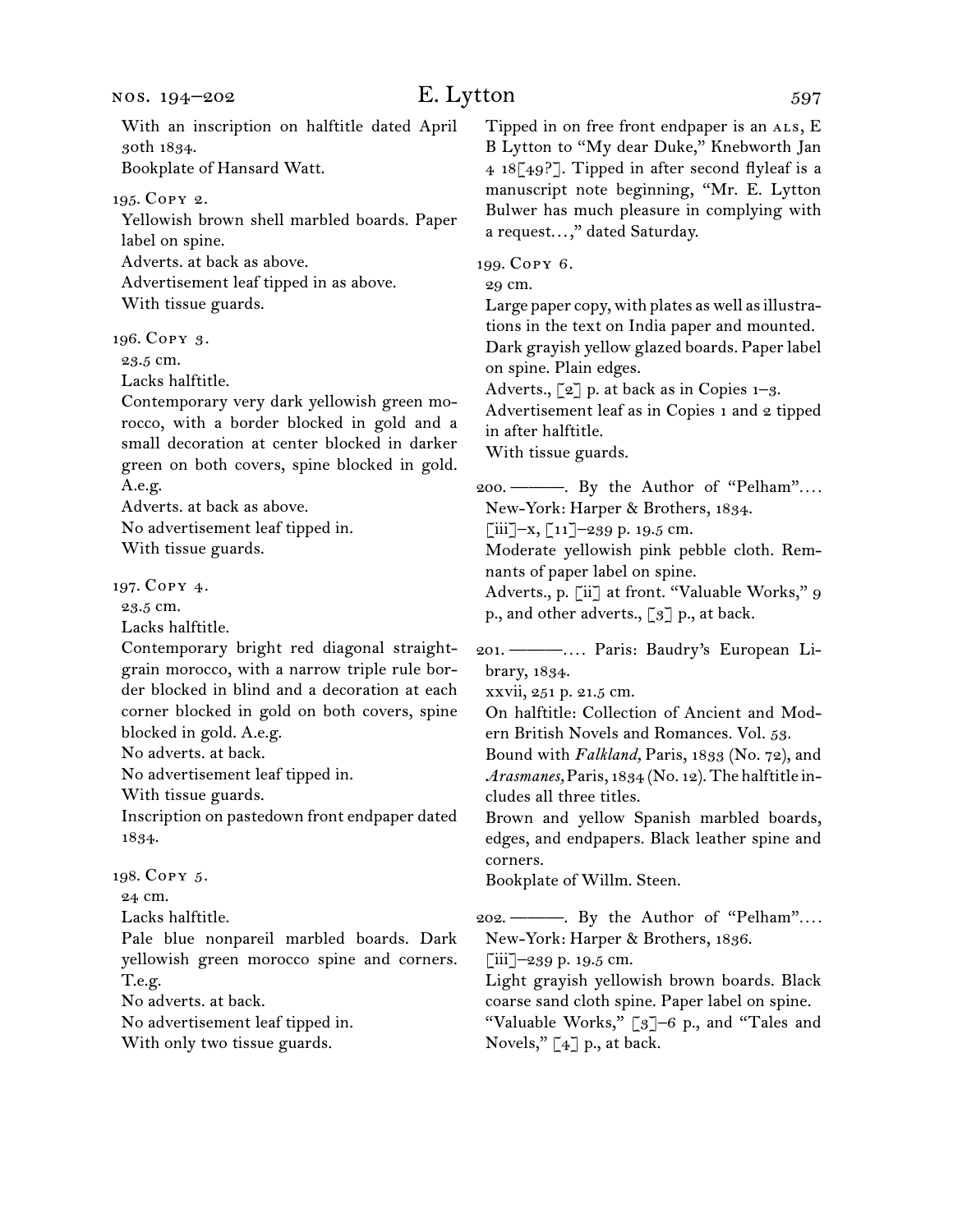With an inscription on halftitle dated April 30th 1834.
Bookplate of Hansard Watt.

195. Copy 2.
Yellowish brown shell marbled boards. Paper label on spine.
Adverts. at back as above.
Advertisement leaf tipped in as above.
With tissue guards.

196. Copy 3.
23.5 cm.
Lacks halftitle.
Contemporary very dark yellowish green morocco, with a border blocked in gold and a small decoration at center blocked in darker green on both covers, spine blocked in gold. A.e.g.
Adverts. at back as above.
No advertisement leaf tipped in.
With tissue guards.

197. Copy 4.
23.5 cm.
Lacks halftitle.
Contemporary bright red diagonal straight-grain morocco, with a narrow triple rule border blocked in blind and a decoration at each corner blocked in gold on both covers, spine blocked in gold. A.e.g.
No adverts. at back.
No advertisement leaf tipped in.
With tissue guards.
Inscription on pastedown front endpaper dated 1834.

198. Copy 5.
24 cm.
Lacks halftitle.
Pale blue nonpareil marbled boards. Dark yellowish green morocco spine and corners. T.e.g.
No adverts. at back.
No advertisement leaf tipped in.
With only two tissue guards.
Tipped in on free front endpaper is an ALS, E B Lytton to "My dear Duke," Knebworth Jan 4 18[49?]. Tipped in after second flyleaf is a manuscript note beginning, "Mr. E. Lytton Bulwer has much pleasure in complying with a request…," dated Saturday.

199. Copy 6.
29 cm.
Large paper copy, with plates as well as illustrations in the text on India paper and mounted.
Dark grayish yellow glazed boards. Paper label on spine. Plain edges.
Adverts., [2] p. at back as in Copies 1–3.
Advertisement leaf as in Copies 1 and 2 tipped in after halftitle.
With tissue guards.

200. ———. By the Author of "Pelham"…. New-York: Harper & Brothers, 1834.
[iii]–x, [11]–239 p. 19.5 cm.
Moderate yellowish pink pebble cloth. Remnants of paper label on spine.
Adverts., p. [ii] at front. "Valuable Works," 9 p., and other adverts., [3] p., at back.

201. ———…. Paris: Baudry's European Library, 1834.
xxvii, 251 p. 21.5 cm.
On halftitle: Collection of Ancient and Modern British Novels and Romances. Vol. 53.
Bound with *Falkland,* Paris, 1833 (No. 72), and *Arasmanes,* Paris, 1834 (No. 12). The halftitle includes all three titles.
Brown and yellow Spanish marbled boards, edges, and endpapers. Black leather spine and corners.
Bookplate of Willm. Steen.

202. ———. By the Author of "Pelham"…. New-York: Harper & Brothers, 1836.
[iii]–239 p. 19.5 cm.
Light grayish yellowish brown boards. Black coarse sand cloth spine. Paper label on spine.
"Valuable Works," [3]–6 p., and "Tales and Novels," [4] p., at back.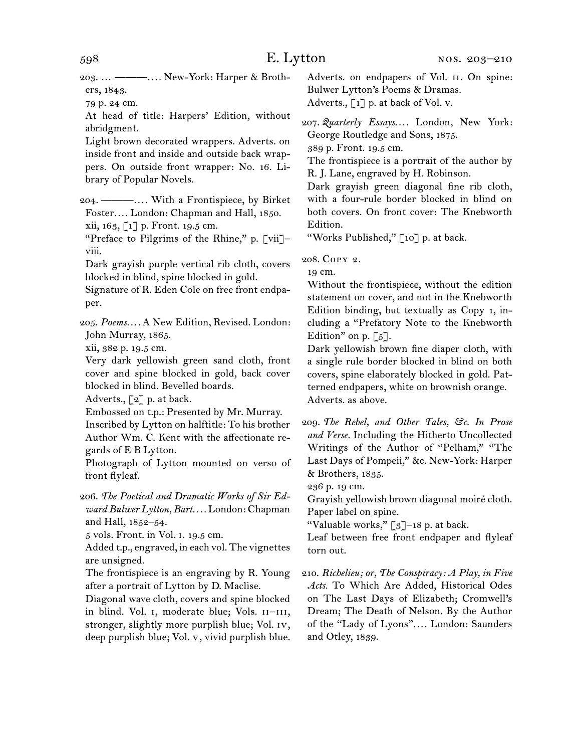203. … ———…. New-York: Harper & Brothers, 1843.

79 p. 24 cm.

At head of title: Harpers' Edition, without abridgment.

Light brown decorated wrappers. Adverts. on inside front and inside and outside back wrappers. On outside front wrapper: No. 16. Library of Popular Novels.

204. ———…. With a Frontispiece, by Birket Foster…. London: Chapman and Hall, 1850.

xii, 163, [1] p. Front. 19.5 cm.

"Preface to Pilgrims of the Rhine," p. [vii]–viii.

Dark grayish purple vertical rib cloth, covers blocked in blind, spine blocked in gold.

Signature of R. Eden Cole on free front endpaper.

205. *Poems….* A New Edition, Revised. London: John Murray, 1865.

xii, 382 p. 19.5 cm.

Very dark yellowish green sand cloth, front cover and spine blocked in gold, back cover blocked in blind. Bevelled boards.

Adverts., [2] p. at back.

Embossed on t.p.: Presented by Mr. Murray.

Inscribed by Lytton on halftitle: To his brother Author Wm. C. Kent with the affectionate regards of E B Lytton.

Photograph of Lytton mounted on verso of front flyleaf.

206. *The Poetical and Dramatic Works of Sir Edward Bulwer Lytton, Bart….* London: Chapman and Hall, 1852–54.

5 vols. Front. in Vol. I. 19.5 cm.

Added t.p., engraved, in each vol. The vignettes are unsigned.

The frontispiece is an engraving by R. Young after a portrait of Lytton by D. Maclise.

Diagonal wave cloth, covers and spine blocked in blind. Vol. I, moderate blue; Vols. II–III, stronger, slightly more purplish blue; Vol. IV, deep purplish blue; Vol. V, vivid purplish blue. Adverts. on endpapers of Vol. II. On spine: Bulwer Lytton's Poems & Dramas.

Adverts., [1] p. at back of Vol. V.

207. *Quarterly Essays….* London, New York: George Routledge and Sons, 1875.

389 p. Front. 19.5 cm.

The frontispiece is a portrait of the author by R. J. Lane, engraved by H. Robinson.

Dark grayish green diagonal fine rib cloth, with a four-rule border blocked in blind on both covers. On front cover: The Knebworth Edition.

"Works Published," [10] p. at back.

208. Copy 2.

19 cm.

Without the frontispiece, without the edition statement on cover, and not in the Knebworth Edition binding, but textually as Copy 1, including a "Prefatory Note to the Knebworth Edition" on p. [5].

Dark yellowish brown fine diaper cloth, with a single rule border blocked in blind on both covers, spine elaborately blocked in gold. Patterned endpapers, white on brownish orange.

Adverts. as above.

209. *The Rebel, and Other Tales, &c. In Prose and Verse.* Including the Hitherto Uncollected Writings of the Author of "Pelham," "The Last Days of Pompeii," &c. New-York: Harper & Brothers, 1835.

236 p. 19 cm.

Grayish yellowish brown diagonal moiré cloth. Paper label on spine.

"Valuable works," [3]–18 p. at back.

Leaf between free front endpaper and flyleaf torn out.

210. *Richelieu; or, The Conspiracy: A Play, in Five Acts.* To Which Are Added, Historical Odes on The Last Days of Elizabeth; Cromwell's Dream; The Death of Nelson. By the Author of the "Lady of Lyons"…. London: Saunders and Otley, 1839.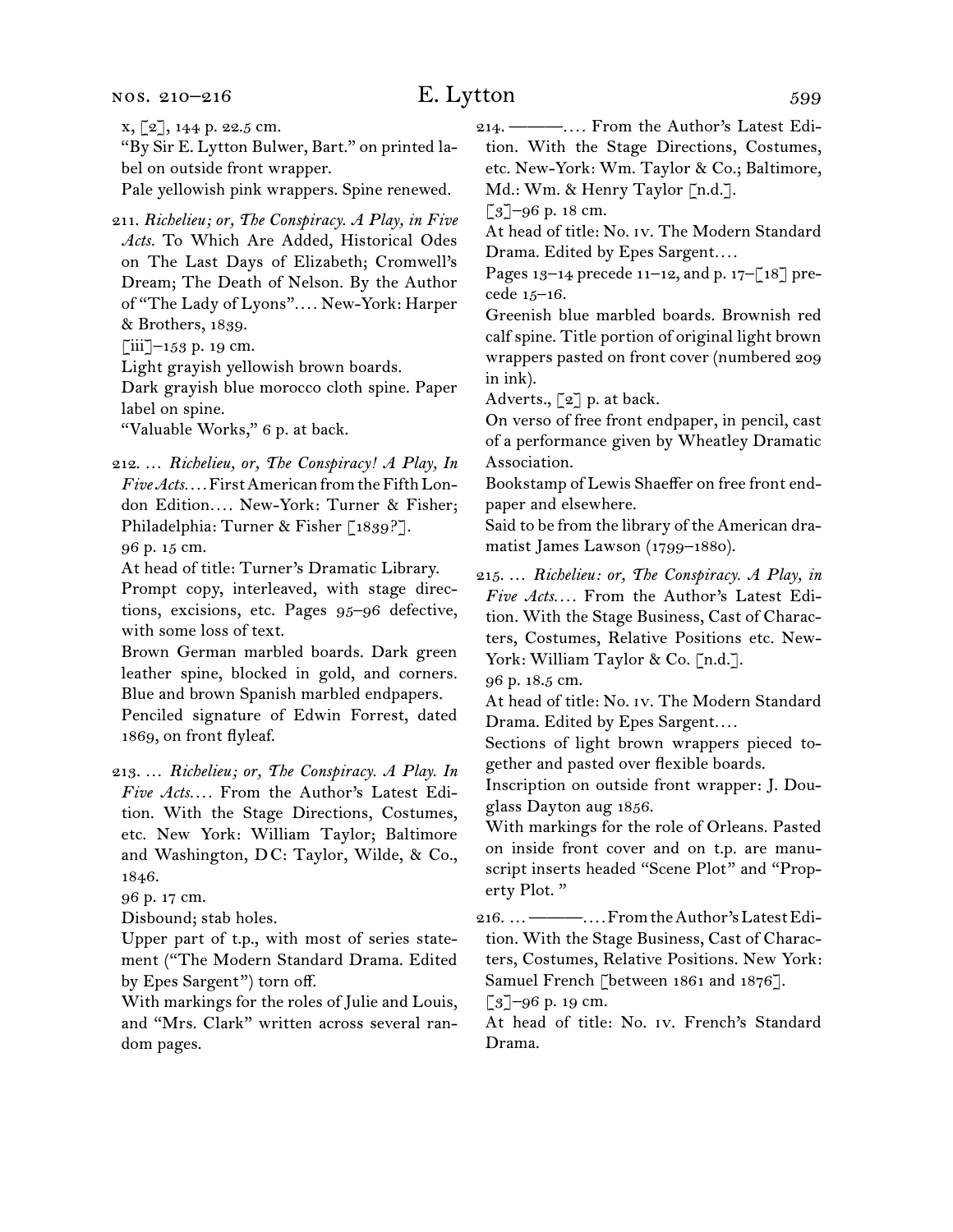x, [2], 144 p. 22.5 cm.

"By Sir E. Lytton Bulwer, Bart." on printed label on outside front wrapper.

Pale yellowish pink wrappers. Spine renewed.

211. *Richelieu; or, The Conspiracy. A Play, in Five Acts.* To Which Are Added, Historical Odes on The Last Days of Elizabeth; Cromwell's Dream; The Death of Nelson. By the Author of "The Lady of Lyons".... New-York: Harper & Brothers, 1839.

[iii]–153 p. 19 cm.

Light grayish yellowish brown boards.

Dark grayish blue morocco cloth spine. Paper label on spine.

"Valuable Works," 6 p. at back.

212. ... *Richelieu, or, The Conspiracy! A Play, In Five Acts....* First American from the Fifth London Edition.... New-York: Turner & Fisher; Philadelphia: Turner & Fisher [1839?].

96 p. 15 cm.

At head of title: Turner's Dramatic Library.

Prompt copy, interleaved, with stage directions, excisions, etc. Pages 95–96 defective, with some loss of text.

Brown German marbled boards. Dark green leather spine, blocked in gold, and corners. Blue and brown Spanish marbled endpapers.

Penciled signature of Edwin Forrest, dated 1869, on front flyleaf.

213. ... *Richelieu; or, The Conspiracy. A Play. In Five Acts....* From the Author's Latest Edition. With the Stage Directions, Costumes, etc. New York: William Taylor; Baltimore and Washington, DC: Taylor, Wilde, & Co., 1846.

96 p. 17 cm.

Disbound; stab holes.

Upper part of t.p., with most of series statement ("The Modern Standard Drama. Edited by Epes Sargent") torn off.

With markings for the roles of Julie and Louis, and "Mrs. Clark" written across several random pages.

214. ———.... From the Author's Latest Edition. With the Stage Directions, Costumes, etc. New-York: Wm. Taylor & Co.; Baltimore, Md.: Wm. & Henry Taylor [n.d.].

[3]–96 p. 18 cm.

At head of title: No. iv. The Modern Standard Drama. Edited by Epes Sargent....

Pages 13–14 precede 11–12, and p. 17–[18] precede 15–16.

Greenish blue marbled boards. Brownish red calf spine. Title portion of original light brown wrappers pasted on front cover (numbered 209 in ink).

Adverts., [2] p. at back.

On verso of free front endpaper, in pencil, cast of a performance given by Wheatley Dramatic Association.

Bookstamp of Lewis Shaeffer on free front endpaper and elsewhere.

Said to be from the library of the American dramatist James Lawson (1799–1880).

215. ... *Richelieu: or, The Conspiracy. A Play, in Five Acts....* From the Author's Latest Edition. With the Stage Business, Cast of Characters, Costumes, Relative Positions etc. New-York: William Taylor & Co. [n.d.].

96 p. 18.5 cm.

At head of title: No. iv. The Modern Standard Drama. Edited by Epes Sargent....

Sections of light brown wrappers pieced together and pasted over flexible boards.

Inscription on outside front wrapper: J. Douglass Dayton aug 1856.

With markings for the role of Orleans. Pasted on inside front cover and on t.p. are manuscript inserts headed "Scene Plot" and "Property Plot."

216. ... ———.... From the Author's Latest Edition. With the Stage Business, Cast of Characters, Costumes, Relative Positions. New York: Samuel French [between 1861 and 1876].

[3]–96 p. 19 cm.

At head of title: No. iv. French's Standard Drama.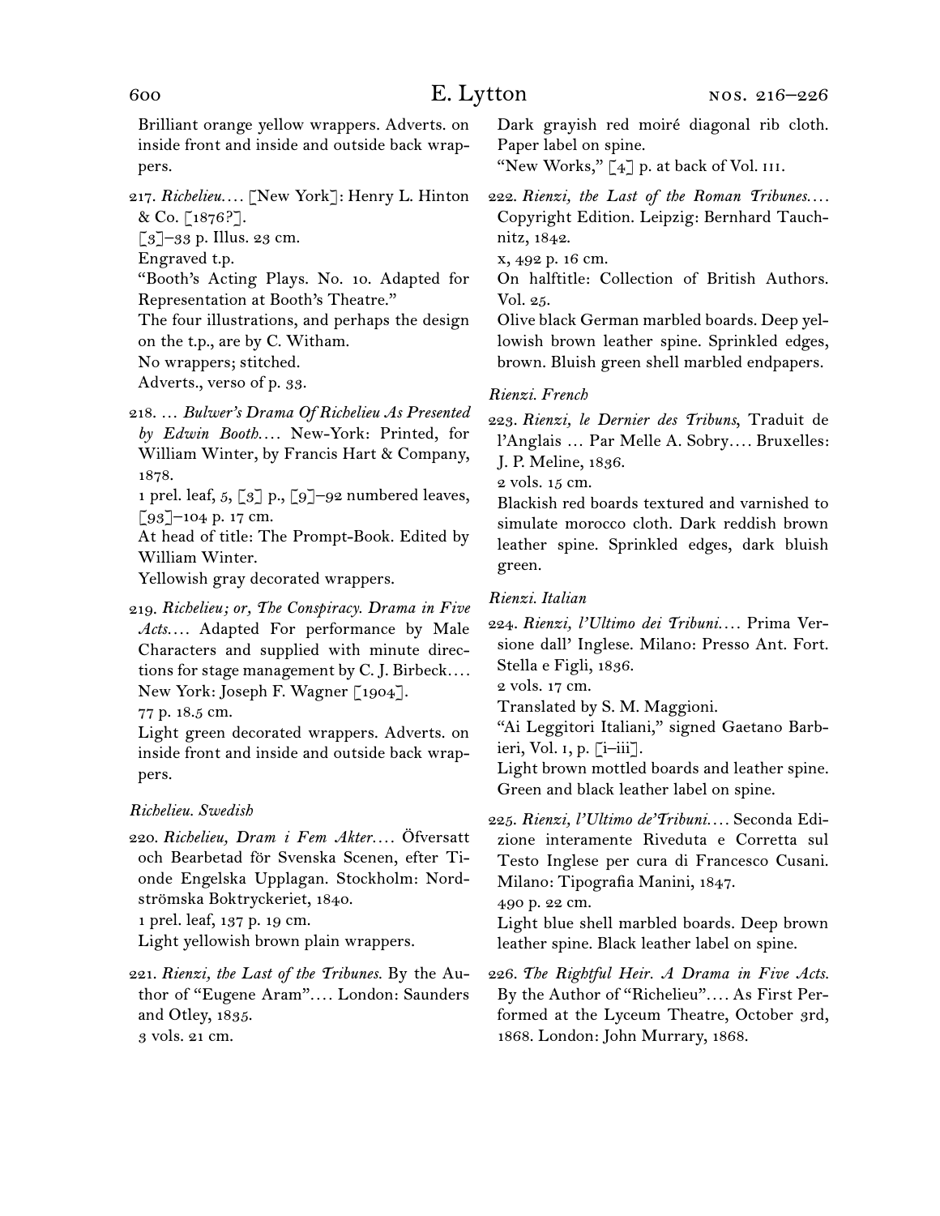Brilliant orange yellow wrappers. Adverts. on inside front and inside and outside back wrappers.

217. *Richelieu.…* [New York]: Henry L. Hinton & Co. [1876?].
[3]–33 p. Illus. 23 cm.
Engraved t.p.
"Booth's Acting Plays. No. 10. Adapted for Representation at Booth's Theatre."
The four illustrations, and perhaps the design on the t.p., are by C. Witham.
No wrappers; stitched.
Adverts., verso of p. 33.

218. … *Bulwer's Drama Of Richelieu As Presented by Edwin Booth.…* New-York: Printed, for William Winter, by Francis Hart & Company, 1878.
1 prel. leaf, 5, [3] p., [9]–92 numbered leaves, [93]–104 p. 17 cm.
At head of title: The Prompt-Book. Edited by William Winter.
Yellowish gray decorated wrappers.

219. *Richelieu; or, The Conspiracy. Drama in Five Acts.…* Adapted For performance by Male Characters and supplied with minute directions for stage management by C. J. Birbeck.… New York: Joseph F. Wagner [1904].
77 p. 18.5 cm.
Light green decorated wrappers. Adverts. on inside front and inside and outside back wrappers.

*Richelieu. Swedish*

220. *Richelieu, Dram i Fem Akter.…* Öfversatt och Bearbetad för Svenska Scenen, efter Tionde Engelska Upplagan. Stockholm: Nordströmska Boktryckeriet, 1840.
1 prel. leaf, 137 p. 19 cm.
Light yellowish brown plain wrappers.

221. *Rienzi, the Last of the Tribunes.* By the Author of "Eugene Aram".… London: Saunders and Otley, 1835.
3 vols. 21 cm.
Dark grayish red moiré diagonal rib cloth. Paper label on spine.
"New Works," [4] p. at back of Vol. III.

222. *Rienzi, the Last of the Roman Tribunes.…* Copyright Edition. Leipzig: Bernhard Tauchnitz, 1842.
x, 492 p. 16 cm.
On halftitle: Collection of British Authors. Vol. 25.
Olive black German marbled boards. Deep yellowish brown leather spine. Sprinkled edges, brown. Bluish green shell marbled endpapers.

*Rienzi. French*

223. *Rienzi, le Dernier des Tribuns,* Traduit de l'Anglais … Par Melle A. Sobry.… Bruxelles: J. P. Meline, 1836.
2 vols. 15 cm.
Blackish red boards textured and varnished to simulate morocco cloth. Dark reddish brown leather spine. Sprinkled edges, dark bluish green.

*Rienzi. Italian*

224. *Rienzi, l'Ultimo dei Tribuni.…* Prima Versione dall' Inglese. Milano: Presso Ant. Fort. Stella e Figli, 1836.
2 vols. 17 cm.
Translated by S. M. Maggioni.
"Ai Leggitori Italiani," signed Gaetano Barbieri, Vol. 1, p. [i–iii].
Light brown mottled boards and leather spine. Green and black leather label on spine.

225. *Rienzi, l'Ultimo de'Tribuni.…* Seconda Edizione interamente Riveduta e Corretta sul Testo Inglese per cura di Francesco Cusani. Milano: Tipografia Manini, 1847.
490 p. 22 cm.
Light blue shell marbled boards. Deep brown leather spine. Black leather label on spine.

226. *The Rightful Heir. A Drama in Five Acts.* By the Author of "Richelieu".… As First Performed at the Lyceum Theatre, October 3rd, 1868. London: John Murrary, 1868.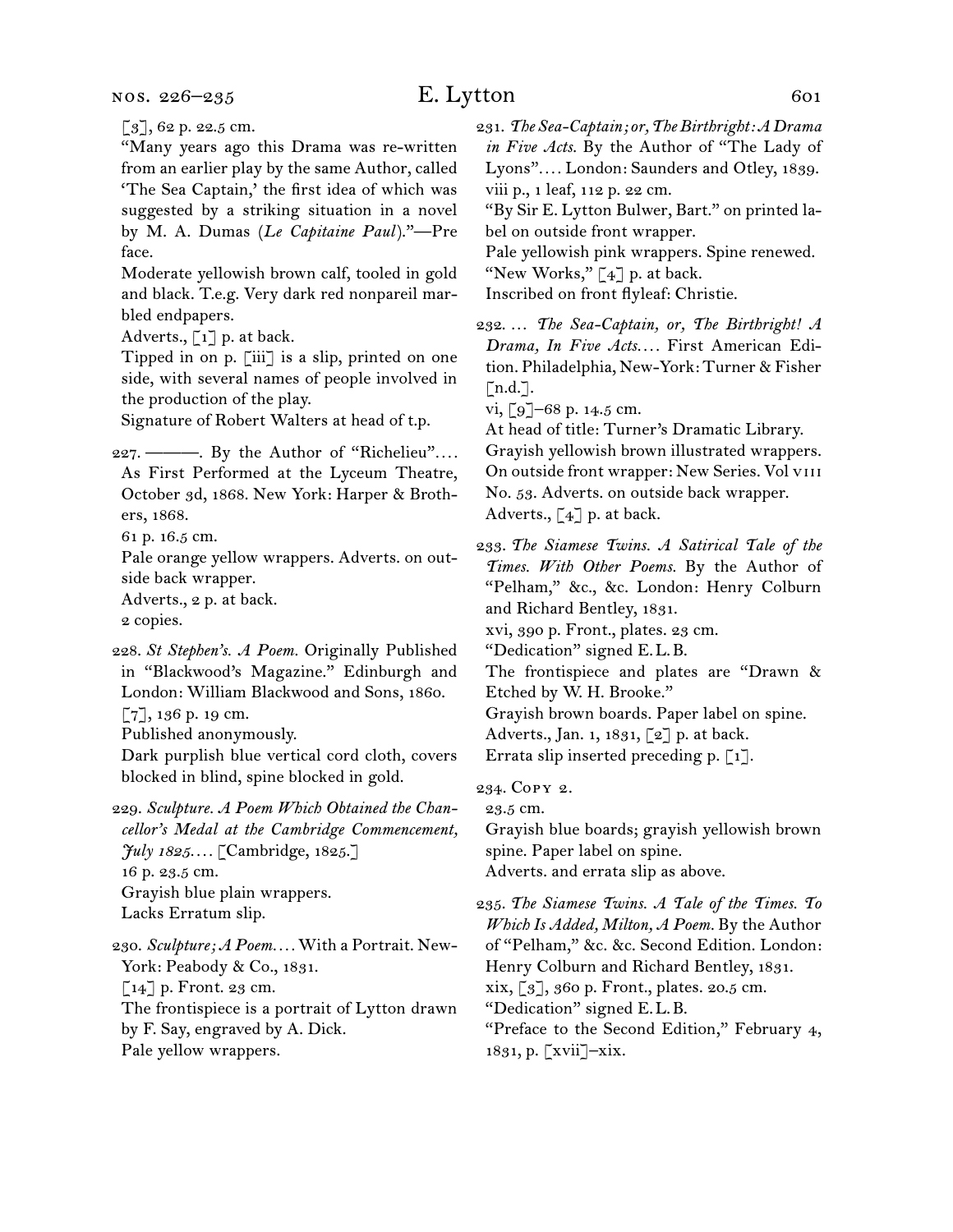[3], 62 p. 22.5 cm.

"Many years ago this Drama was re-written from an earlier play by the same Author, called 'The Sea Captain,' the first idea of which was suggested by a striking situation in a novel by M. A. Dumas (*Le Capitaine Paul*)."—Preface.

Moderate yellowish brown calf, tooled in gold and black. T.e.g. Very dark red nonpareil marbled endpapers.

Adverts., [1] p. at back.

Tipped in on p. [iii] is a slip, printed on one side, with several names of people involved in the production of the play.

Signature of Robert Walters at head of t.p.

227. ———. By the Author of "Richelieu".... As First Performed at the Lyceum Theatre, October 3d, 1868. New York: Harper & Brothers, 1868.

61 p. 16.5 cm.

Pale orange yellow wrappers. Adverts. on outside back wrapper.

Adverts., 2 p. at back.

2 copies.

228. *St Stephen's. A Poem.* Originally Published in "Blackwood's Magazine." Edinburgh and London: William Blackwood and Sons, 1860.

[7], 136 p. 19 cm.

Published anonymously.

Dark purplish blue vertical cord cloth, covers blocked in blind, spine blocked in gold.

229. *Sculpture. A Poem Which Obtained the Chancellor's Medal at the Cambridge Commencement, July 1825....* [Cambridge, 1825.]

16 p. 23.5 cm.

Grayish blue plain wrappers.

Lacks Erratum slip.

230. *Sculpture; A Poem....* With a Portrait. New-York: Peabody & Co., 1831.

[14] p. Front. 23 cm.

The frontispiece is a portrait of Lytton drawn by F. Say, engraved by A. Dick.

Pale yellow wrappers.

231. *The Sea-Captain; or, The Birthright: A Drama in Five Acts.* By the Author of "The Lady of Lyons".... London: Saunders and Otley, 1839.

viii p., 1 leaf, 112 p. 22 cm.

"By Sir E. Lytton Bulwer, Bart." on printed label on outside front wrapper.

Pale yellowish pink wrappers. Spine renewed.

"New Works," [4] p. at back.

Inscribed on front flyleaf: Christie.

232. ... *The Sea-Captain, or, The Birthright! A Drama, In Five Acts....* First American Edition. Philadelphia, New-York: Turner & Fisher [n.d.].

vi, [9]–68 p. 14.5 cm.

At head of title: Turner's Dramatic Library.

Grayish yellowish brown illustrated wrappers. On outside front wrapper: New Series. Vol VIII No. 53. Adverts. on outside back wrapper.

Adverts., [4] p. at back.

233. *The Siamese Twins. A Satirical Tale of the Times. With Other Poems.* By the Author of "Pelham," &c., &c. London: Henry Colburn and Richard Bentley, 1831.

xvi, 390 p. Front., plates. 23 cm.

"Dedication" signed E. L. B.

The frontispiece and plates are "Drawn & Etched by W. H. Brooke."

Grayish brown boards. Paper label on spine.

Adverts., Jan. 1, 1831, [2] p. at back.

Errata slip inserted preceding p. [1].

234. Copy 2.

23.5 cm.

Grayish blue boards; grayish yellowish brown spine. Paper label on spine.

Adverts. and errata slip as above.

235. *The Siamese Twins. A Tale of the Times. To Which Is Added, Milton, A Poem.* By the Author of "Pelham," &c. &c. Second Edition. London: Henry Colburn and Richard Bentley, 1831.

xix, [3], 360 p. Front., plates. 20.5 cm.

"Dedication" signed E. L. B.

"Preface to the Second Edition," February 4, 1831, p. [xvii]–xix.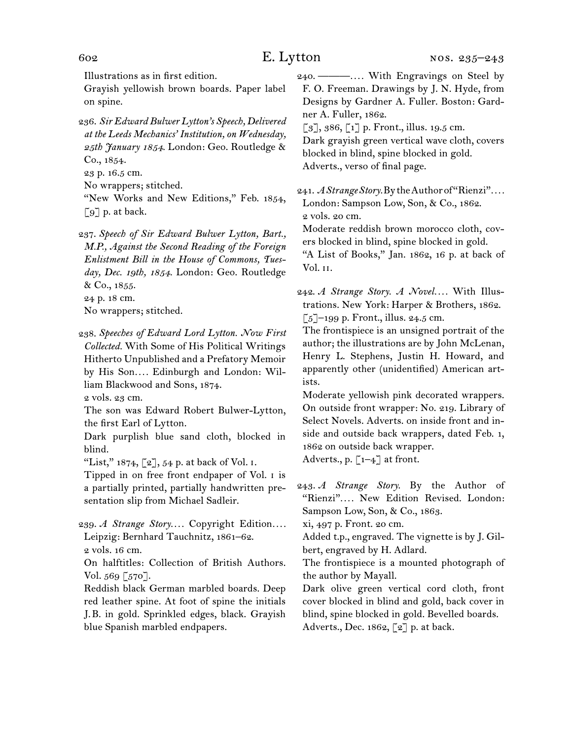Illustrations as in first edition.
Grayish yellowish brown boards. Paper label on spine.

236. *Sir Edward Bulwer Lytton's Speech, Delivered at the Leeds Mechanics' Institution, on Wednesday, 25th January 1854.* London: Geo. Routledge & Co., 1854.
23 p. 16.5 cm.
No wrappers; stitched.
"New Works and New Editions," Feb. 1854, [9] p. at back.

237. *Speech of Sir Edward Bulwer Lytton, Bart., M.P., Against the Second Reading of the Foreign Enlistment Bill in the House of Commons, Tuesday, Dec. 19th, 1854.* London: Geo. Routledge & Co., 1855.
24 p. 18 cm.
No wrappers; stitched.

238. *Speeches of Edward Lord Lytton. Now First Collected.* With Some of His Political Writings Hitherto Unpublished and a Prefatory Memoir by His Son.... Edinburgh and London: William Blackwood and Sons, 1874.
2 vols. 23 cm.
The son was Edward Robert Bulwer-Lytton, the first Earl of Lytton.
Dark purplish blue sand cloth, blocked in blind.
"List," 1874, [2], 54 p. at back of Vol. I.
Tipped in on free front endpaper of Vol. I is a partially printed, partially handwritten presentation slip from Michael Sadleir.

239. *A Strange Story....* Copyright Edition.... Leipzig: Bernhard Tauchnitz, 1861–62.
2 vols. 16 cm.
On halftitles: Collection of British Authors. Vol. 569 [570].
Reddish black German marbled boards. Deep red leather spine. At foot of spine the initials J.B. in gold. Sprinkled edges, black. Grayish blue Spanish marbled endpapers.

240. ———.... With Engravings on Steel by F. O. Freeman. Drawings by J. N. Hyde, from Designs by Gardner A. Fuller. Boston: Gardner A. Fuller, 1862.
[3], 386, [1] p. Front., illus. 19.5 cm.
Dark grayish green vertical wave cloth, covers blocked in blind, spine blocked in gold.
Adverts., verso of final page.

241. *A Strange Story.* By the Author of "Rienzi".... London: Sampson Low, Son, & Co., 1862.
2 vols. 20 cm.
Moderate reddish brown morocco cloth, covers blocked in blind, spine blocked in gold.
"A List of Books," Jan. 1862, 16 p. at back of Vol. II.

242. *A Strange Story. A Novel....* With Illustrations. New York: Harper & Brothers, 1862.
[5]–199 p. Front., illus. 24.5 cm.
The frontispiece is an unsigned portrait of the author; the illustrations are by John McLenan, Henry L. Stephens, Justin H. Howard, and apparently other (unidentified) American artists.
Moderate yellowish pink decorated wrappers. On outside front wrapper: No. 219. Library of Select Novels. Adverts. on inside front and inside and outside back wrappers, dated Feb. 1, 1862 on outside back wrapper.
Adverts., p. [1–4] at front.

243. *A Strange Story.* By the Author of "Rienzi".... New Edition Revised. London: Sampson Low, Son, & Co., 1863.
xi, 497 p. Front. 20 cm.
Added t.p., engraved. The vignette is by J. Gilbert, engraved by H. Adlard.
The frontispiece is a mounted photograph of the author by Mayall.
Dark olive green vertical cord cloth, front cover blocked in blind and gold, back cover in blind, spine blocked in gold. Bevelled boards.
Adverts., Dec. 1862, [2] p. at back.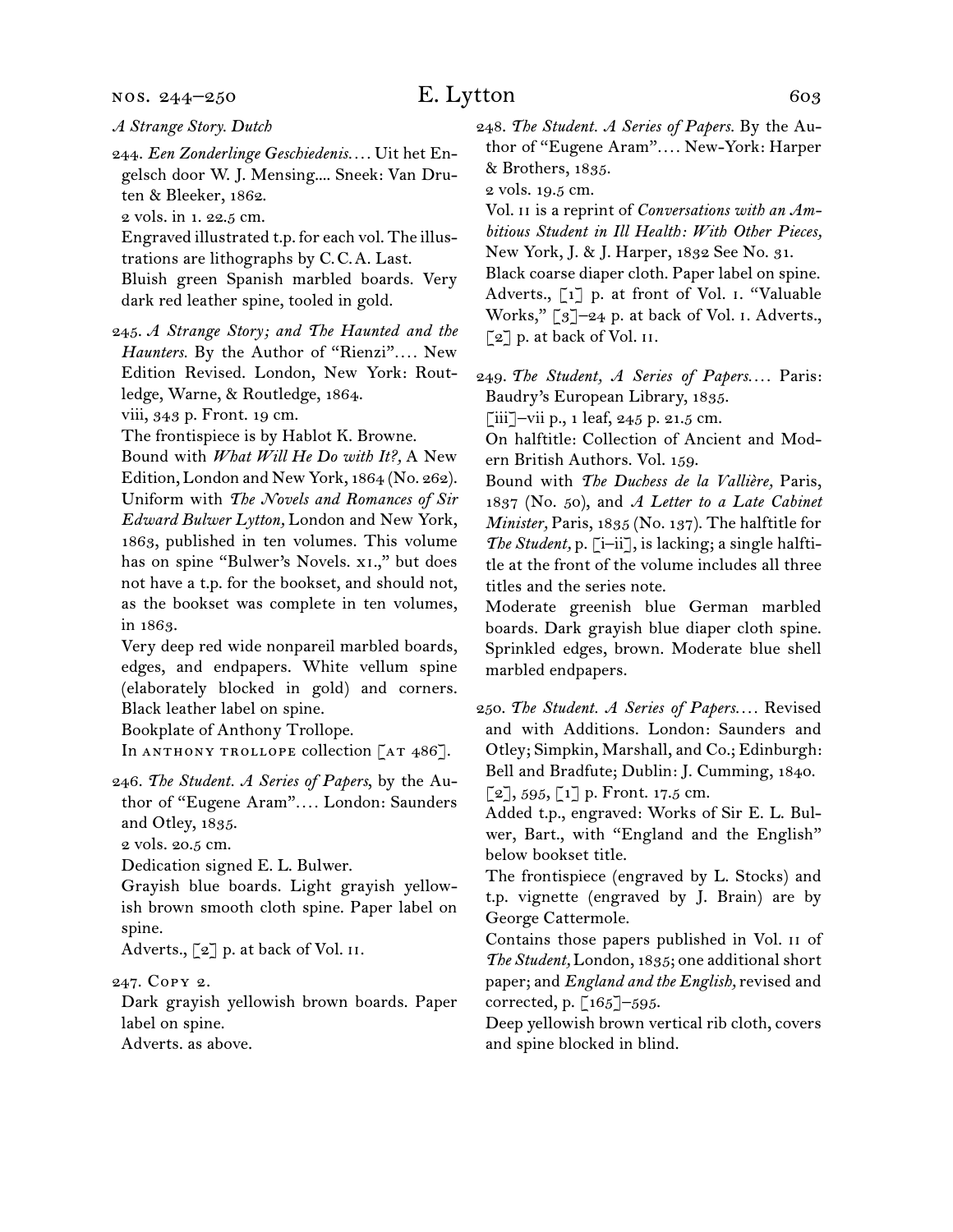*A Strange Story. Dutch*

244. *Een Zonderlinge Geschiedenis.*… Uit het Engelsch door W. J. Mensing.... Sneek: Van Druten & Bleeker, 1862.
2 vols. in 1. 22.5 cm.
Engraved illustrated t.p. for each vol. The illustrations are lithographs by C. C. A. Last.
Bluish green Spanish marbled boards. Very dark red leather spine, tooled in gold.

245. *A Strange Story; and The Haunted and the Haunters.* By the Author of "Rienzi"…. New Edition Revised. London, New York: Routledge, Warne, & Routledge, 1864.
viii, 343 p. Front. 19 cm.
The frontispiece is by Hablot K. Browne.
Bound with *What Will He Do with It?,* A New Edition, London and New York, 1864 (No. 262). Uniform with *The Novels and Romances of Sir Edward Bulwer Lytton,* London and New York, 1863, published in ten volumes. This volume has on spine "Bulwer's Novels. XI.," but does not have a t.p. for the bookset, and should not, as the bookset was complete in ten volumes, in 1863.
Very deep red wide nonpareil marbled boards, edges, and endpapers. White vellum spine (elaborately blocked in gold) and corners. Black leather label on spine.
Bookplate of Anthony Trollope.
In ANTHONY TROLLOPE collection [AT 486].

246. *The Student. A Series of Papers*, by the Author of "Eugene Aram"…. London: Saunders and Otley, 1835.
2 vols. 20.5 cm.
Dedication signed E. L. Bulwer.
Grayish blue boards. Light grayish yellowish brown smooth cloth spine. Paper label on spine.
Adverts., [2] p. at back of Vol. II.

247. COPY 2.
Dark grayish yellowish brown boards. Paper label on spine.
Adverts. as above.

248. *The Student. A Series of Papers.* By the Author of "Eugene Aram"…. New-York: Harper & Brothers, 1835.
2 vols. 19.5 cm.
Vol. II is a reprint of *Conversations with an Ambitious Student in Ill Health: With Other Pieces,* New York, J. & J. Harper, 1832 See No. 31.
Black coarse diaper cloth. Paper label on spine.
Adverts., [1] p. at front of Vol. I. "Valuable Works," [3]–24 p. at back of Vol. I. Adverts., [2] p. at back of Vol. II.

249. *The Student, A Series of Papers.*… Paris: Baudry's European Library, 1835.
[iii]–vii p., 1 leaf, 245 p. 21.5 cm.
On halftitle: Collection of Ancient and Modern British Authors. Vol. 159.
Bound with *The Duchess de la Vallière,* Paris, 1837 (No. 50), and *A Letter to a Late Cabinet Minister,* Paris, 1835 (No. 137). The halftitle for *The Student,* p. [i–ii], is lacking; a single halftitle at the front of the volume includes all three titles and the series note.
Moderate greenish blue German marbled boards. Dark grayish blue diaper cloth spine. Sprinkled edges, brown. Moderate blue shell marbled endpapers.

250. *The Student. A Series of Papers.*… Revised and with Additions. London: Saunders and Otley; Simpkin, Marshall, and Co.; Edinburgh: Bell and Bradfute; Dublin: J. Cumming, 1840.
[2], 595, [1] p. Front. 17.5 cm.
Added t.p., engraved: Works of Sir E. L. Bulwer, Bart., with "England and the English" below bookset title.
The frontispiece (engraved by L. Stocks) and t.p. vignette (engraved by J. Brain) are by George Cattermole.
Contains those papers published in Vol. II of *The Student,* London, 1835; one additional short paper; and *England and the English,* revised and corrected, p. [165]–595.
Deep yellowish brown vertical rib cloth, covers and spine blocked in blind.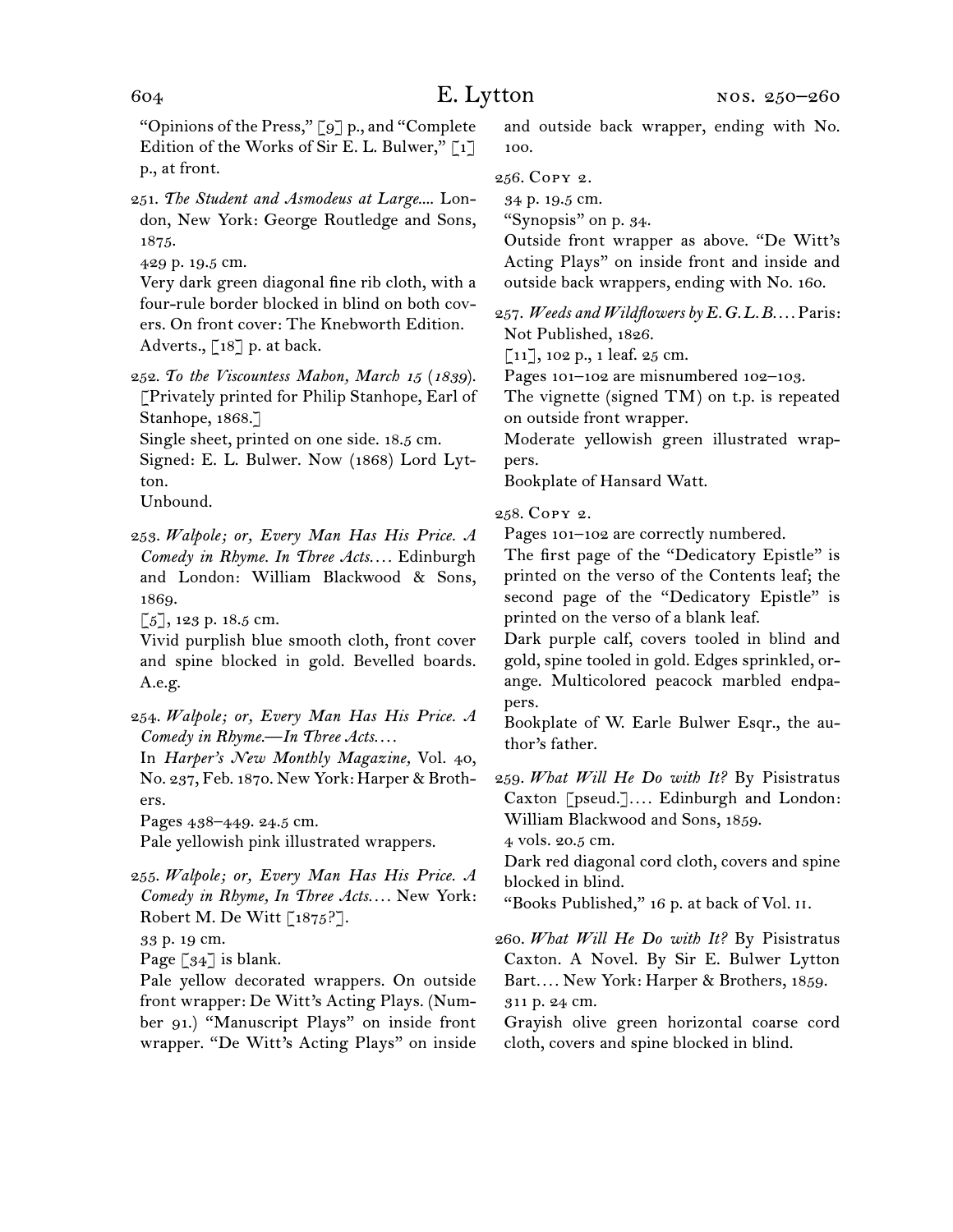"Opinions of the Press," [9] p., and "Complete Edition of the Works of Sir E. L. Bulwer," [1] p., at front.

251. *The Student and Asmodeus at Large....* London, New York: George Routledge and Sons, 1875.
429 p. 19.5 cm.
Very dark green diagonal fine rib cloth, with a four-rule border blocked in blind on both covers. On front cover: The Knebworth Edition.
Adverts., [18] p. at back.

252. *To the Viscountess Mahon, March 15 (1839).* [Privately printed for Philip Stanhope, Earl of Stanhope, 1868.]
Single sheet, printed on one side. 18.5 cm.
Signed: E. L. Bulwer. Now (1868) Lord Lytton.
Unbound.

253. *Walpole; or, Every Man Has His Price. A Comedy in Rhyme. In Three Acts....* Edinburgh and London: William Blackwood & Sons, 1869.
[5], 123 p. 18.5 cm.
Vivid purplish blue smooth cloth, front cover and spine blocked in gold. Bevelled boards. A.e.g.

254. *Walpole; or, Every Man Has His Price. A Comedy in Rhyme.—In Three Acts....*
In *Harper's New Monthly Magazine,* Vol. 40, No. 237, Feb. 1870. New York: Harper & Brothers.
Pages 438–449. 24.5 cm.
Pale yellowish pink illustrated wrappers.

255. *Walpole; or, Every Man Has His Price. A Comedy in Rhyme, In Three Acts....* New York: Robert M. De Witt [1875?].
33 p. 19 cm.
Page [34] is blank.
Pale yellow decorated wrappers. On outside front wrapper: De Witt's Acting Plays. (Number 91.) "Manuscript Plays" on inside front wrapper. "De Witt's Acting Plays" on inside and outside back wrapper, ending with No. 100.

256. Copy 2.
34 p. 19.5 cm.
"Synopsis" on p. 34.
Outside front wrapper as above. "De Witt's Acting Plays" on inside front and inside and outside back wrappers, ending with No. 160.

257. *Weeds and Wildflowers by E. G. L. B....* Paris: Not Published, 1826.
[11], 102 p., 1 leaf. 25 cm.
Pages 101–102 are misnumbered 102–103.
The vignette (signed TM) on t.p. is repeated on outside front wrapper.
Moderate yellowish green illustrated wrappers.
Bookplate of Hansard Watt.

258. Copy 2.
Pages 101–102 are correctly numbered.
The first page of the "Dedicatory Epistle" is printed on the verso of the Contents leaf; the second page of the "Dedicatory Epistle" is printed on the verso of a blank leaf.
Dark purple calf, covers tooled in blind and gold, spine tooled in gold. Edges sprinkled, orange. Multicolored peacock marbled endpapers.
Bookplate of W. Earle Bulwer Esqr., the author's father.

259. *What Will He Do with It?* By Pisistratus Caxton [pseud.].... Edinburgh and London: William Blackwood and Sons, 1859.
4 vols. 20.5 cm.
Dark red diagonal cord cloth, covers and spine blocked in blind.
"Books Published," 16 p. at back of Vol. II.

260. *What Will He Do with It?* By Pisistratus Caxton. A Novel. By Sir E. Bulwer Lytton Bart.... New York: Harper & Brothers, 1859.
311 p. 24 cm.
Grayish olive green horizontal coarse cord cloth, covers and spine blocked in blind.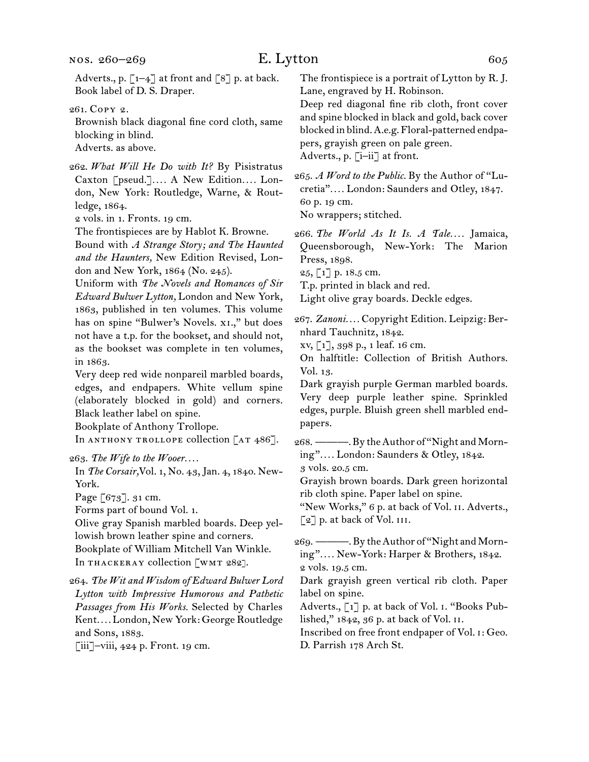Adverts., p. [1–4] at front and [8] p. at back. Book label of D. S. Draper.

261. Copy 2.
Brownish black diagonal fine cord cloth, same blocking in blind.
Adverts. as above.

262. *What Will He Do with It?* By Pisistratus Caxton [pseud.].... A New Edition.... London, New York: Routledge, Warne, & Routledge, 1864.
2 vols. in 1. Fronts. 19 cm.
The frontispieces are by Hablot K. Browne.
Bound with *A Strange Story; and The Haunted and the Haunters,* New Edition Revised, London and New York, 1864 (No. 245).
Uniform with *The Novels and Romances of Sir Edward Bulwer Lytton,* London and New York, 1863, published in ten volumes. This volume has on spine "Bulwer's Novels. xi.," but does not have a t.p. for the bookset, and should not, as the bookset was complete in ten volumes, in 1863.
Very deep red wide nonpareil marbled boards, edges, and endpapers. White vellum spine (elaborately blocked in gold) and corners. Black leather label on spine.
Bookplate of Anthony Trollope.
In anthony trollope collection [at 486].

263. *The Wife to the Wooer....*
In *The Corsair,* Vol. 1, No. 43, Jan. 4, 1840. New-York.
Page [673]. 31 cm.
Forms part of bound Vol. 1.
Olive gray Spanish marbled boards. Deep yellowish brown leather spine and corners.
Bookplate of William Mitchell Van Winkle.
In thackeray collection [wmt 282].

264. *The Wit and Wisdom of Edward Bulwer Lord Lytton with Impressive Humorous and Pathetic Passages from His Works.* Selected by Charles Kent.... London, New York: George Routledge and Sons, 1883.
[iii]–viii, 424 p. Front. 19 cm.
The frontispiece is a portrait of Lytton by R. J. Lane, engraved by H. Robinson.
Deep red diagonal fine rib cloth, front cover and spine blocked in black and gold, back cover blocked in blind. A.e.g. Floral-patterned endpapers, grayish green on pale green.
Adverts., p. [i–ii] at front.

265. *A Word to the Public.* By the Author of "Lucretia".... London: Saunders and Otley, 1847.
60 p. 19 cm.
No wrappers; stitched.

266. *The World As It Is. A Tale....* Jamaica, Queensborough, New-York: The Marion Press, 1898.
25, [1] p. 18.5 cm.
T.p. printed in black and red.
Light olive gray boards. Deckle edges.

267. *Zanoni....* Copyright Edition. Leipzig: Bernhard Tauchnitz, 1842.
xv, [1], 398 p., 1 leaf. 16 cm.
On halftitle: Collection of British Authors. Vol. 13.
Dark grayish purple German marbled boards. Very deep purple leather spine. Sprinkled edges, purple. Bluish green shell marbled endpapers.

268. ———. By the Author of "Night and Morning".... London: Saunders & Otley, 1842.
3 vols. 20.5 cm.
Grayish brown boards. Dark green horizontal rib cloth spine. Paper label on spine.
"New Works," 6 p. at back of Vol. ii. Adverts., [2] p. at back of Vol. iii.

269. ———. By the Author of "Night and Morning".... New-York: Harper & Brothers, 1842.
2 vols. 19.5 cm.
Dark grayish green vertical rib cloth. Paper label on spine.
Adverts., [1] p. at back of Vol. i. "Books Published," 1842, 36 p. at back of Vol. ii.
Inscribed on free front endpaper of Vol. i: Geo. D. Parrish 178 Arch St.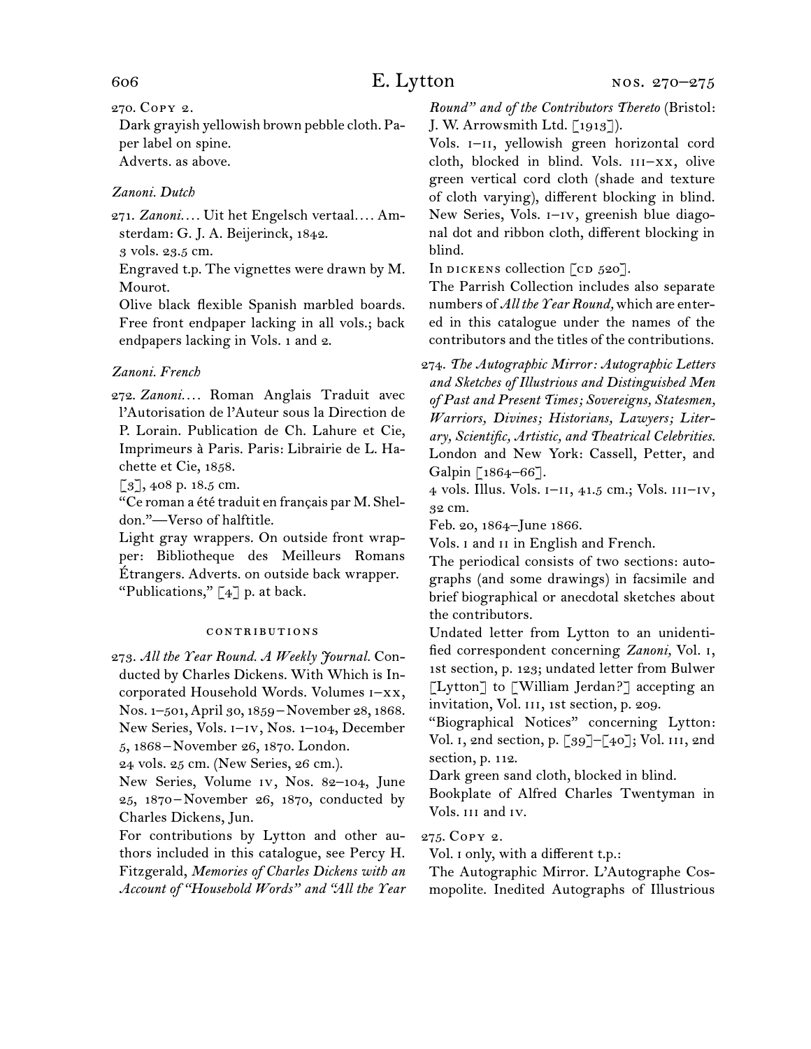270. Copy 2.

Dark grayish yellowish brown pebble cloth. Paper label on spine.

Adverts. as above.

*Zanoni. Dutch*

271. *Zanoni.*… Uit het Engelsch vertaal.… Amsterdam: G. J. A. Beijerinck, 1842.

3 vols. 23.5 cm.

Engraved t.p. The vignettes were drawn by M. Mourot.

Olive black flexible Spanish marbled boards. Free front endpaper lacking in all vols.; back endpapers lacking in Vols. 1 and 2.

*Zanoni. French*

272. *Zanoni.*… Roman Anglais Traduit avec l'Autorisation de l'Auteur sous la Direction de P. Lorain. Publication de Ch. Lahure et Cie, Imprimeurs à Paris. Paris: Librairie de L. Hachette et Cie, 1858.

[3], 408 p. 18.5 cm.

"Ce roman a été traduit en français par M. Sheldon."—Verso of halftitle.

Light gray wrappers. On outside front wrapper: Bibliotheque des Meilleurs Romans Étrangers. Adverts. on outside back wrapper. "Publications," [4] p. at back.

### contributions

273. *All the Year Round. A Weekly Journal.* Conducted by Charles Dickens. With Which is Incorporated Household Words. Volumes i–xx, Nos. 1–501, April 30, 1859–November 28, 1868. New Series, Vols. i–iv, Nos. 1–104, December 5, 1868–November 26, 1870. London.

24 vols. 25 cm. (New Series, 26 cm.).

New Series, Volume iv, Nos. 82–104, June 25, 1870–November 26, 1870, conducted by Charles Dickens, Jun.

For contributions by Lytton and other authors included in this catalogue, see Percy H. Fitzgerald, *Memories of Charles Dickens with an Account of "Household Words" and "All the Year Round" and of the Contributors Thereto* (Bristol: J. W. Arrowsmith Ltd. [1913]).

Vols. i–ii, yellowish green horizontal cord cloth, blocked in blind. Vols. iii–xx, olive green vertical cord cloth (shade and texture of cloth varying), different blocking in blind. New Series, Vols. i–iv, greenish blue diagonal dot and ribbon cloth, different blocking in blind.

In dickens collection [cd 520].

The Parrish Collection includes also separate numbers of *All the Year Round,* which are entered in this catalogue under the names of the contributors and the titles of the contributions.

274. *The Autographic Mirror: Autographic Letters and Sketches of Illustrious and Distinguished Men of Past and Present Times; Sovereigns, Statesmen, Warriors, Divines; Historians, Lawyers; Literary, Scientific, Artistic, and Theatrical Celebrities.* London and New York: Cassell, Petter, and Galpin [1864–66].

4 vols. Illus. Vols. i–ii, 41.5 cm.; Vols. iii–iv, 32 cm.

Feb. 20, 1864–June 1866.

Vols. i and ii in English and French.

The periodical consists of two sections: autographs (and some drawings) in facsimile and brief biographical or anecdotal sketches about the contributors.

Undated letter from Lytton to an unidentified correspondent concerning *Zanoni,* Vol. i, 1st section, p. 123; undated letter from Bulwer [Lytton] to [William Jerdan?] accepting an invitation, Vol. iii, 1st section, p. 209.

"Biographical Notices" concerning Lytton: Vol. i, 2nd section, p. [39]–[40]; Vol. iii, 2nd section, p. 112.

Dark green sand cloth, blocked in blind.

Bookplate of Alfred Charles Twentyman in Vols. iii and iv.

275. Copy 2.

Vol. i only, with a different t.p.:

The Autographic Mirror. L'Autographe Cosmopolite. Inedited Autographs of Illustrious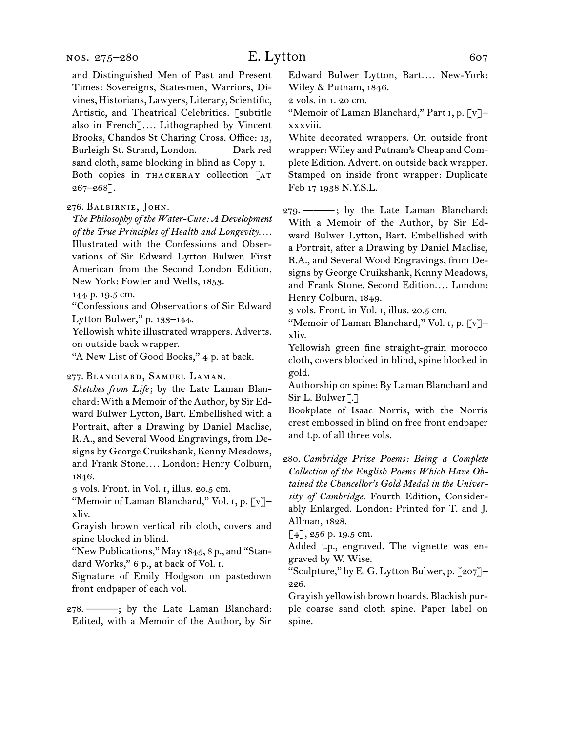and Distinguished Men of Past and Present Times: Sovereigns, Statesmen, Warriors, Divines, Historians, Lawyers, Literary, Scientific, Artistic, and Theatrical Celebrities. [subtitle also in French].... Lithographed by Vincent Brooks, Chandos St Charing Cross. Office: 13, Burleigh St. Strand, London. Dark red sand cloth, same blocking in blind as Copy 1.
Both copies in THACKERAY collection [AT 267–268].

276. Balbirnie, John.
*The Philosophy of the Water-Cure: A Development of the True Principles of Health and Longevity....* Illustrated with the Confessions and Observations of Sir Edward Lytton Bulwer. First American from the Second London Edition. New York: Fowler and Wells, 1853.
144 p. 19.5 cm.
"Confessions and Observations of Sir Edward Lytton Bulwer," p. 133–144.
Yellowish white illustrated wrappers. Adverts. on outside back wrapper.
"A New List of Good Books," 4 p. at back.

277. Blanchard, Samuel Laman.
*Sketches from Life*; by the Late Laman Blanchard: With a Memoir of the Author, by Sir Edward Bulwer Lytton, Bart. Embellished with a Portrait, after a Drawing by Daniel Maclise, R.A., and Several Wood Engravings, from Designs by George Cruikshank, Kenny Meadows, and Frank Stone.... London: Henry Colburn, 1846.
3 vols. Front. in Vol. 1, illus. 20.5 cm.
"Memoir of Laman Blanchard," Vol. 1, p. [v]–xliv.
Grayish brown vertical rib cloth, covers and spine blocked in blind.
"New Publications," May 1845, 8 p., and "Standard Works," 6 p., at back of Vol. 1.
Signature of Emily Hodgson on pastedown front endpaper of each vol.

278. ———; by the Late Laman Blanchard: Edited, with a Memoir of the Author, by Sir Edward Bulwer Lytton, Bart.... New-York: Wiley & Putnam, 1846.
2 vols. in 1. 20 cm.
"Memoir of Laman Blanchard," Part 1, p. [v]–xxxviii.
White decorated wrappers. On outside front wrapper: Wiley and Putnam's Cheap and Complete Edition. Advert. on outside back wrapper.
Stamped on inside front wrapper: Duplicate Feb 17 1938 N.Y.S.L.

279. ———; by the Late Laman Blanchard: With a Memoir of the Author, by Sir Edward Bulwer Lytton, Bart. Embellished with a Portrait, after a Drawing by Daniel Maclise, R.A., and Several Wood Engravings, from Designs by George Cruikshank, Kenny Meadows, and Frank Stone. Second Edition.... London: Henry Colburn, 1849.
3 vols. Front. in Vol. 1, illus. 20.5 cm.
"Memoir of Laman Blanchard," Vol. 1, p. [v]–xliv.
Yellowish green fine straight-grain morocco cloth, covers blocked in blind, spine blocked in gold.
Authorship on spine: By Laman Blanchard and Sir L. Bulwer[.]
Bookplate of Isaac Norris, with the Norris crest embossed in blind on free front endpaper and t.p. of all three vols.

280. *Cambridge Prize Poems: Being a Complete Collection of the English Poems Which Have Obtained the Chancellor's Gold Medal in the University of Cambridge.* Fourth Edition, Considerably Enlarged. London: Printed for T. and J. Allman, 1828.
[4], 256 p. 19.5 cm.
Added t.p., engraved. The vignette was engraved by W. Wise.
"Sculpture," by E. G. Lytton Bulwer, p. [207]–226.
Grayish yellowish brown boards. Blackish purple coarse sand cloth spine. Paper label on spine.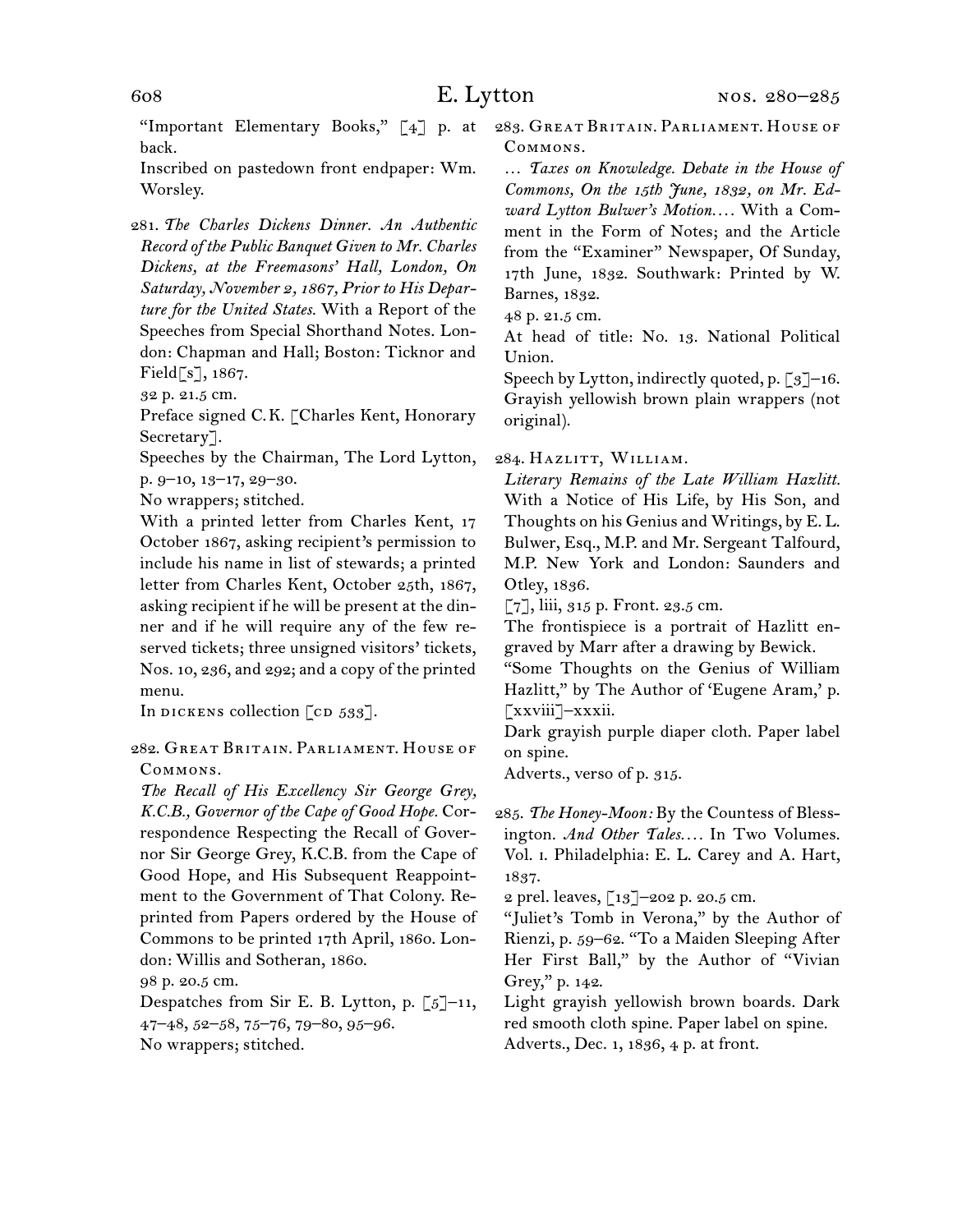"Important Elementary Books," [4] p. at back.

Inscribed on pastedown front endpaper: Wm. Worsley.

281. *The Charles Dickens Dinner. An Authentic Record of the Public Banquet Given to Mr. Charles Dickens, at the Freemasons' Hall, London, On Saturday, November 2, 1867, Prior to His Departure for the United States.* With a Report of the Speeches from Special Shorthand Notes. London: Chapman and Hall; Boston: Ticknor and Field[s], 1867.

32 p. 21.5 cm.

Preface signed C.K. [Charles Kent, Honorary Secretary].

Speeches by the Chairman, The Lord Lytton, p. 9–10, 13–17, 29–30.

No wrappers; stitched.

With a printed letter from Charles Kent, 17 October 1867, asking recipient's permission to include his name in list of stewards; a printed letter from Charles Kent, October 25th, 1867, asking recipient if he will be present at the dinner and if he will require any of the few reserved tickets; three unsigned visitors' tickets, Nos. 10, 236, and 292; and a copy of the printed menu.

In DICKENS collection [CD 533].

282. GREAT BRITAIN. PARLIAMENT. HOUSE OF COMMONS.

*The Recall of His Excellency Sir George Grey, K.C.B., Governor of the Cape of Good Hope.* Correspondence Respecting the Recall of Governor Sir George Grey, K.C.B. from the Cape of Good Hope, and His Subsequent Reappointment to the Government of That Colony. Reprinted from Papers ordered by the House of Commons to be printed 17th April, 1860. London: Willis and Sotheran, 1860.

98 p. 20.5 cm.

Despatches from Sir E. B. Lytton, p. [5]–11, 47–48, 52–58, 75–76, 79–80, 95–96.

No wrappers; stitched.

283. GREAT BRITAIN. PARLIAMENT. HOUSE OF COMMONS.

*… Taxes on Knowledge. Debate in the House of Commons, On the 15th June, 1832, on Mr. Edward Lytton Bulwer's Motion.…* With a Comment in the Form of Notes; and the Article from the "Examiner" Newspaper, Of Sunday, 17th June, 1832. Southwark: Printed by W. Barnes, 1832.

48 p. 21.5 cm.

At head of title: No. 13. National Political Union.

Speech by Lytton, indirectly quoted, p. [3]–16.

Grayish yellowish brown plain wrappers (not original).

284. HAZLITT, WILLIAM.

*Literary Remains of the Late William Hazlitt.* With a Notice of His Life, by His Son, and Thoughts on his Genius and Writings, by E. L. Bulwer, Esq., M.P. and Mr. Sergeant Talfourd, M.P. New York and London: Saunders and Otley, 1836.

[7], liii, 315 p. Front. 23.5 cm.

The frontispiece is a portrait of Hazlitt engraved by Marr after a drawing by Bewick.

"Some Thoughts on the Genius of William Hazlitt," by The Author of 'Eugene Aram,' p. [xxviii]–xxxii.

Dark grayish purple diaper cloth. Paper label on spine.

Adverts., verso of p. 315.

285. *The Honey-Moon:* By the Countess of Blessington. *And Other Tales.…* In Two Volumes. Vol. I. Philadelphia: E. L. Carey and A. Hart, 1837.

2 prel. leaves, [13]–202 p. 20.5 cm.

"Juliet's Tomb in Verona," by the Author of Rienzi, p. 59–62. "To a Maiden Sleeping After Her First Ball," by the Author of "Vivian Grey," p. 142.

Light grayish yellowish brown boards. Dark red smooth cloth spine. Paper label on spine.

Adverts., Dec. 1, 1836, 4 p. at front.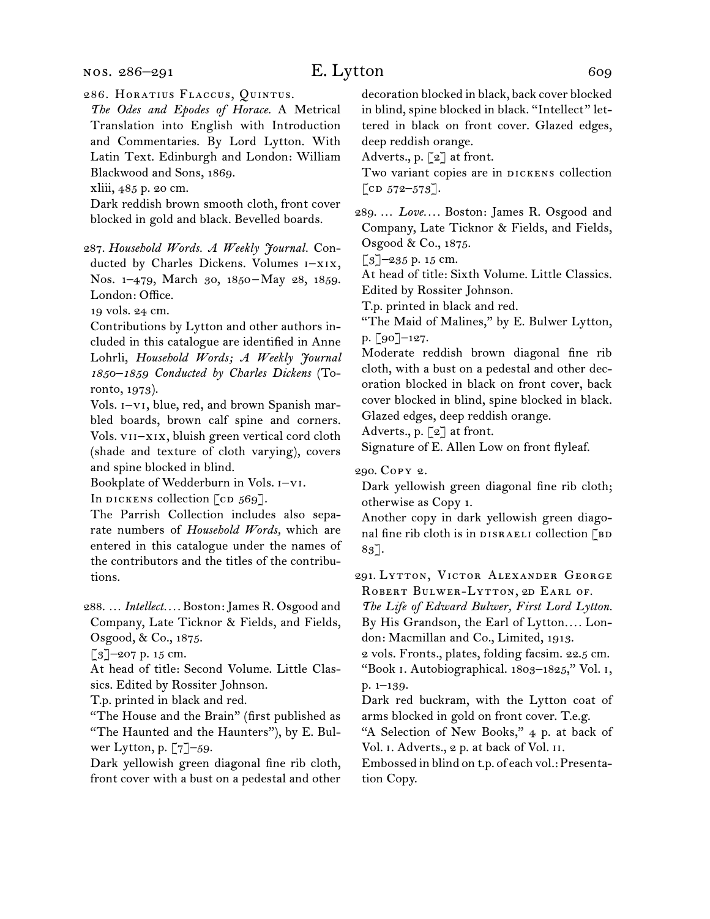286. Horatius Flaccus, Quintus.

*The Odes and Epodes of Horace.* A Metrical Translation into English with Introduction and Commentaries. By Lord Lytton. With Latin Text. Edinburgh and London: William Blackwood and Sons, 1869.

xliii, 485 p. 20 cm.

Dark reddish brown smooth cloth, front cover blocked in gold and black. Bevelled boards.

287. *Household Words. A Weekly Journal.* Conducted by Charles Dickens. Volumes i–xix, Nos. 1–479, March 30, 1850–May 28, 1859. London: Office.

19 vols. 24 cm.

Contributions by Lytton and other authors included in this catalogue are identified in Anne Lohrli, *Household Words; A Weekly Journal 1850–1859 Conducted by Charles Dickens* (Toronto, 1973).

Vols. i–vi, blue, red, and brown Spanish marbled boards, brown calf spine and corners. Vols. vii–xix, bluish green vertical cord cloth (shade and texture of cloth varying), covers and spine blocked in blind.

Bookplate of Wedderburn in Vols. i–vi.

In dickens collection [cd 569].

The Parrish Collection includes also separate numbers of *Household Words,* which are entered in this catalogue under the names of the contributors and the titles of the contributions.

288. … *Intellect.*… Boston: James R. Osgood and Company, Late Ticknor & Fields, and Fields, Osgood, & Co., 1875.

[3]–207 p. 15 cm.

At head of title: Second Volume. Little Classics. Edited by Rossiter Johnson.

T.p. printed in black and red.

"The House and the Brain" (first published as "The Haunted and the Haunters"), by E. Bulwer Lytton, p. [7]–59.

Dark yellowish green diagonal fine rib cloth, front cover with a bust on a pedestal and other decoration blocked in black, back cover blocked in blind, spine blocked in black. "Intellect" lettered in black on front cover. Glazed edges, deep reddish orange.

Adverts., p. [2] at front.

Two variant copies are in dickens collection [cd 572–573].

289. … *Love.*… Boston: James R. Osgood and Company, Late Ticknor & Fields, and Fields, Osgood & Co., 1875.

[3]–235 p. 15 cm.

At head of title: Sixth Volume. Little Classics. Edited by Rossiter Johnson.

T.p. printed in black and red.

"The Maid of Malines," by E. Bulwer Lytton, p. [90]–127.

Moderate reddish brown diagonal fine rib cloth, with a bust on a pedestal and other decoration blocked in black on front cover, back cover blocked in blind, spine blocked in black. Glazed edges, deep reddish orange.

Adverts., p. [2] at front.

Signature of E. Allen Low on front flyleaf.

290. Copy 2.

Dark yellowish green diagonal fine rib cloth; otherwise as Copy 1.

Another copy in dark yellowish green diagonal fine rib cloth is in disraeli collection [bd 83].

291. Lytton, Victor Alexander George Robert Bulwer-Lytton, 2d Earl of.

*The Life of Edward Bulwer, First Lord Lytton.* By His Grandson, the Earl of Lytton.… London: Macmillan and Co., Limited, 1913.

2 vols. Fronts., plates, folding facsim. 22.5 cm.

"Book i. Autobiographical. 1803–1825," Vol. i, p. 1–139.

Dark red buckram, with the Lytton coat of arms blocked in gold on front cover. T.e.g.

"A Selection of New Books," 4 p. at back of Vol. i. Adverts., 2 p. at back of Vol. ii.

Embossed in blind on t.p. of each vol.: Presentation Copy.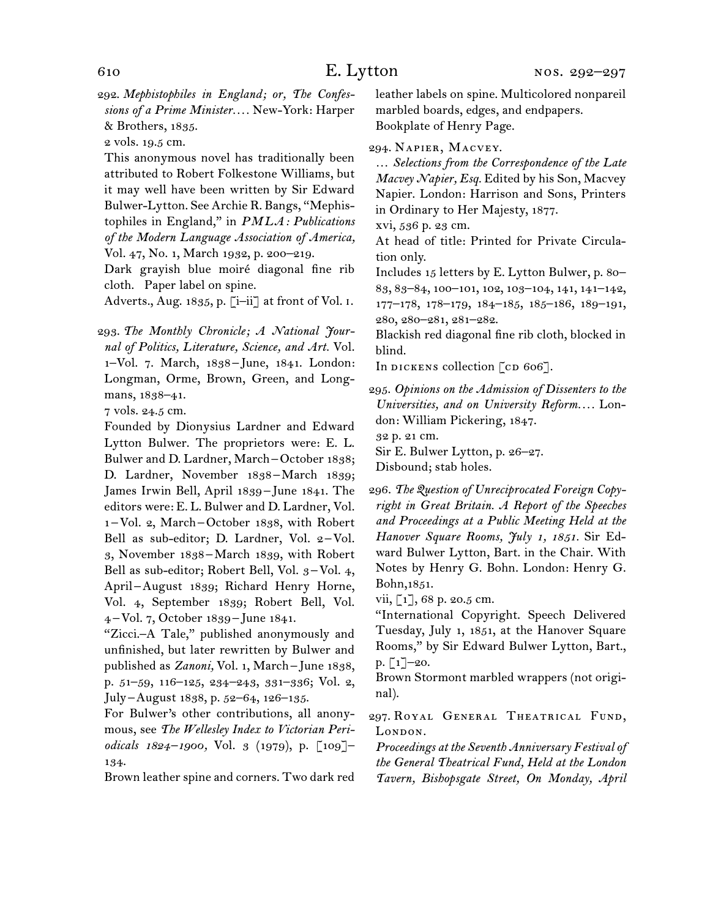292. *Mephistophiles in England; or, The Confessions of a Prime Minister.…* New-York: Harper & Brothers, 1835.
2 vols. 19.5 cm.
This anonymous novel has traditionally been attributed to Robert Folkestone Williams, but it may well have been written by Sir Edward Bulwer-Lytton. See Archie R. Bangs, "Mephistophiles in England," in *PMLA: Publications of the Modern Language Association of America,* Vol. 47, No. 1, March 1932, p. 200–219.
Dark grayish blue moiré diagonal fine rib cloth. Paper label on spine.
Adverts., Aug. 1835, p. [i–ii] at front of Vol. 1.

293. *The Monthly Chronicle; A National Journal of Politics, Literature, Science, and Art.* Vol. 1–Vol. 7. March, 1838–June, 1841. London: Longman, Orme, Brown, Green, and Longmans, 1838–41.
7 vols. 24.5 cm.
Founded by Dionysius Lardner and Edward Lytton Bulwer. The proprietors were: E. L. Bulwer and D. Lardner, March–October 1838; D. Lardner, November 1838–March 1839; James Irwin Bell, April 1839–June 1841. The editors were: E. L. Bulwer and D. Lardner, Vol. 1–Vol. 2, March–October 1838, with Robert Bell as sub-editor; D. Lardner, Vol. 2–Vol. 3, November 1838–March 1839, with Robert Bell as sub-editor; Robert Bell, Vol. 3–Vol. 4, April–August 1839; Richard Henry Horne, Vol. 4, September 1839; Robert Bell, Vol. 4–Vol. 7, October 1839–June 1841.
"Zicci.–A Tale," published anonymously and unfinished, but later rewritten by Bulwer and published as *Zanoni,* Vol. 1, March–June 1838, p. 51–59, 116–125, 234–243, 331–336; Vol. 2, July–August 1838, p. 52–64, 126–135.
For Bulwer's other contributions, all anonymous, see *The Wellesley Index to Victorian Periodicals 1824–1900,* Vol. 3 (1979), p. [109]–134.
Brown leather spine and corners. Two dark red leather labels on spine. Multicolored nonpareil marbled boards, edges, and endpapers.
Bookplate of Henry Page.

294. Napier, Macvey.
… *Selections from the Correspondence of the Late Macvey Napier, Esq.* Edited by his Son, Macvey Napier. London: Harrison and Sons, Printers in Ordinary to Her Majesty, 1877.
xvi, 536 p. 23 cm.
At head of title: Printed for Private Circulation only.
Includes 15 letters by E. Lytton Bulwer, p. 80–83, 83–84, 100–101, 102, 103–104, 141, 141–142, 177–178, 178–179, 184–185, 185–186, 189–191, 280, 280–281, 281–282.
Blackish red diagonal fine rib cloth, blocked in blind.
In dickens collection [cd 606].

295. *Opinions on the Admission of Dissenters to the Universities, and on University Reform.…* London: William Pickering, 1847.
32 p. 21 cm.
Sir E. Bulwer Lytton, p. 26–27.
Disbound; stab holes.

296. *The Question of Unreciprocated Foreign Copyright in Great Britain. A Report of the Speeches and Proceedings at a Public Meeting Held at the Hanover Square Rooms, July 1, 1851.* Sir Edward Bulwer Lytton, Bart. in the Chair. With Notes by Henry G. Bohn. London: Henry G. Bohn,1851.
vii, [1], 68 p. 20.5 cm.
"International Copyright. Speech Delivered Tuesday, July 1, 1851, at the Hanover Square Rooms," by Sir Edward Bulwer Lytton, Bart., p. [1]–20.
Brown Stormont marbled wrappers (not original).

297. Royal General Theatrical Fund, London.
*Proceedings at the Seventh Anniversary Festival of the General Theatrical Fund, Held at the London Tavern, Bishopsgate Street, On Monday, April*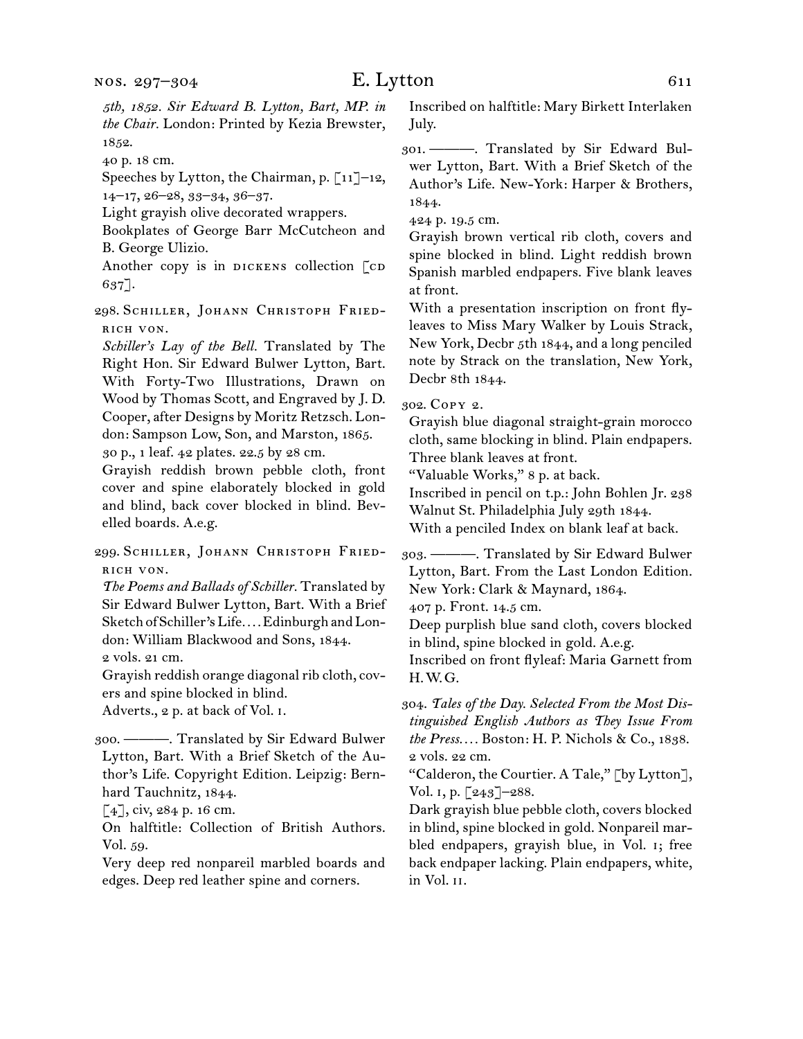*5th, 1852. Sir Edward B. Lytton, Bart, MP. in the Chair.* London: Printed by Kezia Brewster, 1852.

40 p. 18 cm.

Speeches by Lytton, the Chairman, p. [11]–12, 14–17, 26–28, 33–34, 36–37.

Light grayish olive decorated wrappers.

Bookplates of George Barr McCutcheon and B. George Ulizio.

Another copy is in DICKENS collection [CD 637].

298. SCHILLER, JOHANN CHRISTOPH FRIEDRICH VON.

*Schiller's Lay of the Bell.* Translated by The Right Hon. Sir Edward Bulwer Lytton, Bart. With Forty-Two Illustrations, Drawn on Wood by Thomas Scott, and Engraved by J. D. Cooper, after Designs by Moritz Retzsch. London: Sampson Low, Son, and Marston, 1865.

30 p., 1 leaf. 42 plates. 22.5 by 28 cm.

Grayish reddish brown pebble cloth, front cover and spine elaborately blocked in gold and blind, back cover blocked in blind. Bevelled boards. A.e.g.

299. SCHILLER, JOHANN CHRISTOPH FRIEDRICH VON.

*The Poems and Ballads of Schiller.* Translated by Sir Edward Bulwer Lytton, Bart. With a Brief Sketch of Schiller's Life.... Edinburgh and London: William Blackwood and Sons, 1844.

2 vols. 21 cm.

Grayish reddish orange diagonal rib cloth, covers and spine blocked in blind.

Adverts., 2 p. at back of Vol. I.

300. ———. Translated by Sir Edward Bulwer Lytton, Bart. With a Brief Sketch of the Author's Life. Copyright Edition. Leipzig: Bernhard Tauchnitz, 1844.

[4], civ, 284 p. 16 cm.

On halftitle: Collection of British Authors. Vol. 59.

Very deep red nonpareil marbled boards and edges. Deep red leather spine and corners.

Inscribed on halftitle: Mary Birkett Interlaken July.

301. ———. Translated by Sir Edward Bulwer Lytton, Bart. With a Brief Sketch of the Author's Life. New-York: Harper & Brothers, 1844.

424 p. 19.5 cm.

Grayish brown vertical rib cloth, covers and spine blocked in blind. Light reddish brown Spanish marbled endpapers. Five blank leaves at front.

With a presentation inscription on front flyleaves to Miss Mary Walker by Louis Strack, New York, Decbr 5th 1844, and a long penciled note by Strack on the translation, New York, Decbr 8th 1844.

302. COPY 2.

Grayish blue diagonal straight-grain morocco cloth, same blocking in blind. Plain endpapers. Three blank leaves at front.

"Valuable Works," 8 p. at back.

Inscribed in pencil on t.p.: John Bohlen Jr. 238 Walnut St. Philadelphia July 29th 1844.

With a penciled Index on blank leaf at back.

303. ———. Translated by Sir Edward Bulwer Lytton, Bart. From the Last London Edition. New York: Clark & Maynard, 1864.

407 p. Front. 14.5 cm.

Deep purplish blue sand cloth, covers blocked in blind, spine blocked in gold. A.e.g.

Inscribed on front flyleaf: Maria Garnett from H. W. G.

304. *Tales of the Day. Selected From the Most Distinguished English Authors as They Issue From the Press....* Boston: H. P. Nichols & Co., 1838.

2 vols. 22 cm.

"Calderon, the Courtier. A Tale," [by Lytton], Vol. I, p. [243]–288.

Dark grayish blue pebble cloth, covers blocked in blind, spine blocked in gold. Nonpareil marbled endpapers, grayish blue, in Vol. I; free back endpaper lacking. Plain endpapers, white, in Vol. II.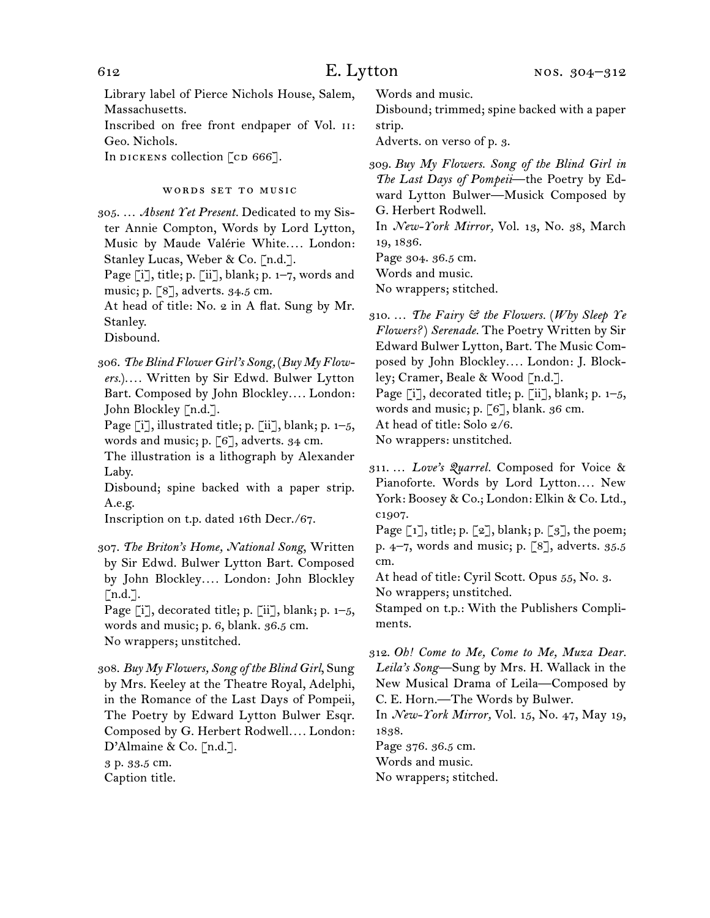Library label of Pierce Nichols House, Salem, Massachusetts.
Inscribed on free front endpaper of Vol. II: Geo. Nichols.
In DICKENS collection [CD 666].

### WORDS SET TO MUSIC

305. … *Absent Yet Present.* Dedicated to my Sister Annie Compton, Words by Lord Lytton, Music by Maude Valérie White.… London: Stanley Lucas, Weber & Co. [n.d.].
Page [i], title; p. [ii], blank; p. 1–7, words and music; p. [8], adverts. 34.5 cm.
At head of title: No. 2 in A flat. Sung by Mr. Stanley.
Disbound.

306. *The Blind Flower Girl's Song,* (*Buy My Flowers.*).… Written by Sir Edwd. Bulwer Lytton Bart. Composed by John Blockley.… London: John Blockley [n.d.].
Page [i], illustrated title; p. [ii], blank; p. 1–5, words and music; p. [6], adverts. 34 cm.
The illustration is a lithograph by Alexander Laby.
Disbound; spine backed with a paper strip. A.e.g.
Inscription on t.p. dated 16th Decr./67.

307. *The Briton's Home, National Song,* Written by Sir Edwd. Bulwer Lytton Bart. Composed by John Blockley.… London: John Blockley [n.d.].
Page [i], decorated title; p. [ii], blank; p. 1–5, words and music; p. 6, blank. 36.5 cm.
No wrappers; unstitched.

308. *Buy My Flowers, Song of the Blind Girl,* Sung by Mrs. Keeley at the Theatre Royal, Adelphi, in the Romance of the Last Days of Pompeii, The Poetry by Edward Lytton Bulwer Esqr. Composed by G. Herbert Rodwell.… London: D'Almaine & Co. [n.d.].
3 p. 33.5 cm.
Caption title.
Words and music.
Disbound; trimmed; spine backed with a paper strip.
Adverts. on verso of p. 3.

309. *Buy My Flowers. Song of the Blind Girl in The Last Days of Pompeii*—the Poetry by Edward Lytton Bulwer—Musick Composed by G. Herbert Rodwell.
In *New-York Mirror,* Vol. 13, No. 38, March 19, 1836.
Page 304. 36.5 cm.
Words and music.
No wrappers; stitched.

310. … *The Fairy & the Flowers.* (*Why Sleep Ye Flowers?*) *Serenade.* The Poetry Written by Sir Edward Bulwer Lytton, Bart. The Music Composed by John Blockley.… London: J. Blockley; Cramer, Beale & Wood [n.d.].
Page [i], decorated title; p. [ii], blank; p. 1–5, words and music; p. [6], blank. 36 cm.
At head of title: Solo 2/6.
No wrappers: unstitched.

311. … *Love's Quarrel.* Composed for Voice & Pianoforte. Words by Lord Lytton.… New York: Boosey & Co.; London: Elkin & Co. Ltd., c1907.
Page [1], title; p. [2], blank; p. [3], the poem; p. 4–7, words and music; p. [8], adverts. 35.5 cm.
At head of title: Cyril Scott. Opus 55, No. 3.
No wrappers; unstitched.
Stamped on t.p.: With the Publishers Compliments.

312. *Oh! Come to Me, Come to Me, Muza Dear. Leila's Song*—Sung by Mrs. H. Wallack in the New Musical Drama of Leila—Composed by C. E. Horn.—The Words by Bulwer.
In *New-York Mirror,* Vol. 15, No. 47, May 19, 1838.
Page 376. 36.5 cm.
Words and music.
No wrappers; stitched.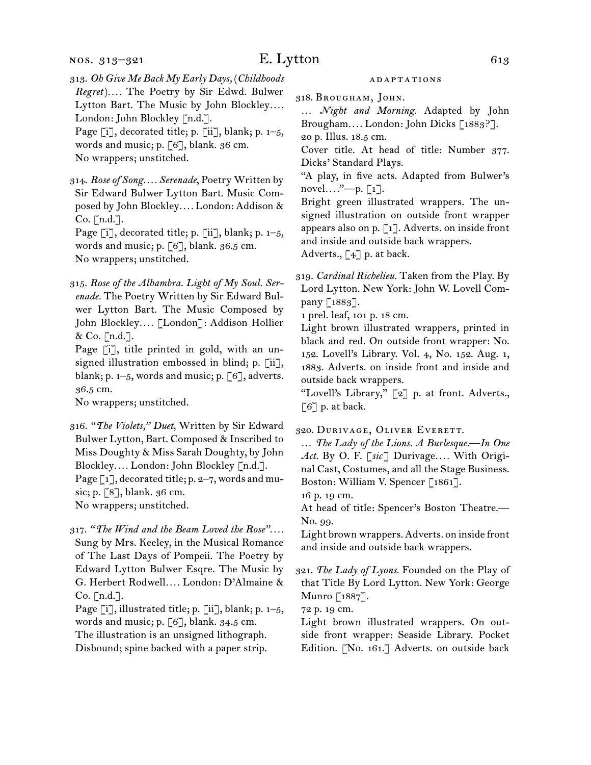313. *Oh Give Me Back My Early Days,* (*Childhoods Regret*).... The Poetry by Sir Edwd. Bulwer Lytton Bart. The Music by John Blockley.... London: John Blockley [n.d.].
Page [i], decorated title; p. [ii], blank; p. 1–5, words and music; p. [6], blank. 36 cm.
No wrappers; unstitched.

314. *Rose of Song.... Serenade,* Poetry Written by Sir Edward Bulwer Lytton Bart. Music Composed by John Blockley.... London: Addison & Co. [n.d.].
Page [i], decorated title; p. [ii], blank; p. 1–5, words and music; p. [6], blank. 36.5 cm.
No wrappers; unstitched.

315. *Rose of the Alhambra. Light of My Soul. Serenade.* The Poetry Written by Sir Edward Bulwer Lytton Bart. The Music Composed by John Blockley.... [London]: Addison Hollier & Co. [n.d.].
Page [i], title printed in gold, with an unsigned illustration embossed in blind; p. [ii], blank; p. 1–5, words and music; p. [6], adverts. 36.5 cm.
No wrappers; unstitched.

316. *"The Violets," Duet,* Written by Sir Edward Bulwer Lytton, Bart. Composed & Inscribed to Miss Doughty & Miss Sarah Doughty, by John Blockley.... London: John Blockley [n.d.].
Page [1], decorated title; p. 2–7, words and music; p. [8], blank. 36 cm.
No wrappers; unstitched.

317. *"The Wind and the Beam Loved the Rose"....* Sung by Mrs. Keeley, in the Musical Romance of The Last Days of Pompeii. The Poetry by Edward Lytton Bulwer Esqre. The Music by G. Herbert Rodwell.... London: D'Almaine & Co. [n.d.].
Page [i], illustrated title; p. [ii], blank; p. 1–5, words and music; p. [6], blank. 34.5 cm.
The illustration is an unsigned lithograph.
Disbound; spine backed with a paper strip.

## Adaptations

318. Brougham, John.
... *Night and Morning.* Adapted by John Brougham.... London: John Dicks [1883?].
20 p. Illus. 18.5 cm.
Cover title. At head of title: Number 377. Dicks' Standard Plays.
"A play, in five acts. Adapted from Bulwer's novel...."—p. [1].
Bright green illustrated wrappers. The unsigned illustration on outside front wrapper appears also on p. [1]. Adverts. on inside front and inside and outside back wrappers.
Adverts., [4] p. at back.

319. *Cardinal Richelieu.* Taken from the Play. By Lord Lytton. New York: John W. Lovell Company [1883].
1 prel. leaf, 101 p. 18 cm.
Light brown illustrated wrappers, printed in black and red. On outside front wrapper: No. 152. Lovell's Library. Vol. 4, No. 152. Aug. 1, 1883. Adverts. on inside front and inside and outside back wrappers.
"Lovell's Library," [2] p. at front. Adverts., [6] p. at back.

320. Durivage, Oliver Everett.
... *The Lady of the Lions. A Burlesque.—In One Act.* By O. F. [*sic*] Durivage.... With Original Cast, Costumes, and all the Stage Business. Boston: William V. Spencer [1861].
16 p. 19 cm.
At head of title: Spencer's Boston Theatre.—No. 99.
Light brown wrappers. Adverts. on inside front and inside and outside back wrappers.

321. *The Lady of Lyons.* Founded on the Play of that Title By Lord Lytton. New York: George Munro [1887].
72 p. 19 cm.
Light brown illustrated wrappers. On outside front wrapper: Seaside Library. Pocket Edition. [No. 161.] Adverts. on outside back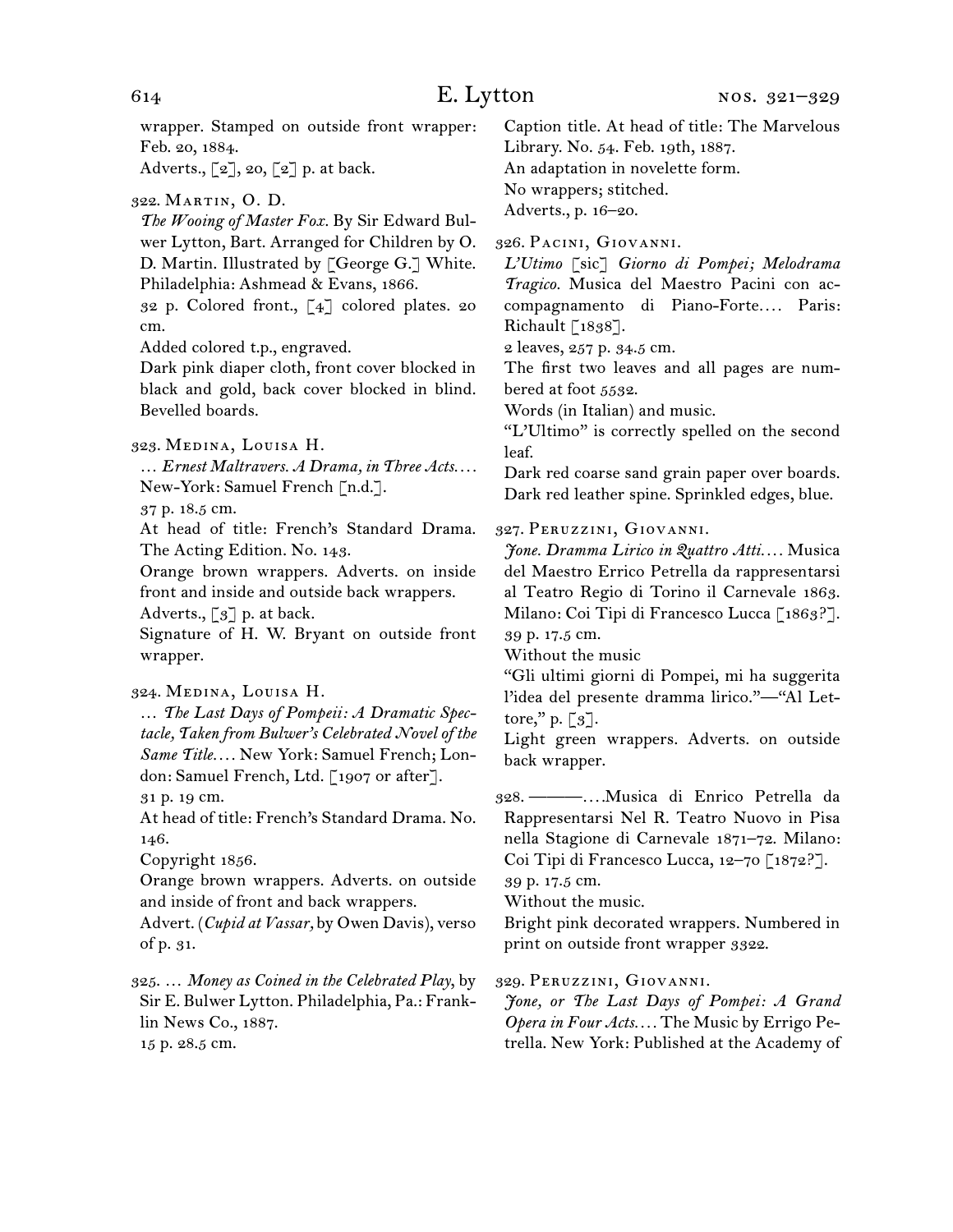wrapper. Stamped on outside front wrapper: Feb. 20, 1884.
Adverts., [2], 20, [2] p. at back.

322. Martin, O. D.
*The Wooing of Master Fox.* By Sir Edward Bulwer Lytton, Bart. Arranged for Children by O. D. Martin. Illustrated by [George G.] White. Philadelphia: Ashmead & Evans, 1866.
32 p. Colored front., [4] colored plates. 20 cm.
Added colored t.p., engraved.
Dark pink diaper cloth, front cover blocked in black and gold, back cover blocked in blind. Bevelled boards.

323. Medina, Louisa H.
… *Ernest Maltravers. A Drama, in Three Acts.*… New-York: Samuel French [n.d.].
37 p. 18.5 cm.
At head of title: French's Standard Drama. The Acting Edition. No. 143.
Orange brown wrappers. Adverts. on inside front and inside and outside back wrappers.
Adverts., [3] p. at back.
Signature of H. W. Bryant on outside front wrapper.

324. Medina, Louisa H.
… *The Last Days of Pompeii: A Dramatic Spectacle, Taken from Bulwer's Celebrated Novel of the Same Title.*… New York: Samuel French; London: Samuel French, Ltd. [1907 or after].
31 p. 19 cm.
At head of title: French's Standard Drama. No. 146.
Copyright 1856.
Orange brown wrappers. Adverts. on outside and inside of front and back wrappers.
Advert. (*Cupid at Vassar*, by Owen Davis), verso of p. 31.

325. … *Money as Coined in the Celebrated Play*, by Sir E. Bulwer Lytton. Philadelphia, Pa.: Franklin News Co., 1887.
15 p. 28.5 cm.
Caption title. At head of title: The Marvelous Library. No. 54. Feb. 19th, 1887.
An adaptation in novelette form.
No wrappers; stitched.
Adverts., p. 16–20.

326. Pacini, Giovanni.
*L'Utimo* [sic] *Giorno di Pompei; Melodrama Tragico.* Musica del Maestro Pacini con accompagnamento di Piano-Forte.… Paris: Richault [1838].
2 leaves, 257 p. 34.5 cm.
The first two leaves and all pages are numbered at foot 5532.
Words (in Italian) and music.
"L'Ultimo" is correctly spelled on the second leaf.
Dark red coarse sand grain paper over boards. Dark red leather spine. Sprinkled edges, blue.

327. Peruzzini, Giovanni.
*Jone. Dramma Lirico in Quattro Atti.*… Musica del Maestro Errico Petrella da rappresentarsi al Teatro Regio di Torino il Carnevale 1863. Milano: Coi Tipi di Francesco Lucca [1863?].
39 p. 17.5 cm.
Without the music
"Gli ultimi giorni di Pompei, mi ha suggerita l'idea del presente dramma lirico."—"Al Lettore," p. [3].
Light green wrappers. Adverts. on outside back wrapper.

328. ———.…Musica di Enrico Petrella da Rappresentarsi Nel R. Teatro Nuovo in Pisa nella Stagione di Carnevale 1871–72. Milano: Coi Tipi di Francesco Lucca, 12–70 [1872?].
39 p. 17.5 cm.
Without the music.
Bright pink decorated wrappers. Numbered in print on outside front wrapper 3322.

329. Peruzzini, Giovanni.
*Jone, or The Last Days of Pompei: A Grand Opera in Four Acts.*… The Music by Errigo Petrella. New York: Published at the Academy of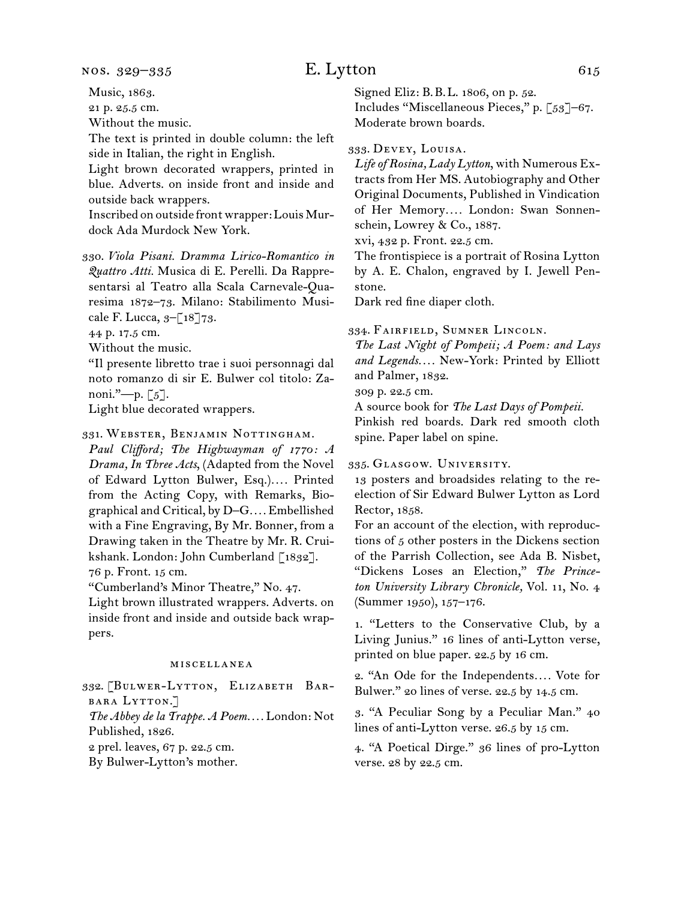Music, 1863.
21 p. 25.5 cm.
Without the music.
The text is printed in double column: the left side in Italian, the right in English.
Light brown decorated wrappers, printed in blue. Adverts. on inside front and inside and outside back wrappers.
Inscribed on outside front wrapper: Louis Murdock Ada Murdock New York.

330. *Viola Pisani. Dramma Lirico-Romantico in Quattro Atti.* Musica di E. Perelli. Da Rappresentarsi al Teatro alla Scala Carnevale-Quaresima 1872–73. Milano: Stabilimento Musicale F. Lucca, 3–[18]73.
44 p. 17.5 cm.
Without the music.
"Il presente libretto trae i suoi personnagi dal noto romanzo di sir E. Bulwer col titolo: Zanoni."—p. [5].
Light blue decorated wrappers.

331. Webster, Benjamin Nottingham.
*Paul Clifford; The Highwayman of 1770: A Drama, In Three Acts,* (Adapted from the Novel of Edward Lytton Bulwer, Esq.).... Printed from the Acting Copy, with Remarks, Biographical and Critical, by D–G.... Embellished with a Fine Engraving, By Mr. Bonner, from a Drawing taken in the Theatre by Mr. R. Cruikshank. London: John Cumberland [1832].
76 p. Front. 15 cm.
"Cumberland's Minor Theatre," No. 47.
Light brown illustrated wrappers. Adverts. on inside front and inside and outside back wrappers.

## miscellanea

332. [Bulwer-Lytton, Elizabeth Barbara Lytton.]
*The Abbey de la Trappe. A Poem....* London: Not Published, 1826.
2 prel. leaves, 67 p. 22.5 cm.
By Bulwer-Lytton's mother.
Signed Eliz: B.B.L. 1806, on p. 52.
Includes "Miscellaneous Pieces," p. [53]–67.
Moderate brown boards.

333. Devey, Louisa.
*Life of Rosina, Lady Lytton,* with Numerous Extracts from Her MS. Autobiography and Other Original Documents, Published in Vindication of Her Memory.... London: Swan Sonnenschein, Lowrey & Co., 1887.
xvi, 432 p. Front. 22.5 cm.
The frontispiece is a portrait of Rosina Lytton by A. E. Chalon, engraved by I. Jewell Penstone.
Dark red fine diaper cloth.

334. Fairfield, Sumner Lincoln.
*The Last Night of Pompeii; A Poem: and Lays and Legends....* New-York: Printed by Elliott and Palmer, 1832.
309 p. 22.5 cm.
A source book for *The Last Days of Pompeii.*
Pinkish red boards. Dark red smooth cloth spine. Paper label on spine.

335. Glasgow. University.
13 posters and broadsides relating to the re-election of Sir Edward Bulwer Lytton as Lord Rector, 1858.
For an account of the election, with reproductions of 5 other posters in the Dickens section of the Parrish Collection, see Ada B. Nisbet, "Dickens Loses an Election," *The Princeton University Library Chronicle,* Vol. 11, No. 4 (Summer 1950), 157–176.

1. "Letters to the Conservative Club, by a Living Junius." 16 lines of anti-Lytton verse, printed on blue paper. 22.5 by 16 cm.

2. "An Ode for the Independents.... Vote for Bulwer." 20 lines of verse. 22.5 by 14.5 cm.

3. "A Peculiar Song by a Peculiar Man." 40 lines of anti-Lytton verse. 26.5 by 15 cm.

4. "A Poetical Dirge." 36 lines of pro-Lytton verse. 28 by 22.5 cm.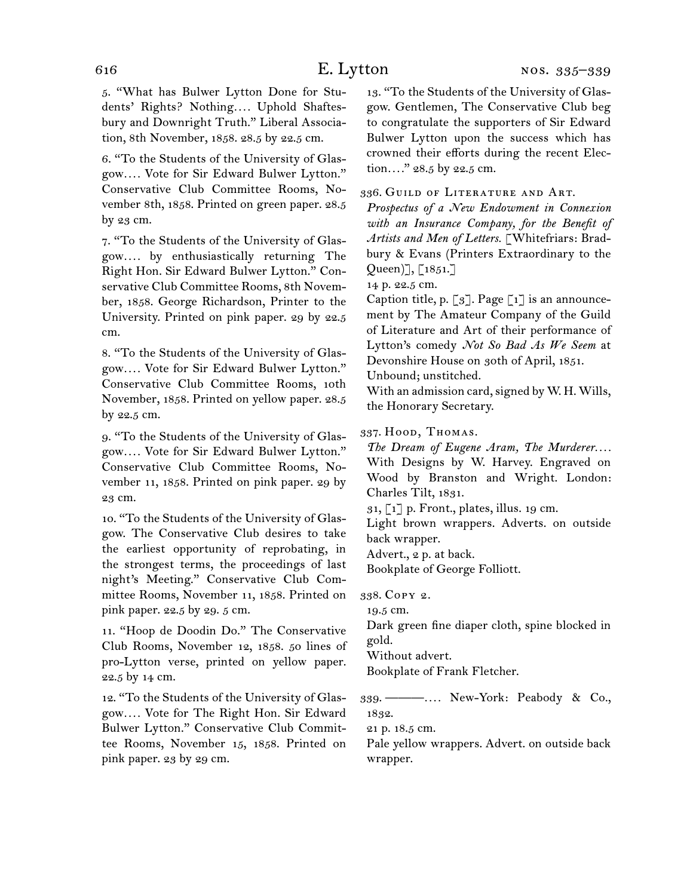5. “What has Bulwer Lytton Done for Students’ Rights? Nothing.... Uphold Shaftesbury and Downright Truth.” Liberal Association, 8th November, 1858. 28.5 by 22.5 cm.

6. “To the Students of the University of Glasgow.... Vote for Sir Edward Bulwer Lytton.” Conservative Club Committee Rooms, November 8th, 1858. Printed on green paper. 28.5 by 23 cm.

7. “To the Students of the University of Glasgow.... by enthusiastically returning The Right Hon. Sir Edward Bulwer Lytton.” Conservative Club Committee Rooms, 8th November, 1858. George Richardson, Printer to the University. Printed on pink paper. 29 by 22.5 cm.

8. “To the Students of the University of Glasgow.... Vote for Sir Edward Bulwer Lytton.” Conservative Club Committee Rooms, 10th November, 1858. Printed on yellow paper. 28.5 by 22.5 cm.

9. “To the Students of the University of Glasgow.... Vote for Sir Edward Bulwer Lytton.” Conservative Club Committee Rooms, November 11, 1858. Printed on pink paper. 29 by 23 cm.

10. “To the Students of the University of Glasgow. The Conservative Club desires to take the earliest opportunity of reprobating, in the strongest terms, the proceedings of last night’s Meeting.” Conservative Club Committee Rooms, November 11, 1858. Printed on pink paper. 22.5 by 29. 5 cm.

11. “Hoop de Doodin Do.” The Conservative Club Rooms, November 12, 1858. 50 lines of pro-Lytton verse, printed on yellow paper. 22.5 by 14 cm.

12. “To the Students of the University of Glasgow.... Vote for The Right Hon. Sir Edward Bulwer Lytton.” Conservative Club Committee Rooms, November 15, 1858. Printed on pink paper. 23 by 29 cm.

13. “To the Students of the University of Glasgow. Gentlemen, The Conservative Club beg to congratulate the supporters of Sir Edward Bulwer Lytton upon the success which has crowned their efforts during the recent Election....” 28.5 by 22.5 cm.

336. Guild of Literature and Art.

*Prospectus of a New Endowment in Connexion with an Insurance Company, for the Benefit of Artists and Men of Letters.* [Whitefriars: Bradbury & Evans (Printers Extraordinary to the Queen)], [1851.]

14 p. 22.5 cm.

Caption title, p. [3]. Page [1] is an announcement by The Amateur Company of the Guild of Literature and Art of their performance of Lytton’s comedy *Not So Bad As We Seem* at Devonshire House on 30th of April, 1851.

Unbound; unstitched.

With an admission card, signed by W. H. Wills, the Honorary Secretary.

337. Hood, Thomas.

*The Dream of Eugene Aram, The Murderer....* With Designs by W. Harvey. Engraved on Wood by Branston and Wright. London: Charles Tilt, 1831.

31, [1] p. Front., plates, illus. 19 cm.

Light brown wrappers. Adverts. on outside back wrapper.

Advert., 2 p. at back.

Bookplate of George Folliott.

338. Copy 2.

19.5 cm.

Dark green fine diaper cloth, spine blocked in gold.

Without advert.

Bookplate of Frank Fletcher.

339. ———.... New-York: Peabody & Co., 1832.

21 p. 18.5 cm.

Pale yellow wrappers. Advert. on outside back wrapper.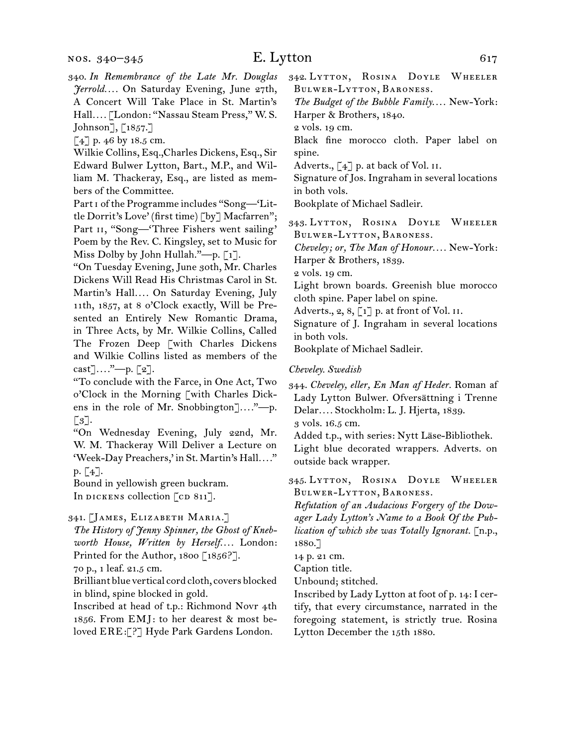340. *In Remembrance of the Late Mr. Douglas Jerrold*.… On Saturday Evening, June 27th, A Concert Will Take Place in St. Martin's Hall.… [London: "Nassau Steam Press," W. S. Johnson], [1857.]

[4] p. 46 by 18.5 cm.

Wilkie Collins, Esq.,Charles Dickens, Esq., Sir Edward Bulwer Lytton, Bart., M.P., and William M. Thackeray, Esq., are listed as members of the Committee.

Part i of the Programme includes "Song—'Little Dorrit's Love' (first time) [by] Macfarren"; Part ii, "Song—'Three Fishers went sailing' Poem by the Rev. C. Kingsley, set to Music for Miss Dolby by John Hullah."—p. [1].

"On Tuesday Evening, June 30th, Mr. Charles Dickens Will Read His Christmas Carol in St. Martin's Hall.… On Saturday Evening, July 11th, 1857, at 8 o'Clock exactly, Will be Presented an Entirely New Romantic Drama, in Three Acts, by Mr. Wilkie Collins, Called The Frozen Deep [with Charles Dickens and Wilkie Collins listed as members of the cast]…."—p. [2].

"To conclude with the Farce, in One Act, Two o'Clock in the Morning [with Charles Dickens in the role of Mr. Snobbington]…."—p. [3].

"On Wednesday Evening, July 22nd, Mr. W. M. Thackeray Will Deliver a Lecture on 'Week-Day Preachers,' in St. Martin's Hall.…" p. [4].

Bound in yellowish green buckram.

In dickens collection [cd 811].

341. [James, Elizabeth Maria.]

*The History of Jenny Spinner, the Ghost of Knebworth House, Written by Herself*.… London: Printed for the Author, 1800 [1856?].

70 p., 1 leaf. 21.5 cm.

Brilliant blue vertical cord cloth, covers blocked in blind, spine blocked in gold.

Inscribed at head of t.p.: Richmond Novr 4th 1856. From EMJ: to her dearest & most beloved ERE:[?] Hyde Park Gardens London.

342. Lytton, Rosina Doyle Wheeler Bulwer-Lytton, Baroness.

*The Budget of the Bubble Family*.… New-York: Harper & Brothers, 1840.

2 vols. 19 cm.

Black fine morocco cloth. Paper label on spine.

Adverts., [4] p. at back of Vol. ii.

Signature of Jos. Ingraham in several locations in both vols.

Bookplate of Michael Sadleir.

343. Lytton, Rosina Doyle Wheeler Bulwer-Lytton, Baroness.

*Cheveley; or, The Man of Honour*.… New-York: Harper & Brothers, 1839.

2 vols. 19 cm.

Light brown boards. Greenish blue morocco cloth spine. Paper label on spine.

Adverts., 2, 8, [1] p. at front of Vol. ii.

Signature of J. Ingraham in several locations in both vols.

Bookplate of Michael Sadleir.

*Cheveley. Swedish*

344. *Cheveley, eller, En Man af Heder*. Roman af Lady Lytton Bulwer. Ofversättning i Trenne Delar.… Stockholm: L. J. Hjerta, 1839.

3 vols. 16.5 cm.

Added t.p., with series: Nytt Läse-Bibliothek.

Light blue decorated wrappers. Adverts. on outside back wrapper.

345. Lytton, Rosina Doyle Wheeler Bulwer-Lytton, Baroness.

*Refutation of an Audacious Forgery of the Dowager Lady Lytton's Name to a Book Of the Publication of which she was Totally Ignorant*. [n.p., 1880.]

14 p. 21 cm.

Caption title.

Unbound; stitched.

Inscribed by Lady Lytton at foot of p. 14: I certify, that every circumstance, narrated in the foregoing statement, is strictly true. Rosina Lytton December the 15th 1880.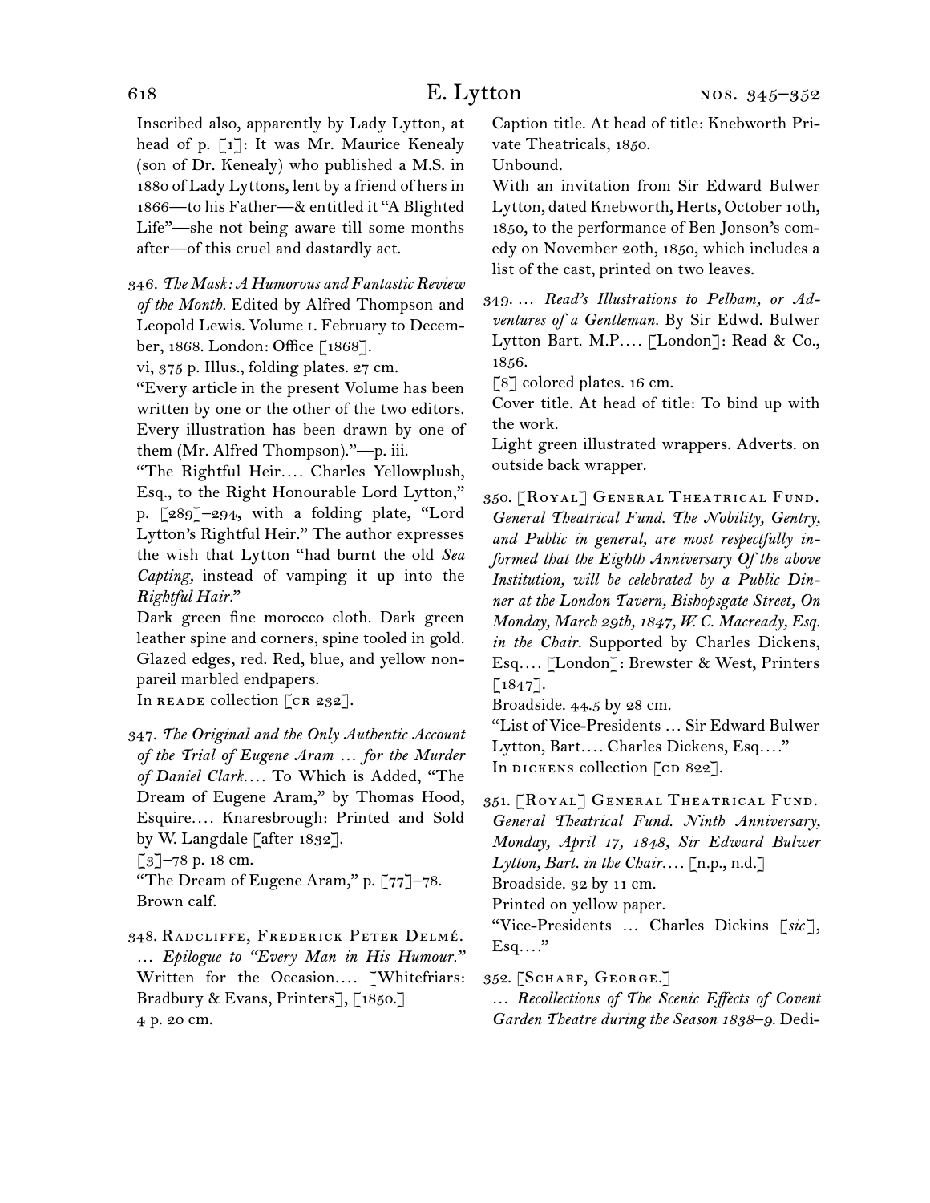Inscribed also, apparently by Lady Lytton, at head of p. [1]: It was Mr. Maurice Kenealy (son of Dr. Kenealy) who published a M.S. in 1880 of Lady Lyttons, lent by a friend of hers in 1866—to his Father—& entitled it "A Blighted Life"—she not being aware till some months after—of this cruel and dastardly act.

346. *The Mask: A Humorous and Fantastic Review of the Month.* Edited by Alfred Thompson and Leopold Lewis. Volume 1. February to December, 1868. London: Office [1868].
vi, 375 p. Illus., folding plates. 27 cm.
"Every article in the present Volume has been written by one or the other of the two editors. Every illustration has been drawn by one of them (Mr. Alfred Thompson)."—p. iii.
"The Rightful Heir.... Charles Yellowplush, Esq., to the Right Honourable Lord Lytton," p. [289]–294, with a folding plate, "Lord Lytton's Rightful Heir." The author expresses the wish that Lytton "had burnt the old *Sea Capting,* instead of vamping it up into the *Rightful Hair.*"
Dark green fine morocco cloth. Dark green leather spine and corners, spine tooled in gold. Glazed edges, red. Red, blue, and yellow nonpareil marbled endpapers.
In READE collection [CR 232].

347. *The Original and the Only Authentic Account of the Trial of Eugene Aram ... for the Murder of Daniel Clark....* To Which is Added, "The Dream of Eugene Aram," by Thomas Hood, Esquire.... Knaresbrough: Printed and Sold by W. Langdale [after 1832].
[3]–78 p. 18 cm.
"The Dream of Eugene Aram," p. [77]–78.
Brown calf.

348. RADCLIFFE, FREDERICK PETER DELMÉ.
... *Epilogue to "Every Man in His Humour."* Written for the Occasion.... [Whitefriars: Bradbury & Evans, Printers], [1850.]
4 p. 20 cm.
Caption title. At head of title: Knebworth Private Theatricals, 1850.
Unbound.
With an invitation from Sir Edward Bulwer Lytton, dated Knebworth, Herts, October 10th, 1850, to the performance of Ben Jonson's comedy on November 20th, 1850, which includes a list of the cast, printed on two leaves.

349. ... *Read's Illustrations to Pelham, or Adventures of a Gentleman.* By Sir Edwd. Bulwer Lytton Bart. M.P.... [London]: Read & Co., 1856.
[8] colored plates. 16 cm.
Cover title. At head of title: To bind up with the work.
Light green illustrated wrappers. Adverts. on outside back wrapper.

350. [ROYAL] GENERAL THEATRICAL FUND. *General Theatrical Fund. The Nobility, Gentry, and Public in general, are most respectfully informed that the Eighth Anniversary Of the above Institution, will be celebrated by a Public Dinner at the London Tavern, Bishopsgate Street, On Monday, March 29th, 1847, W. C. Macready, Esq. in the Chair.* Supported by Charles Dickens, Esq.... [London]: Brewster & West, Printers [1847].
Broadside. 44.5 by 28 cm.
"List of Vice-Presidents ... Sir Edward Bulwer Lytton, Bart.... Charles Dickens, Esq...."
In DICKENS collection [CD 822].

351. [ROYAL] GENERAL THEATRICAL FUND. *General Theatrical Fund. Ninth Anniversary, Monday, April 17, 1848, Sir Edward Bulwer Lytton, Bart. in the Chair....* [n.p., n.d.]
Broadside. 32 by 11 cm.
Printed on yellow paper.
"Vice-Presidents ... Charles Dickins [*sic*], Esq...."

352. [SCHARF, GEORGE.]
... *Recollections of The Scenic Effects of Covent Garden Theatre during the Season 1838–9.* Dedi-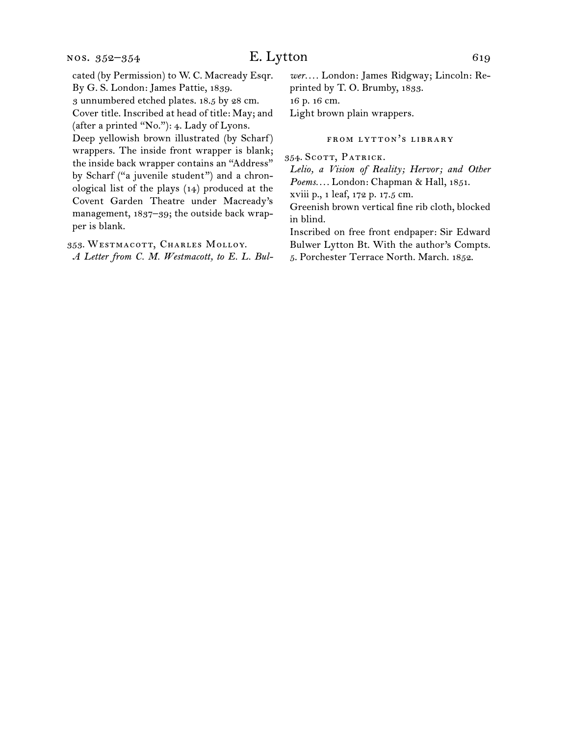cated (by Permission) to W. C. Macready Esqr. By G. S. London: James Pattie, 1839.
3 unnumbered etched plates. 18.5 by 28 cm.
Cover title. Inscribed at head of title: May; and (after a printed "No."): 4. Lady of Lyons.
Deep yellowish brown illustrated (by Scharf) wrappers. The inside front wrapper is blank; the inside back wrapper contains an "Address" by Scharf ("a juvenile student") and a chronological list of the plays (14) produced at the Covent Garden Theatre under Macready's management, 1837–39; the outside back wrapper is blank.

353. Westmacott, Charles Molloy.
*A Letter from C. M. Westmacott, to E. L. Bulwer.*… London: James Ridgway; Lincoln: Reprinted by T. O. Brumby, 1833.
16 p. 16 cm.
Light brown plain wrappers.

### from lytton's library

354. Scott, Patrick.
*Lelio, a Vision of Reality; Hervor; and Other Poems.*… London: Chapman & Hall, 1851.
xviii p., 1 leaf, 172 p. 17.5 cm.
Greenish brown vertical fine rib cloth, blocked in blind.
Inscribed on free front endpaper: Sir Edward Bulwer Lytton Bt. With the author's Compts. 5. Porchester Terrace North. March. 1852.